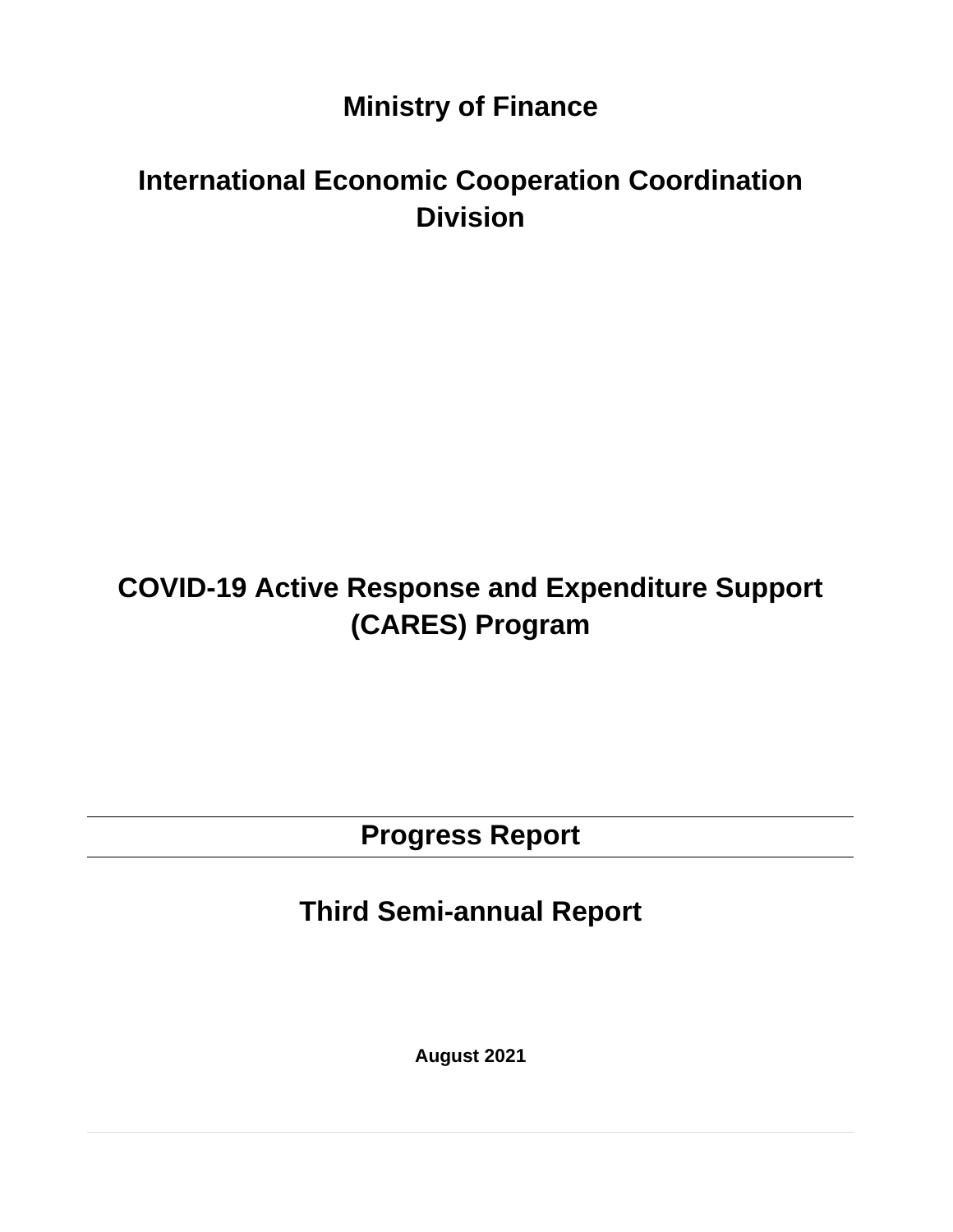**Ministry of Finance**

**International Economic Cooperation Coordination Division**

# COVID-19 Active Response and Expenditure Support (CARES) Program

---

## Progress Report

---

## Third Semi-annual Report

**August 2021**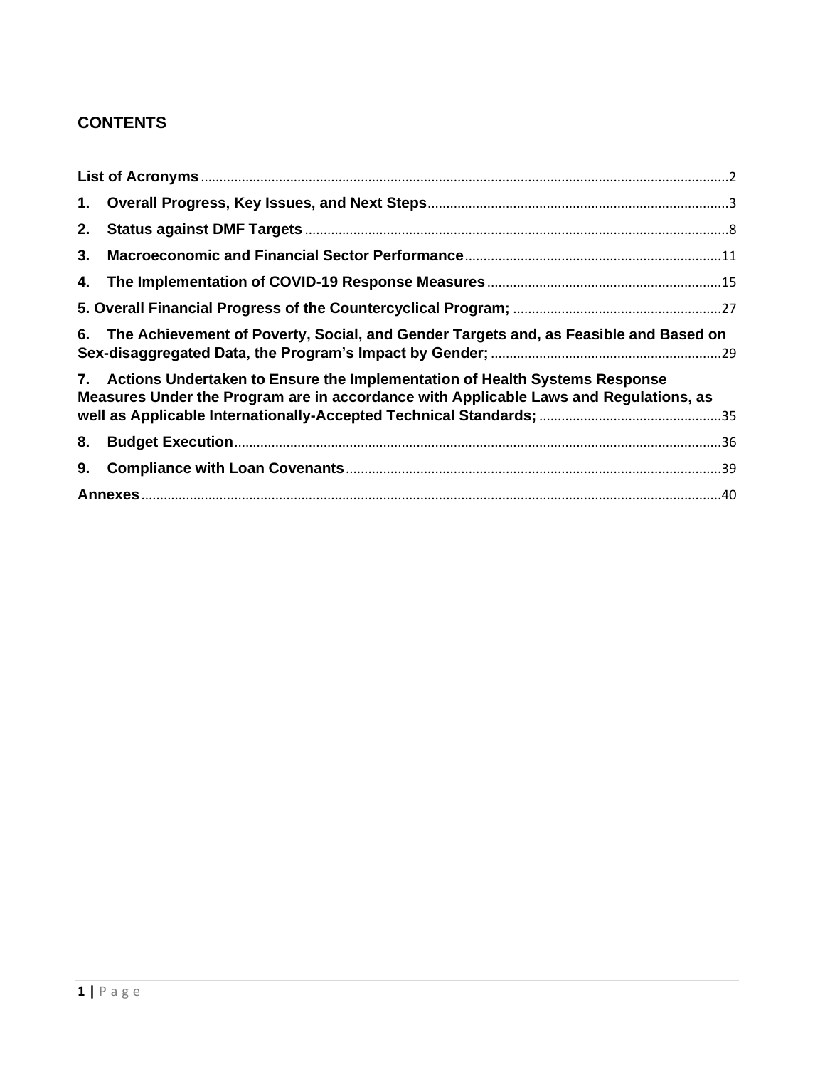## CONTENTS

List of Acronyms ..... 2

1. Overall Progress, Key Issues, and Next Steps ..... 3
2. Status against DMF Targets ..... 8
3. Macroeconomic and Financial Sector Performance ..... 11
4. The Implementation of COVID-19 Response Measures ..... 15
5. Overall Financial Progress of the Countercyclical Program; ..... 27
6. The Achievement of Poverty, Social, and Gender Targets and, as Feasible and Based on Sex-disaggregated Data, the Program's Impact by Gender; ..... 29
7. Actions Undertaken to Ensure the Implementation of Health Systems Response Measures Under the Program are in accordance with Applicable Laws and Regulations, as well as Applicable Internationally-Accepted Technical Standards; ..... 35
8. Budget Execution ..... 36
9. Compliance with Loan Covenants ..... 39

Annexes ..... 40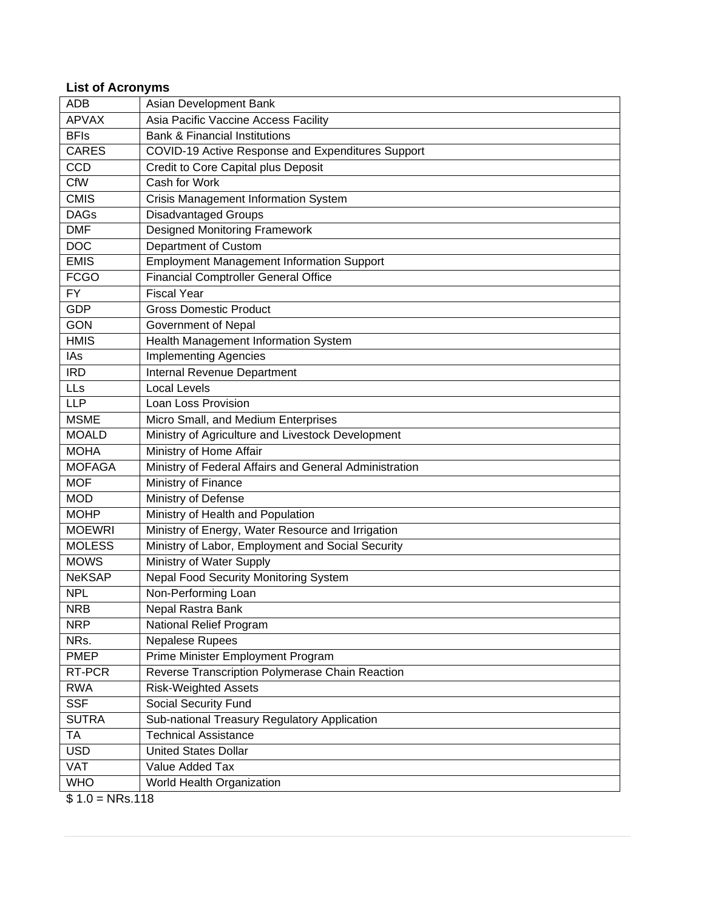### List of Acronyms

| | |
|---|---|
| ADB | Asian Development Bank |
| APVAX | Asia Pacific Vaccine Access Facility |
| BFIs | Bank & Financial Institutions |
| CARES | COVID-19 Active Response and Expenditures Support |
| CCD | Credit to Core Capital plus Deposit |
| CfW | Cash for Work |
| CMIS | Crisis Management Information System |
| DAGs | Disadvantaged Groups |
| DMF | Designed Monitoring Framework |
| DOC | Department of Custom |
| EMIS | Employment Management Information Support |
| FCGO | Financial Comptroller General Office |
| FY | Fiscal Year |
| GDP | Gross Domestic Product |
| GON | Government of Nepal |
| HMIS | Health Management Information System |
| IAs | Implementing Agencies |
| IRD | Internal Revenue Department |
| LLs | Local Levels |
| LLP | Loan Loss Provision |
| MSME | Micro Small, and Medium Enterprises |
| MOALD | Ministry of Agriculture and Livestock Development |
| MOHA | Ministry of Home Affair |
| MOFAGA | Ministry of Federal Affairs and General Administration |
| MOF | Ministry of Finance |
| MOD | Ministry of Defense |
| MOHP | Ministry of Health and Population |
| MOEWRI | Ministry of Energy, Water Resource and Irrigation |
| MOLESS | Ministry of Labor, Employment and Social Security |
| MOWS | Ministry of Water Supply |
| NeKSAP | Nepal Food Security Monitoring System |
| NPL | Non-Performing Loan |
| NRB | Nepal Rastra Bank |
| NRP | National Relief Program |
| NRs. | Nepalese Rupees |
| PMEP | Prime Minister Employment Program |
| RT-PCR | Reverse Transcription Polymerase Chain Reaction |
| RWA | Risk-Weighted Assets |
| SSF | Social Security Fund |
| SUTRA | Sub-national Treasury Regulatory Application |
| TA | Technical Assistance |
| USD | United States Dollar |
| VAT | Value Added Tax |
| WHO | World Health Organization |

$ 1.0 = NRs.118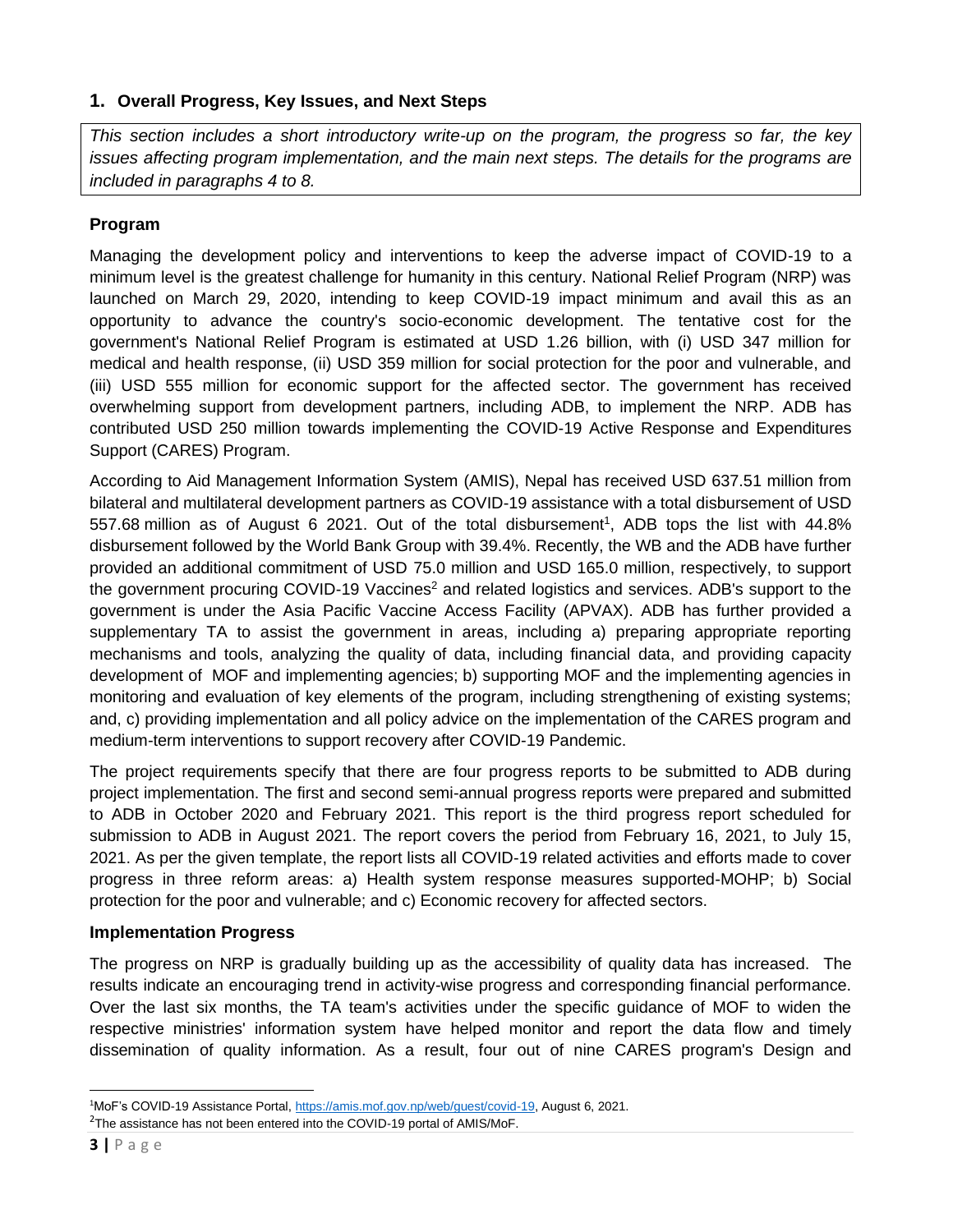## 1. Overall Progress, Key Issues, and Next Steps

*This section includes a short introductory write-up on the program, the progress so far, the key issues affecting program implementation, and the main next steps. The details for the programs are included in paragraphs 4 to 8.*

### Program

Managing the development policy and interventions to keep the adverse impact of COVID-19 to a minimum level is the greatest challenge for humanity in this century. National Relief Program (NRP) was launched on March 29, 2020, intending to keep COVID-19 impact minimum and avail this as an opportunity to advance the country's socio-economic development. The tentative cost for the government's National Relief Program is estimated at USD 1.26 billion, with (i) USD 347 million for medical and health response, (ii) USD 359 million for social protection for the poor and vulnerable, and (iii) USD 555 million for economic support for the affected sector. The government has received overwhelming support from development partners, including ADB, to implement the NRP. ADB has contributed USD 250 million towards implementing the COVID-19 Active Response and Expenditures Support (CARES) Program.

According to Aid Management Information System (AMIS), Nepal has received USD 637.51 million from bilateral and multilateral development partners as COVID-19 assistance with a total disbursement of USD 557.68 million as of August 6 2021. Out of the total disbursement[1], ADB tops the list with 44.8% disbursement followed by the World Bank Group with 39.4%. Recently, the WB and the ADB have further provided an additional commitment of USD 75.0 million and USD 165.0 million, respectively, to support the government procuring COVID-19 Vaccines[2] and related logistics and services. ADB's support to the government is under the Asia Pacific Vaccine Access Facility (APVAX). ADB has further provided a supplementary TA to assist the government in areas, including a) preparing appropriate reporting mechanisms and tools, analyzing the quality of data, including financial data, and providing capacity development of MOF and implementing agencies; b) supporting MOF and the implementing agencies in monitoring and evaluation of key elements of the program, including strengthening of existing systems; and, c) providing implementation and all policy advice on the implementation of the CARES program and medium-term interventions to support recovery after COVID-19 Pandemic.

The project requirements specify that there are four progress reports to be submitted to ADB during project implementation. The first and second semi-annual progress reports were prepared and submitted to ADB in October 2020 and February 2021. This report is the third progress report scheduled for submission to ADB in August 2021. The report covers the period from February 16, 2021, to July 15, 2021. As per the given template, the report lists all COVID-19 related activities and efforts made to cover progress in three reform areas: a) Health system response measures supported-MOHP; b) Social protection for the poor and vulnerable; and c) Economic recovery for affected sectors.

### Implementation Progress

The progress on NRP is gradually building up as the accessibility of quality data has increased. The results indicate an encouraging trend in activity-wise progress and corresponding financial performance. Over the last six months, the TA team's activities under the specific guidance of MOF to widen the respective ministries' information system have helped monitor and report the data flow and timely dissemination of quality information. As a result, four out of nine CARES program's Design and

---

[1] MoF's COVID-19 Assistance Portal, https://amis.mof.gov.np/web/guest/covid-19, August 6, 2021.

[2] The assistance has not been entered into the COVID-19 portal of AMIS/MoF.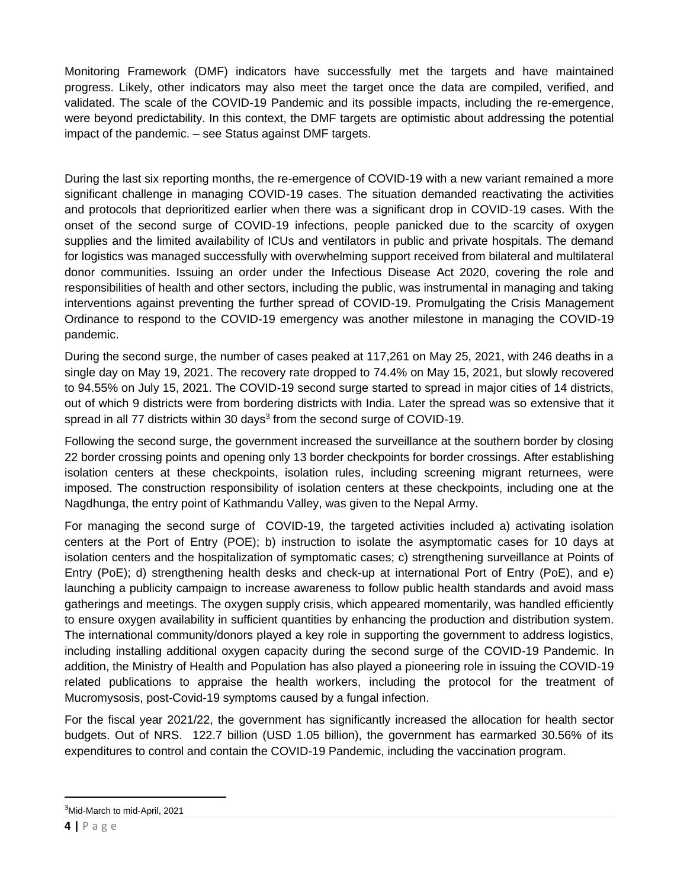Monitoring Framework (DMF) indicators have successfully met the targets and have maintained progress. Likely, other indicators may also meet the target once the data are compiled, verified, and validated. The scale of the COVID-19 Pandemic and its possible impacts, including the re-emergence, were beyond predictability. In this context, the DMF targets are optimistic about addressing the potential impact of the pandemic. – see Status against DMF targets.

During the last six reporting months, the re-emergence of COVID-19 with a new variant remained a more significant challenge in managing COVID-19 cases. The situation demanded reactivating the activities and protocols that deprioritized earlier when there was a significant drop in COVID-19 cases. With the onset of the second surge of COVID-19 infections, people panicked due to the scarcity of oxygen supplies and the limited availability of ICUs and ventilators in public and private hospitals. The demand for logistics was managed successfully with overwhelming support received from bilateral and multilateral donor communities. Issuing an order under the Infectious Disease Act 2020, covering the role and responsibilities of health and other sectors, including the public, was instrumental in managing and taking interventions against preventing the further spread of COVID-19. Promulgating the Crisis Management Ordinance to respond to the COVID-19 emergency was another milestone in managing the COVID-19 pandemic.

During the second surge, the number of cases peaked at 117,261 on May 25, 2021, with 246 deaths in a single day on May 19, 2021. The recovery rate dropped to 74.4% on May 15, 2021, but slowly recovered to 94.55% on July 15, 2021. The COVID-19 second surge started to spread in major cities of 14 districts, out of which 9 districts were from bordering districts with India. Later the spread was so extensive that it spread in all 77 districts within 30 days[3] from the second surge of COVID-19.

Following the second surge, the government increased the surveillance at the southern border by closing 22 border crossing points and opening only 13 border checkpoints for border crossings. After establishing isolation centers at these checkpoints, isolation rules, including screening migrant returnees, were imposed. The construction responsibility of isolation centers at these checkpoints, including one at the Nagdhunga, the entry point of Kathmandu Valley, was given to the Nepal Army.

For managing the second surge of COVID-19, the targeted activities included a) activating isolation centers at the Port of Entry (POE); b) instruction to isolate the asymptomatic cases for 10 days at isolation centers and the hospitalization of symptomatic cases; c) strengthening surveillance at Points of Entry (PoE); d) strengthening health desks and check-up at international Port of Entry (PoE), and e) launching a publicity campaign to increase awareness to follow public health standards and avoid mass gatherings and meetings. The oxygen supply crisis, which appeared momentarily, was handled efficiently to ensure oxygen availability in sufficient quantities by enhancing the production and distribution system. The international community/donors played a key role in supporting the government to address logistics, including installing additional oxygen capacity during the second surge of the COVID-19 Pandemic. In addition, the Ministry of Health and Population has also played a pioneering role in issuing the COVID-19 related publications to appraise the health workers, including the protocol for the treatment of Mucromysosis, post-Covid-19 symptoms caused by a fungal infection.

For the fiscal year 2021/22, the government has significantly increased the allocation for health sector budgets. Out of NRS. 122.7 billion (USD 1.05 billion), the government has earmarked 30.56% of its expenditures to control and contain the COVID-19 Pandemic, including the vaccination program.

---

[3] Mid-March to mid-April, 2021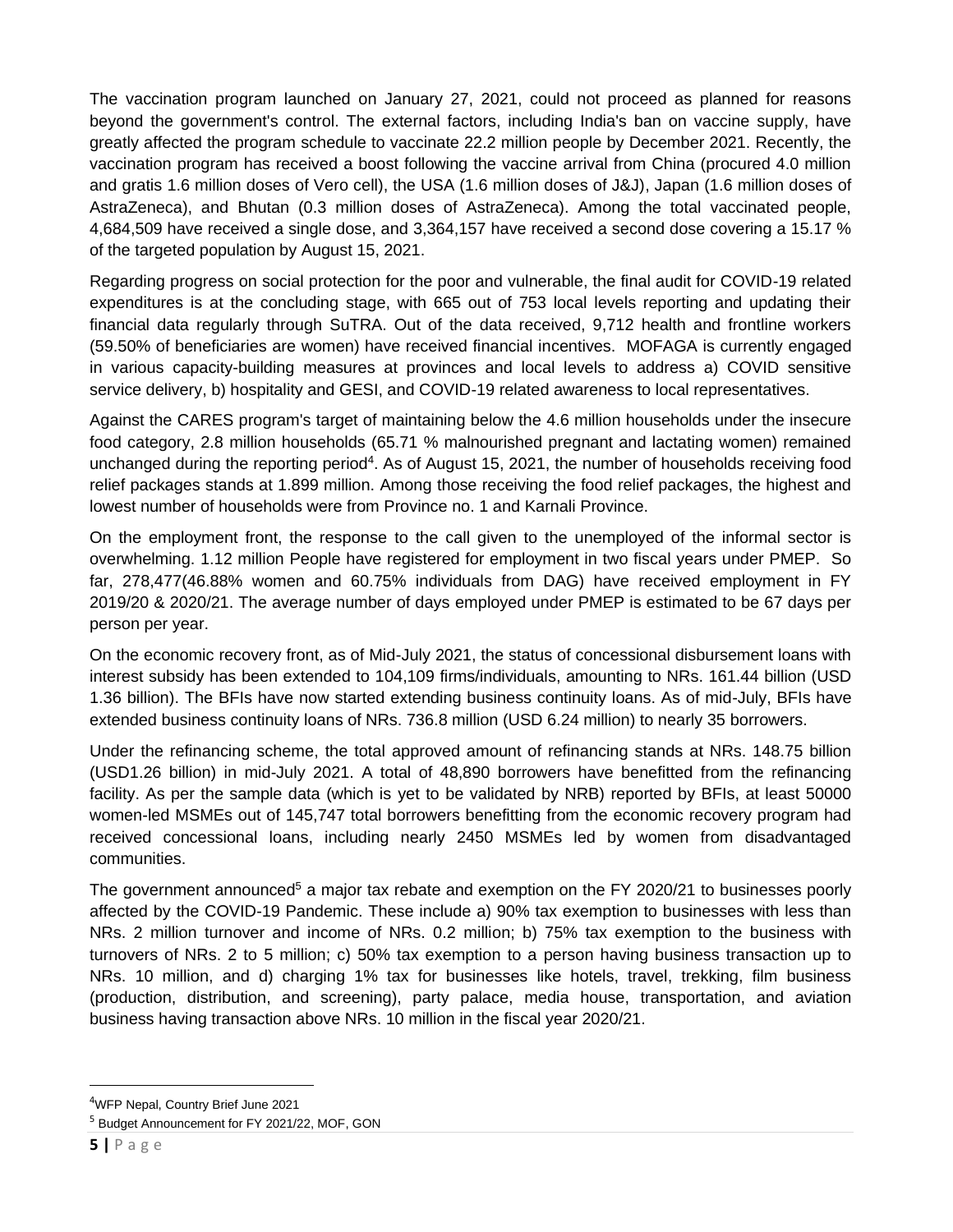The vaccination program launched on January 27, 2021, could not proceed as planned for reasons beyond the government's control. The external factors, including India's ban on vaccine supply, have greatly affected the program schedule to vaccinate 22.2 million people by December 2021. Recently, the vaccination program has received a boost following the vaccine arrival from China (procured 4.0 million and gratis 1.6 million doses of Vero cell), the USA (1.6 million doses of J&J), Japan (1.6 million doses of AstraZeneca), and Bhutan (0.3 million doses of AstraZeneca). Among the total vaccinated people, 4,684,509 have received a single dose, and 3,364,157 have received a second dose covering a 15.17 % of the targeted population by August 15, 2021.

Regarding progress on social protection for the poor and vulnerable, the final audit for COVID-19 related expenditures is at the concluding stage, with 665 out of 753 local levels reporting and updating their financial data regularly through SuTRA. Out of the data received, 9,712 health and frontline workers (59.50% of beneficiaries are women) have received financial incentives. MOFAGA is currently engaged in various capacity-building measures at provinces and local levels to address a) COVID sensitive service delivery, b) hospitality and GESI, and COVID-19 related awareness to local representatives.

Against the CARES program's target of maintaining below the 4.6 million households under the insecure food category, 2.8 million households (65.71 % malnourished pregnant and lactating women) remained unchanged during the reporting period[4]. As of August 15, 2021, the number of households receiving food relief packages stands at 1.899 million. Among those receiving the food relief packages, the highest and lowest number of households were from Province no. 1 and Karnali Province.

On the employment front, the response to the call given to the unemployed of the informal sector is overwhelming. 1.12 million People have registered for employment in two fiscal years under PMEP. So far, 278,477(46.88% women and 60.75% individuals from DAG) have received employment in FY 2019/20 & 2020/21. The average number of days employed under PMEP is estimated to be 67 days per person per year.

On the economic recovery front, as of Mid-July 2021, the status of concessional disbursement loans with interest subsidy has been extended to 104,109 firms/individuals, amounting to NRs. 161.44 billion (USD 1.36 billion). The BFIs have now started extending business continuity loans. As of mid-July, BFIs have extended business continuity loans of NRs. 736.8 million (USD 6.24 million) to nearly 35 borrowers.

Under the refinancing scheme, the total approved amount of refinancing stands at NRs. 148.75 billion (USD1.26 billion) in mid-July 2021. A total of 48,890 borrowers have benefitted from the refinancing facility. As per the sample data (which is yet to be validated by NRB) reported by BFIs, at least 50000 women-led MSMEs out of 145,747 total borrowers benefitting from the economic recovery program had received concessional loans, including nearly 2450 MSMEs led by women from disadvantaged communities.

The government announced[5] a major tax rebate and exemption on the FY 2020/21 to businesses poorly affected by the COVID-19 Pandemic. These include a) 90% tax exemption to businesses with less than NRs. 2 million turnover and income of NRs. 0.2 million; b) 75% tax exemption to the business with turnovers of NRs. 2 to 5 million; c) 50% tax exemption to a person having business transaction up to NRs. 10 million, and d) charging 1% tax for businesses like hotels, travel, trekking, film business (production, distribution, and screening), party palace, media house, transportation, and aviation business having transaction above NRs. 10 million in the fiscal year 2020/21.

---

[4] WFP Nepal, Country Brief June 2021

[5] Budget Announcement for FY 2021/22, MOF, GON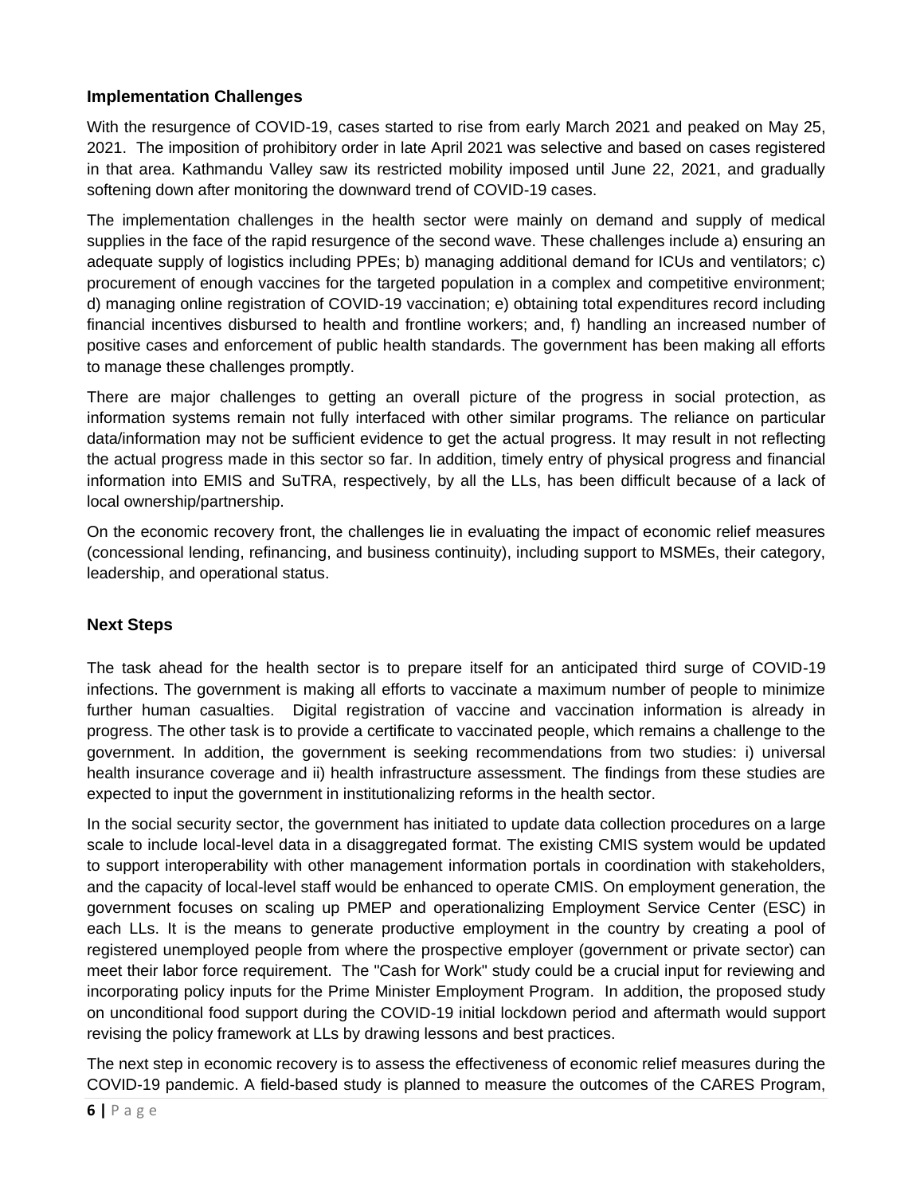### Implementation Challenges

With the resurgence of COVID-19, cases started to rise from early March 2021 and peaked on May 25, 2021. The imposition of prohibitory order in late April 2021 was selective and based on cases registered in that area. Kathmandu Valley saw its restricted mobility imposed until June 22, 2021, and gradually softening down after monitoring the downward trend of COVID-19 cases.

The implementation challenges in the health sector were mainly on demand and supply of medical supplies in the face of the rapid resurgence of the second wave. These challenges include a) ensuring an adequate supply of logistics including PPEs; b) managing additional demand for ICUs and ventilators; c) procurement of enough vaccines for the targeted population in a complex and competitive environment; d) managing online registration of COVID-19 vaccination; e) obtaining total expenditures record including financial incentives disbursed to health and frontline workers; and, f) handling an increased number of positive cases and enforcement of public health standards. The government has been making all efforts to manage these challenges promptly.

There are major challenges to getting an overall picture of the progress in social protection, as information systems remain not fully interfaced with other similar programs. The reliance on particular data/information may not be sufficient evidence to get the actual progress. It may result in not reflecting the actual progress made in this sector so far. In addition, timely entry of physical progress and financial information into EMIS and SuTRA, respectively, by all the LLs, has been difficult because of a lack of local ownership/partnership.

On the economic recovery front, the challenges lie in evaluating the impact of economic relief measures (concessional lending, refinancing, and business continuity), including support to MSMEs, their category, leadership, and operational status.

### Next Steps

The task ahead for the health sector is to prepare itself for an anticipated third surge of COVID-19 infections. The government is making all efforts to vaccinate a maximum number of people to minimize further human casualties. Digital registration of vaccine and vaccination information is already in progress. The other task is to provide a certificate to vaccinated people, which remains a challenge to the government. In addition, the government is seeking recommendations from two studies: i) universal health insurance coverage and ii) health infrastructure assessment. The findings from these studies are expected to input the government in institutionalizing reforms in the health sector.

In the social security sector, the government has initiated to update data collection procedures on a large scale to include local-level data in a disaggregated format. The existing CMIS system would be updated to support interoperability with other management information portals in coordination with stakeholders, and the capacity of local-level staff would be enhanced to operate CMIS. On employment generation, the government focuses on scaling up PMEP and operationalizing Employment Service Center (ESC) in each LLs. It is the means to generate productive employment in the country by creating a pool of registered unemployed people from where the prospective employer (government or private sector) can meet their labor force requirement. The "Cash for Work" study could be a crucial input for reviewing and incorporating policy inputs for the Prime Minister Employment Program. In addition, the proposed study on unconditional food support during the COVID-19 initial lockdown period and aftermath would support revising the policy framework at LLs by drawing lessons and best practices.

The next step in economic recovery is to assess the effectiveness of economic relief measures during the COVID-19 pandemic. A field-based study is planned to measure the outcomes of the CARES Program,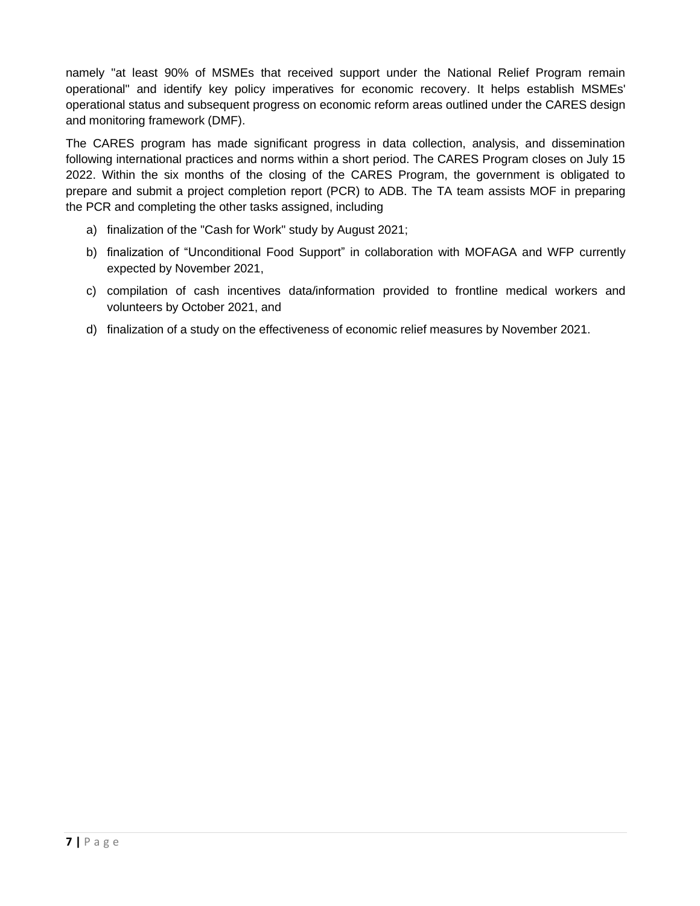namely "at least 90% of MSMEs that received support under the National Relief Program remain operational" and identify key policy imperatives for economic recovery. It helps establish MSMEs' operational status and subsequent progress on economic reform areas outlined under the CARES design and monitoring framework (DMF).

The CARES program has made significant progress in data collection, analysis, and dissemination following international practices and norms within a short period. The CARES Program closes on July 15 2022. Within the six months of the closing of the CARES Program, the government is obligated to prepare and submit a project completion report (PCR) to ADB. The TA team assists MOF in preparing the PCR and completing the other tasks assigned, including

a) finalization of the "Cash for Work" study by August 2021;

b) finalization of "Unconditional Food Support" in collaboration with MOFAGA and WFP currently expected by November 2021,

c) compilation of cash incentives data/information provided to frontline medical workers and volunteers by October 2021, and

d) finalization of a study on the effectiveness of economic relief measures by November 2021.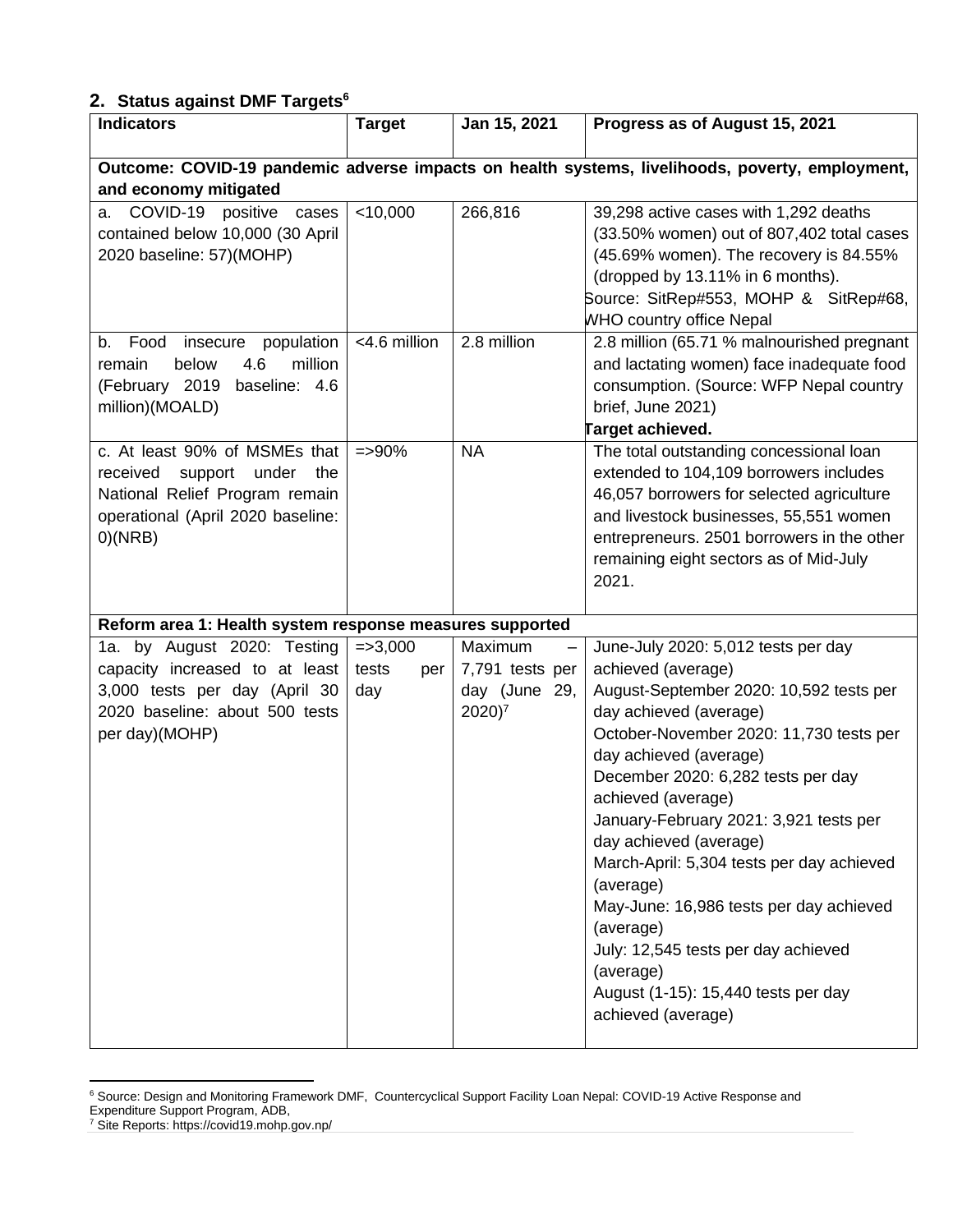## 2. Status against DMF Targets[6]

| Indicators | Target | Jan 15, 2021 | Progress as of August 15, 2021 |
|---|---|---|---|
| **Outcome: COVID-19 pandemic adverse impacts on health systems, livelihoods, poverty, employment, and economy mitigated** | | | |
| a. COVID-19 positive cases contained below 10,000 (30 April 2020 baseline: 57)(MOHP) | <10,000 | 266,816 | 39,298 active cases with 1,292 deaths (33.50% women) out of 807,402 total cases (45.69% women). The recovery is 84.55% (dropped by 13.11% in 6 months). Source: SitRep#553, MOHP & SitRep#68, WHO country office Nepal |
| b. Food insecure population remain below 4.6 million (February 2019 baseline: 4.6 million)(MOALD) | <4.6 million | 2.8 million | 2.8 million (65.71 % malnourished pregnant and lactating women) face inadequate food consumption. (Source: WFP Nepal country brief, June 2021) **Target achieved.** |
| c. At least 90% of MSMEs that received support under the National Relief Program remain operational (April 2020 baseline: 0)(NRB) | =>90% | NA | The total outstanding concessional loan extended to 104,109 borrowers includes 46,057 borrowers for selected agriculture and livestock businesses, 55,551 women entrepreneurs. 2501 borrowers in the other remaining eight sectors as of Mid-July 2021. |
| **Reform area 1: Health system response measures supported** | | | |
| 1a. by August 2020: Testing capacity increased to at least 3,000 tests per day (April 30 2020 baseline: about 500 tests per day)(MOHP) | =>3,000 tests per day | Maximum – 7,791 tests per day (June 29, 2020)[7] | June-July 2020: 5,012 tests per day achieved (average)<br>August-September 2020: 10,592 tests per day achieved (average)<br>October-November 2020: 11,730 tests per day achieved (average)<br>December 2020: 6,282 tests per day achieved (average)<br>January-February 2021: 3,921 tests per day achieved (average)<br>March-April: 5,304 tests per day achieved (average)<br>May-June: 16,986 tests per day achieved (average)<br>July: 12,545 tests per day achieved (average)<br>August (1-15): 15,440 tests per day achieved (average) |

[6] Source: Design and Monitoring Framework DMF, Countercyclical Support Facility Loan Nepal: COVID-19 Active Response and Expenditure Support Program, ADB,

[7] Site Reports: https://covid19.mohp.gov.np/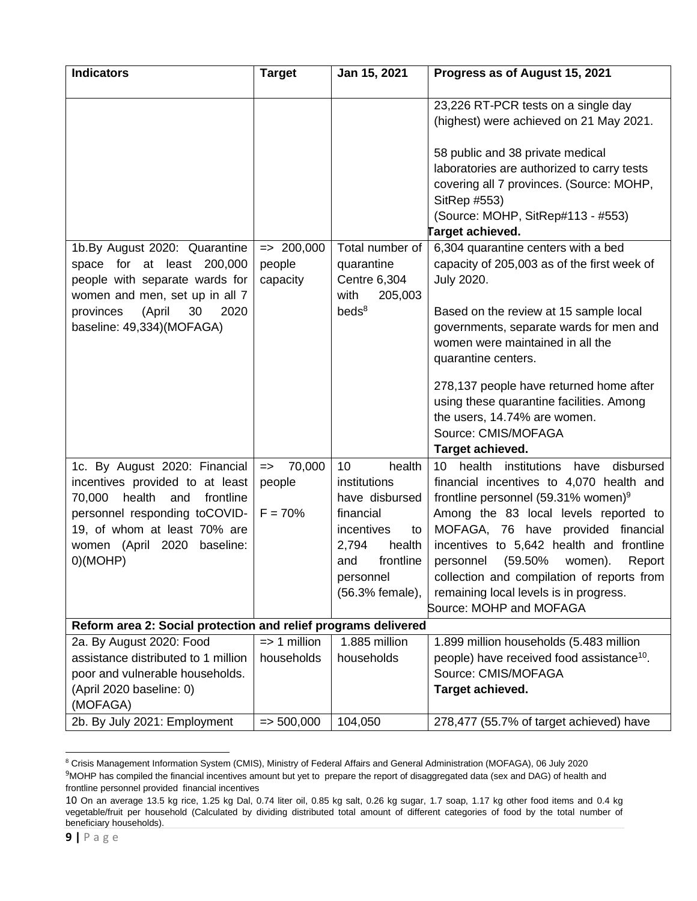| Indicators | Target | Jan 15, 2021 | Progress as of August 15, 2021 |
|---|---|---|---|
| | | | 23,226 RT-PCR tests on a single day (highest) were achieved on 21 May 2021.<br><br>58 public and 38 private medical laboratories are authorized to carry tests covering all 7 provinces. (Source: MOHP, SitRep #553)<br>(Source: MOHP, SitRep#113 - #553)<br>**Target achieved.** |
| 1b.By August 2020: Quarantine space for at least 200,000 people with separate wards for women and men, set up in all 7 provinces (April 30 2020 baseline: 49,334)(MOFAGA) | => 200,000 people capacity | Total number of quarantine Centre 6,304 with 205,003 beds[8] | 6,304 quarantine centers with a bed capacity of 205,003 as of the first week of July 2020.<br><br>Based on the review at 15 sample local governments, separate wards for men and women were maintained in all the quarantine centers.<br><br>278,137 people have returned home after using these quarantine facilities. Among the users, 14.74% are women.<br>Source: CMIS/MOFAGA<br>**Target achieved.** |
| 1c. By August 2020: Financial incentives provided to at least 70,000 health and frontline personnel responding toCOVID-19, of whom at least 70% are women (April 2020 baseline: 0)(MOHP) | => 70,000 people<br><br>F = 70% | 10 health institutions have disbursed financial incentives to 2,794 health and frontline personnel (56.3% female), | 10 health institutions have disbursed financial incentives to 4,070 health and frontline personnel (59.31% women)[9]<br>Among the 83 local levels reported to MOFAGA, 76 have provided financial incentives to 5,642 health and frontline personnel (59.50% women). Report collection and compilation of reports from remaining local levels is in progress.<br>Source: MOHP and MOFAGA |
| **Reform area 2: Social protection and relief programs delivered** | | | |
| 2a. By August 2020: Food assistance distributed to 1 million poor and vulnerable households. (April 2020 baseline: 0) (MOFAGA) | => 1 million households | 1.885 million households | 1.899 million households (5.483 million people) have received food assistance[10].<br>Source: CMIS/MOFAGA<br>**Target achieved.** |
| 2b. By July 2021: Employment | => 500,000 | 104,050 | 278,477 (55.7% of target achieved) have |

[8] Crisis Management Information System (CMIS), Ministry of Federal Affairs and General Administration (MOFAGA), 06 July 2020

[9] MOHP has compiled the financial incentives amount but yet to prepare the report of disaggregated data (sex and DAG) of health and frontline personnel provided financial incentives

[10] On an average 13.5 kg rice, 1.25 kg Dal, 0.74 liter oil, 0.85 kg salt, 0.26 kg sugar, 1.7 soap, 1.17 kg other food items and 0.4 kg vegetable/fruit per household (Calculated by dividing distributed total amount of different categories of food by the total number of beneficiary households).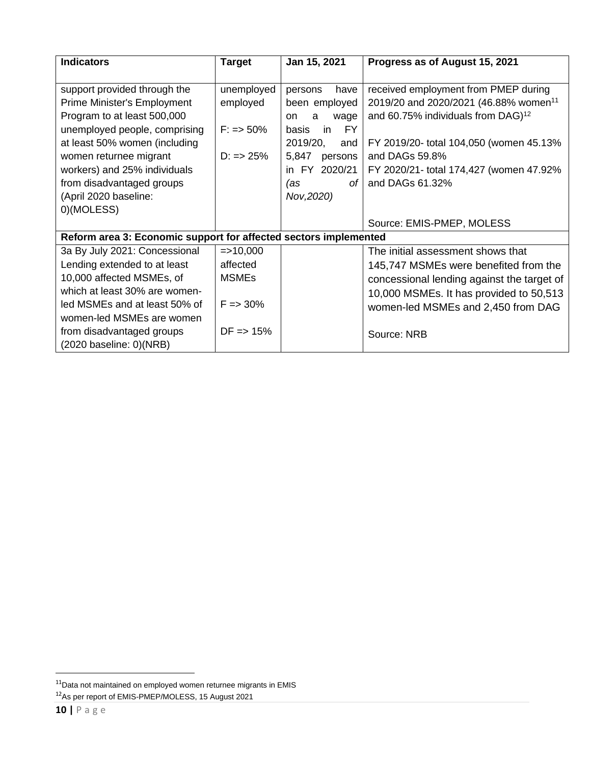| Indicators | Target | Jan 15, 2021 | Progress as of August 15, 2021 |
|---|---|---|---|
| support provided through the Prime Minister's Employment Program to at least 500,000 unemployed people, comprising at least 50% women (including women returnee migrant workers) and 25% individuals from disadvantaged groups (April 2020 baseline: 0)(MOLESS) | unemployed employed<br><br>F: => 50%<br><br>D: => 25% | persons have been employed on a wage basis in FY 2019/20, and 5,847 persons in FY 2020/21 *(as of Nov,2020)* | received employment from PMEP during 2019/20 and 2020/2021 (46.88% women[11] and 60.75% individuals from DAG)[12]<br><br>FY 2019/20- total 104,050 (women 45.13% and DAGs 59.8%<br>FY 2020/21- total 174,427 (women 47.92% and DAGs 61.32%<br><br>Source: EMIS-PMEP, MOLESS |
| **Reform area 3: Economic support for affected sectors implemented** | | | |
| 3a By July 2021: Concessional Lending extended to at least 10,000 affected MSMEs, of which at least 30% are women-led MSMEs and at least 50% of women-led MSMEs are women from disadvantaged groups (2020 baseline: 0)(NRB) | =>10,000 affected MSMEs<br><br>F => 30%<br><br>DF => 15% | | The initial assessment shows that 145,747 MSMEs were benefited from the concessional lending against the target of 10,000 MSMEs. It has provided to 50,513 women-led MSMEs and 2,450 from DAG<br><br>Source: NRB |

[11] Data not maintained on employed women returnee migrants in EMIS

[12] As per report of EMIS-PMEP/MOLESS, 15 August 2021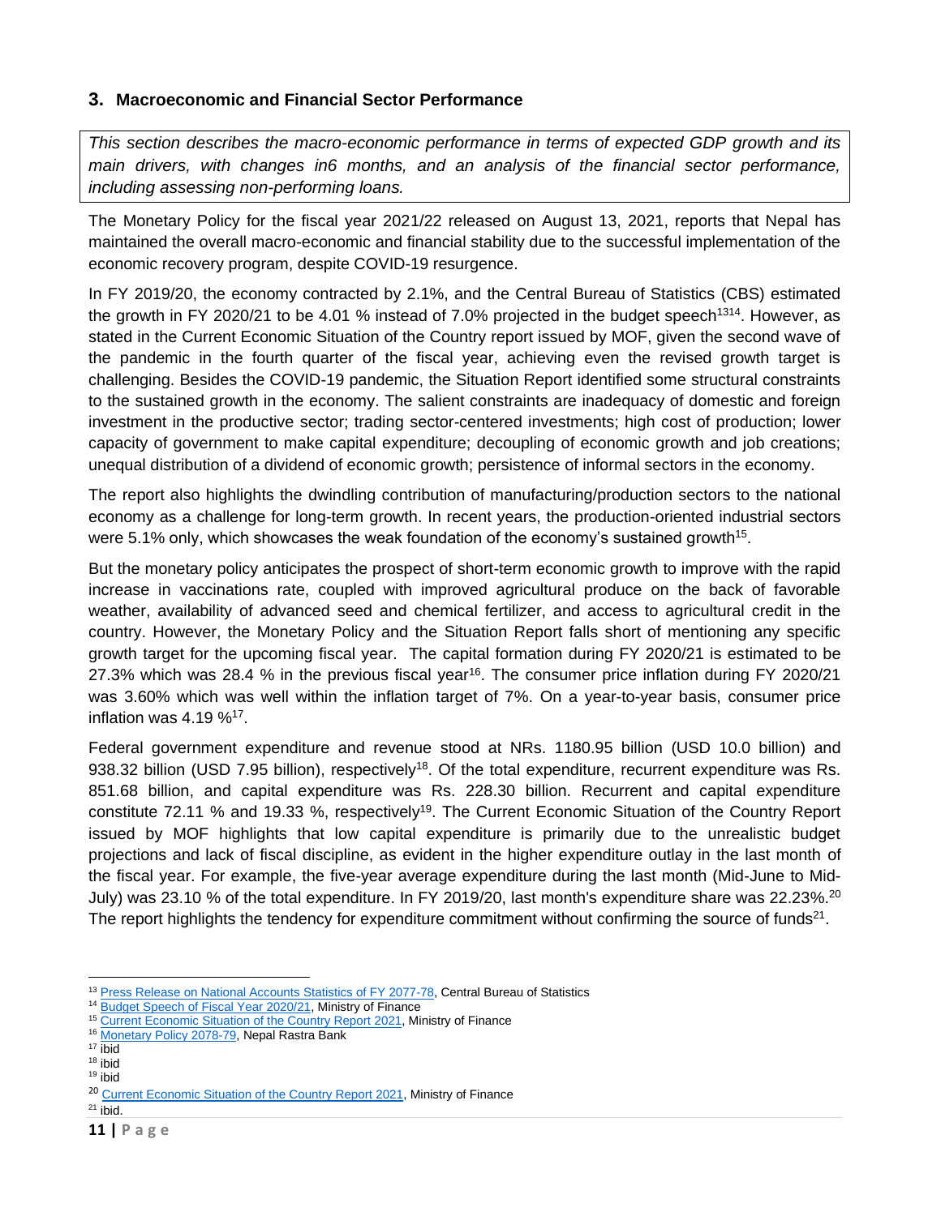## 3. Macroeconomic and Financial Sector Performance

*This section describes the macro-economic performance in terms of expected GDP growth and its main drivers, with changes in6 months, and an analysis of the financial sector performance, including assessing non-performing loans.*

The Monetary Policy for the fiscal year 2021/22 released on August 13, 2021, reports that Nepal has maintained the overall macro-economic and financial stability due to the successful implementation of the economic recovery program, despite COVID-19 resurgence.

In FY 2019/20, the economy contracted by 2.1%, and the Central Bureau of Statistics (CBS) estimated the growth in FY 2020/21 to be 4.01 % instead of 7.0% projected in the budget speech[13][14]. However, as stated in the Current Economic Situation of the Country report issued by MOF, given the second wave of the pandemic in the fourth quarter of the fiscal year, achieving even the revised growth target is challenging. Besides the COVID-19 pandemic, the Situation Report identified some structural constraints to the sustained growth in the economy. The salient constraints are inadequacy of domestic and foreign investment in the productive sector; trading sector-centered investments; high cost of production; lower capacity of government to make capital expenditure; decoupling of economic growth and job creations; unequal distribution of a dividend of economic growth; persistence of informal sectors in the economy.

The report also highlights the dwindling contribution of manufacturing/production sectors to the national economy as a challenge for long-term growth. In recent years, the production-oriented industrial sectors were 5.1% only, which showcases the weak foundation of the economy's sustained growth[15].

But the monetary policy anticipates the prospect of short-term economic growth to improve with the rapid increase in vaccinations rate, coupled with improved agricultural produce on the back of favorable weather, availability of advanced seed and chemical fertilizer, and access to agricultural credit in the country. However, the Monetary Policy and the Situation Report falls short of mentioning any specific growth target for the upcoming fiscal year. The capital formation during FY 2020/21 is estimated to be 27.3% which was 28.4 % in the previous fiscal year[16]. The consumer price inflation during FY 2020/21 was 3.60% which was well within the inflation target of 7%. On a year-to-year basis, consumer price inflation was 4.19 %[17].

Federal government expenditure and revenue stood at NRs. 1180.95 billion (USD 10.0 billion) and 938.32 billion (USD 7.95 billion), respectively[18]. Of the total expenditure, recurrent expenditure was Rs. 851.68 billion, and capital expenditure was Rs. 228.30 billion. Recurrent and capital expenditure constitute 72.11 % and 19.33 %, respectively[19]. The Current Economic Situation of the Country Report issued by MOF highlights that low capital expenditure is primarily due to the unrealistic budget projections and lack of fiscal discipline, as evident in the higher expenditure outlay in the last month of the fiscal year. For example, the five-year average expenditure during the last month (Mid-June to Mid-July) was 23.10 % of the total expenditure. In FY 2019/20, last month's expenditure share was 22.23%.[20] The report highlights the tendency for expenditure commitment without confirming the source of funds[21].

---

[13] Press Release on National Accounts Statistics of FY 2077-78, Central Bureau of Statistics
[14] Budget Speech of Fiscal Year 2020/21, Ministry of Finance
[15] Current Economic Situation of the Country Report 2021, Ministry of Finance
[16] Monetary Policy 2078-79, Nepal Rastra Bank
[17] ibid
[18] ibid
[19] ibid
[20] Current Economic Situation of the Country Report 2021, Ministry of Finance
[21] ibid.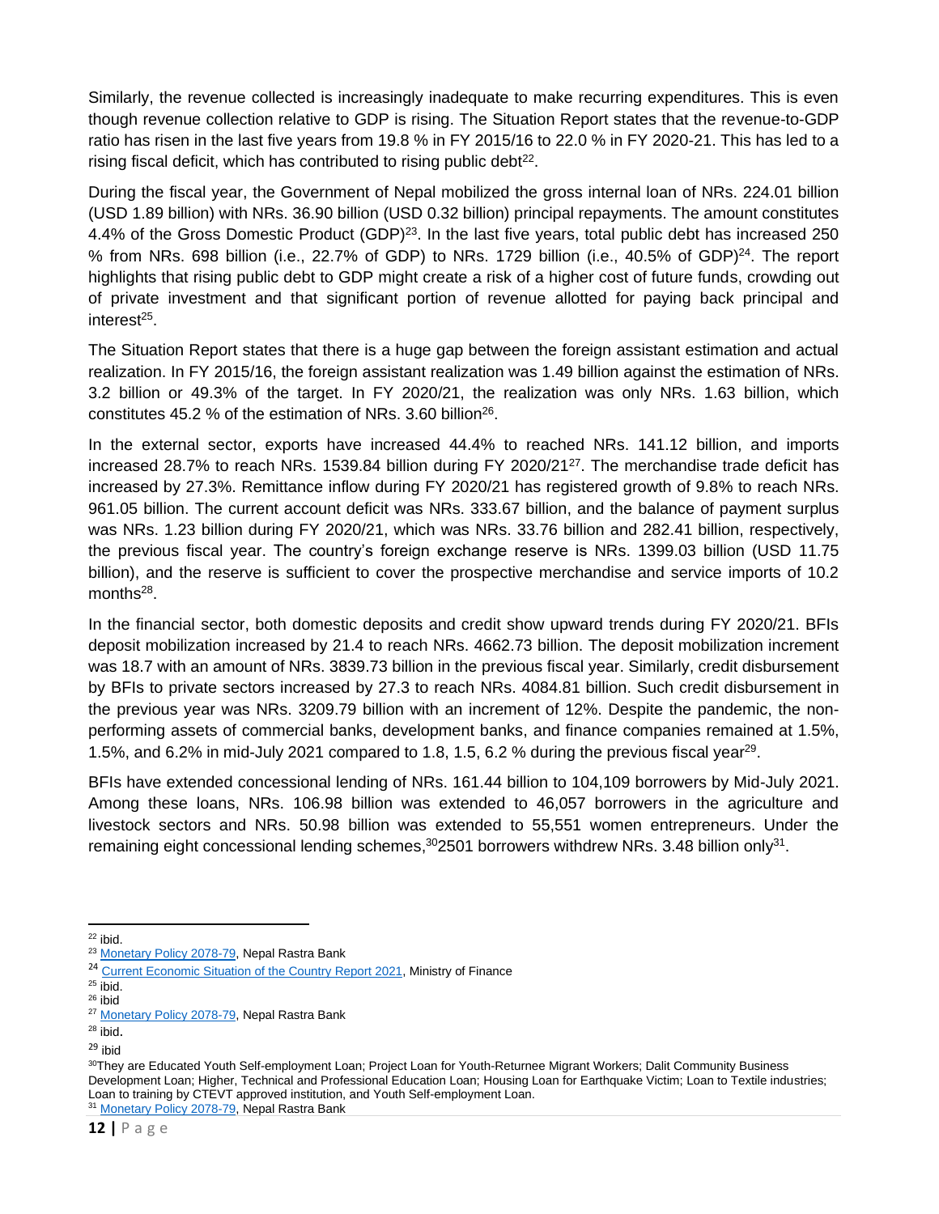Similarly, the revenue collected is increasingly inadequate to make recurring expenditures. This is even though revenue collection relative to GDP is rising. The Situation Report states that the revenue-to-GDP ratio has risen in the last five years from 19.8 % in FY 2015/16 to 22.0 % in FY 2020-21. This has led to a rising fiscal deficit, which has contributed to rising public debt[22].

During the fiscal year, the Government of Nepal mobilized the gross internal loan of NRs. 224.01 billion (USD 1.89 billion) with NRs. 36.90 billion (USD 0.32 billion) principal repayments. The amount constitutes 4.4% of the Gross Domestic Product (GDP)[23]. In the last five years, total public debt has increased 250 % from NRs. 698 billion (i.e., 22.7% of GDP) to NRs. 1729 billion (i.e., 40.5% of GDP)[24]. The report highlights that rising public debt to GDP might create a risk of a higher cost of future funds, crowding out of private investment and that significant portion of revenue allotted for paying back principal and interest[25].

The Situation Report states that there is a huge gap between the foreign assistant estimation and actual realization. In FY 2015/16, the foreign assistant realization was 1.49 billion against the estimation of NRs. 3.2 billion or 49.3% of the target. In FY 2020/21, the realization was only NRs. 1.63 billion, which constitutes 45.2 % of the estimation of NRs. 3.60 billion[26].

In the external sector, exports have increased 44.4% to reached NRs. 141.12 billion, and imports increased 28.7% to reach NRs. 1539.84 billion during FY 2020/21[27]. The merchandise trade deficit has increased by 27.3%. Remittance inflow during FY 2020/21 has registered growth of 9.8% to reach NRs. 961.05 billion. The current account deficit was NRs. 333.67 billion, and the balance of payment surplus was NRs. 1.23 billion during FY 2020/21, which was NRs. 33.76 billion and 282.41 billion, respectively, the previous fiscal year. The country's foreign exchange reserve is NRs. 1399.03 billion (USD 11.75 billion), and the reserve is sufficient to cover the prospective merchandise and service imports of 10.2 months[28].

In the financial sector, both domestic deposits and credit show upward trends during FY 2020/21. BFIs deposit mobilization increased by 21.4 to reach NRs. 4662.73 billion. The deposit mobilization increment was 18.7 with an amount of NRs. 3839.73 billion in the previous fiscal year. Similarly, credit disbursement by BFIs to private sectors increased by 27.3 to reach NRs. 4084.81 billion. Such credit disbursement in the previous year was NRs. 3209.79 billion with an increment of 12%. Despite the pandemic, the non-performing assets of commercial banks, development banks, and finance companies remained at 1.5%, 1.5%, and 6.2% in mid-July 2021 compared to 1.8, 1.5, 6.2 % during the previous fiscal year[29].

BFIs have extended concessional lending of NRs. 161.44 billion to 104,109 borrowers by Mid-July 2021. Among these loans, NRs. 106.98 billion was extended to 46,057 borrowers in the agriculture and livestock sectors and NRs. 50.98 billion was extended to 55,551 women entrepreneurs. Under the remaining eight concessional lending schemes,[30] 2501 borrowers withdrew NRs. 3.48 billion only[31].

---

[22] ibid.
[23] Monetary Policy 2078-79, Nepal Rastra Bank
[24] Current Economic Situation of the Country Report 2021, Ministry of Finance
[25] ibid.
[26] ibid
[27] Monetary Policy 2078-79, Nepal Rastra Bank
[28] ibid.
[29] ibid
[30] They are Educated Youth Self-employment Loan; Project Loan for Youth-Returnee Migrant Workers; Dalit Community Business Development Loan; Higher, Technical and Professional Education Loan; Housing Loan for Earthquake Victim; Loan to Textile industries; Loan to training by CTEVT approved institution, and Youth Self-employment Loan.
[31] Monetary Policy 2078-79, Nepal Rastra Bank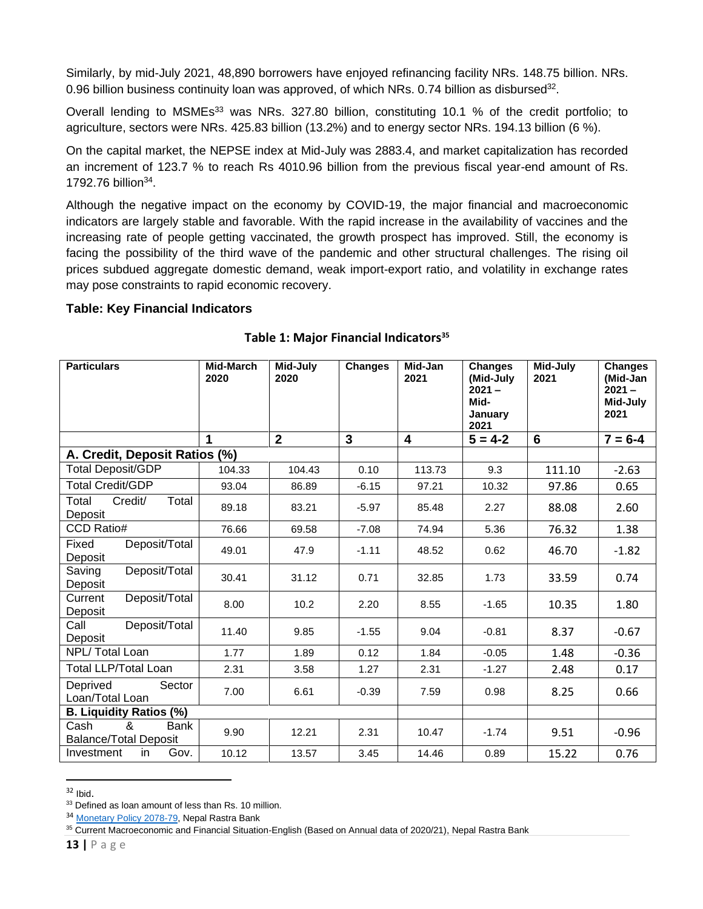Similarly, by mid-July 2021, 48,890 borrowers have enjoyed refinancing facility NRs. 148.75 billion. NRs. 0.96 billion business continuity loan was approved, of which NRs. 0.74 billion as disbursed[32].

Overall lending to MSMEs[33] was NRs. 327.80 billion, constituting 10.1 % of the credit portfolio; to agriculture, sectors were NRs. 425.83 billion (13.2%) and to energy sector NRs. 194.13 billion (6 %).

On the capital market, the NEPSE index at Mid-July was 2883.4, and market capitalization has recorded an increment of 123.7 % to reach Rs 4010.96 billion from the previous fiscal year-end amount of Rs. 1792.76 billion[34].

Although the negative impact on the economy by COVID-19, the major financial and macroeconomic indicators are largely stable and favorable. With the rapid increase in the availability of vaccines and the increasing rate of people getting vaccinated, the growth prospect has improved. Still, the economy is facing the possibility of the third wave of the pandemic and other structural challenges. The rising oil prices subdued aggregate domestic demand, weak import-export ratio, and volatility in exchange rates may pose constraints to rapid economic recovery.

**Table: Key Financial Indicators**

**Table 1: Major Financial Indicators[35]**

| Particulars | Mid-March 2020 | Mid-July 2020 | Changes | Mid-Jan 2021 | Changes (Mid-July 2021 – Mid-January 2021 | Mid-July 2021 | Changes (Mid-Jan 2021 – Mid-July 2021 |
|---|---|---|---|---|---|---|---|
| | 1 | 2 | 3 | 4 | 5 = 4-2 | 6 | 7 = 6-4 |
| **A. Credit, Deposit Ratios (%)** | | | | | | | |
| Total Deposit/GDP | 104.33 | 104.43 | 0.10 | 113.73 | 9.3 | 111.10 | -2.63 |
| Total Credit/GDP | 93.04 | 86.89 | -6.15 | 97.21 | 10.32 | 97.86 | 0.65 |
| Total Credit/ Total Deposit | 89.18 | 83.21 | -5.97 | 85.48 | 2.27 | 88.08 | 2.60 |
| CCD Ratio# | 76.66 | 69.58 | -7.08 | 74.94 | 5.36 | 76.32 | 1.38 |
| Fixed Deposit/Total Deposit | 49.01 | 47.9 | -1.11 | 48.52 | 0.62 | 46.70 | -1.82 |
| Saving Deposit/Total Deposit | 30.41 | 31.12 | 0.71 | 32.85 | 1.73 | 33.59 | 0.74 |
| Current Deposit/Total Deposit | 8.00 | 10.2 | 2.20 | 8.55 | -1.65 | 10.35 | 1.80 |
| Call Deposit/Total Deposit | 11.40 | 9.85 | -1.55 | 9.04 | -0.81 | 8.37 | -0.67 |
| NPL/ Total Loan | 1.77 | 1.89 | 0.12 | 1.84 | -0.05 | 1.48 | -0.36 |
| Total LLP/Total Loan | 2.31 | 3.58 | 1.27 | 2.31 | -1.27 | 2.48 | 0.17 |
| Deprived Sector Loan/Total Loan | 7.00 | 6.61 | -0.39 | 7.59 | 0.98 | 8.25 | 0.66 |
| **B. Liquidity Ratios (%)** | | | | | | | |
| Cash & Bank Balance/Total Deposit | 9.90 | 12.21 | 2.31 | 10.47 | -1.74 | 9.51 | -0.96 |
| Investment in Gov. | 10.12 | 13.57 | 3.45 | 14.46 | 0.89 | 15.22 | 0.76 |

[32] Ibid.

[33] Defined as loan amount of less than Rs. 10 million.

[34] Monetary Policy 2078-79, Nepal Rastra Bank

[35] Current Macroeconomic and Financial Situation-English (Based on Annual data of 2020/21), Nepal Rastra Bank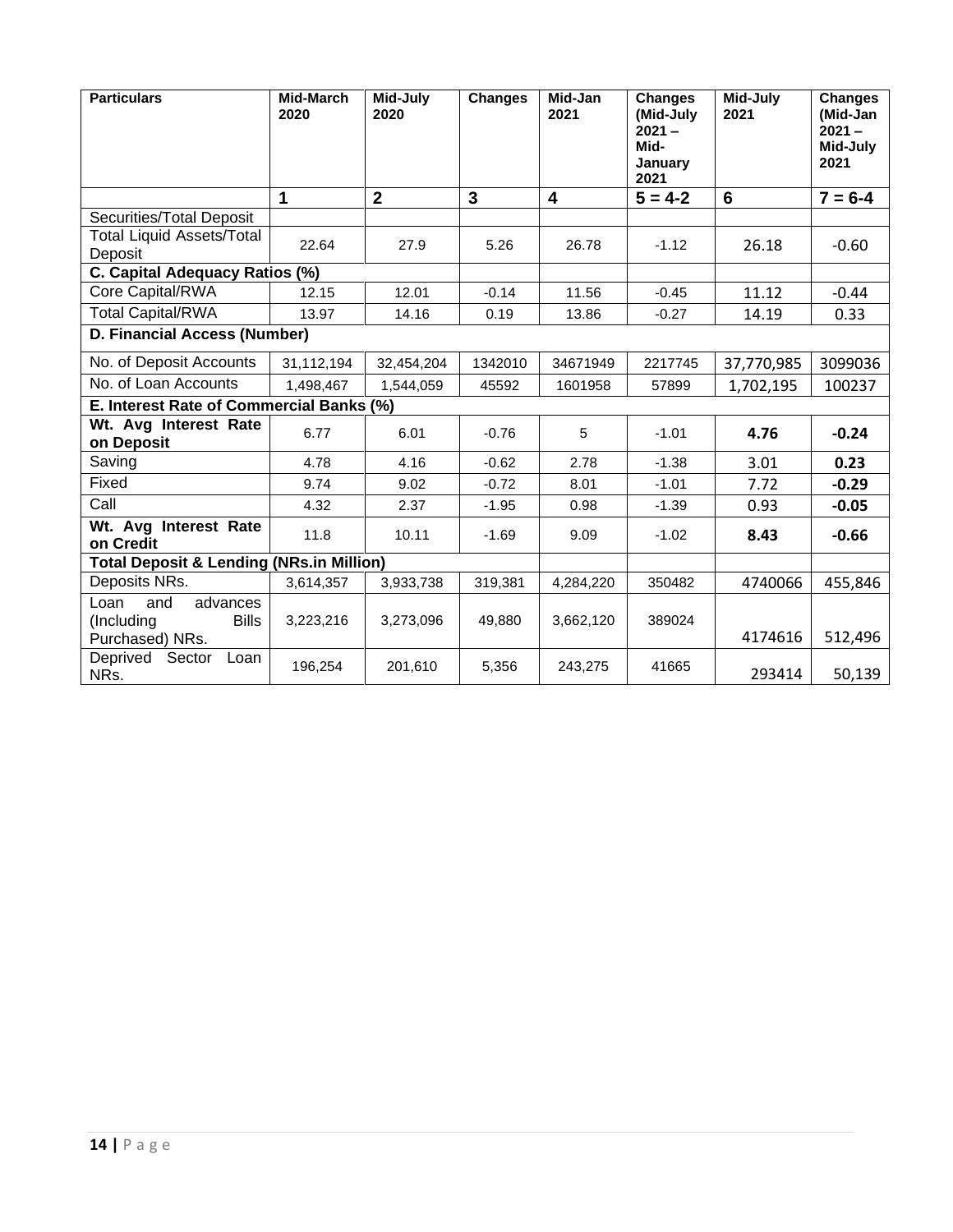| Particulars | Mid-March 2020 | Mid-July 2020 | Changes | Mid-Jan 2021 | Changes (Mid-July 2021 – Mid-January 2021 | Mid-July 2021 | Changes (Mid-Jan 2021 – Mid-July 2021 |
|---|---|---|---|---|---|---|---|
| | **1** | **2** | **3** | **4** | **5 = 4-2** | **6** | **7 = 6-4** |
| Securities/Total Deposit | | | | | | | |
| Total Liquid Assets/Total Deposit | 22.64 | 27.9 | 5.26 | 26.78 | -1.12 | 26.18 | -0.60 |
| **C. Capital Adequacy Ratios (%)** | | | | | | | |
| Core Capital/RWA | 12.15 | 12.01 | -0.14 | 11.56 | -0.45 | 11.12 | -0.44 |
| Total Capital/RWA | 13.97 | 14.16 | 0.19 | 13.86 | -0.27 | 14.19 | 0.33 |
| **D. Financial Access (Number)** | | | | | | | |
| No. of Deposit Accounts | 31,112,194 | 32,454,204 | 1342010 | 34671949 | 2217745 | 37,770,985 | 3099036 |
| No. of Loan Accounts | 1,498,467 | 1,544,059 | 45592 | 1601958 | 57899 | 1,702,195 | 100237 |
| **E. Interest Rate of Commercial Banks (%)** | | | | | | | |
| **Wt. Avg Interest Rate on Deposit** | 6.77 | 6.01 | -0.76 | 5 | -1.01 | **4.76** | **-0.24** |
| Saving | 4.78 | 4.16 | -0.62 | 2.78 | -1.38 | 3.01 | **0.23** |
| Fixed | 9.74 | 9.02 | -0.72 | 8.01 | -1.01 | 7.72 | **-0.29** |
| Call | 4.32 | 2.37 | -1.95 | 0.98 | -1.39 | 0.93 | **-0.05** |
| **Wt. Avg Interest Rate on Credit** | 11.8 | 10.11 | -1.69 | 9.09 | -1.02 | **8.43** | **-0.66** |
| **Total Deposit & Lending (NRs.in Million)** | | | | | | | |
| Deposits NRs. | 3,614,357 | 3,933,738 | 319,381 | 4,284,220 | 350482 | 4740066 | 455,846 |
| Loan and advances (Including Bills Purchased) NRs. | 3,223,216 | 3,273,096 | 49,880 | 3,662,120 | 389024 | 4174616 | 512,496 |
| Deprived Sector Loan NRs. | 196,254 | 201,610 | 5,356 | 243,275 | 41665 | 293414 | 50,139 |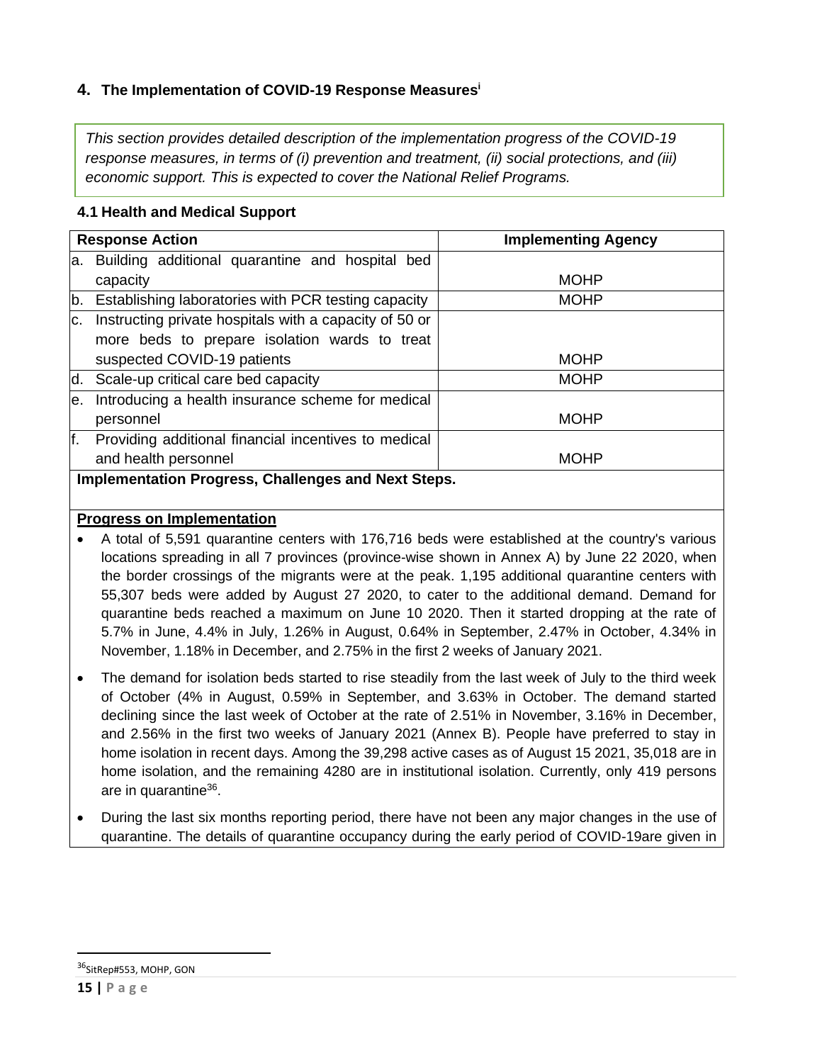## 4. The Implementation of COVID-19 Response Measures[i]

*This section provides detailed description of the implementation progress of the COVID-19 response measures, in terms of (i) prevention and treatment, (ii) social protections, and (iii) economic support. This is expected to cover the National Relief Programs.*

### 4.1 Health and Medical Support

| Response Action | Implementing Agency |
|---|---|
| a. Building additional quarantine and hospital bed capacity | MOHP |
| b. Establishing laboratories with PCR testing capacity | MOHP |
| c. Instructing private hospitals with a capacity of 50 or more beds to prepare isolation wards to treat suspected COVID-19 patients | MOHP |
| d. Scale-up critical care bed capacity | MOHP |
| e. Introducing a health insurance scheme for medical personnel | MOHP |
| f. Providing additional financial incentives to medical and health personnel | MOHP |

**Implementation Progress, Challenges and Next Steps.**

**<u>Progress on Implementation</u>**

- A total of 5,591 quarantine centers with 176,716 beds were established at the country's various locations spreading in all 7 provinces (province-wise shown in Annex A) by June 22 2020, when the border crossings of the migrants were at the peak. 1,195 additional quarantine centers with 55,307 beds were added by August 27 2020, to cater to the additional demand. Demand for quarantine beds reached a maximum on June 10 2020. Then it started dropping at the rate of 5.7% in June, 4.4% in July, 1.26% in August, 0.64% in September, 2.47% in October, 4.34% in November, 1.18% in December, and 2.75% in the first 2 weeks of January 2021.
- The demand for isolation beds started to rise steadily from the last week of July to the third week of October (4% in August, 0.59% in September, and 3.63% in October. The demand started declining since the last week of October at the rate of 2.51% in November, 3.16% in December, and 2.56% in the first two weeks of January 2021 (Annex B). People have preferred to stay in home isolation in recent days. Among the 39,298 active cases as of August 15 2021, 35,018 are in home isolation, and the remaining 4280 are in institutional isolation. Currently, only 419 persons are in quarantine[36].
- During the last six months reporting period, there have not been any major changes in the use of quarantine. The details of quarantine occupancy during the early period of COVID-19are given in

[36]SitRep#553, MOHP, GON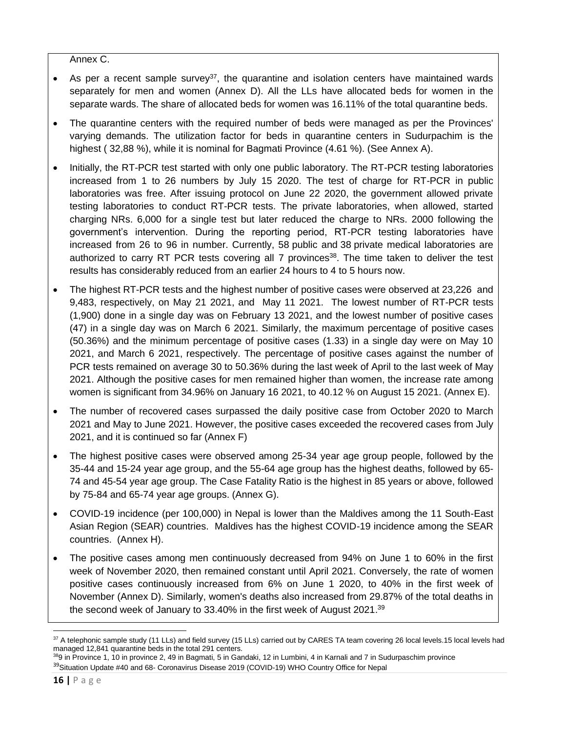Annex C.

- As per a recent sample survey[37], the quarantine and isolation centers have maintained wards separately for men and women (Annex D). All the LLs have allocated beds for women in the separate wards. The share of allocated beds for women was 16.11% of the total quarantine beds.
- The quarantine centers with the required number of beds were managed as per the Provinces' varying demands. The utilization factor for beds in quarantine centers in Sudurpachim is the highest ( 32,88 %), while it is nominal for Bagmati Province (4.61 %). (See Annex A).
- Initially, the RT-PCR test started with only one public laboratory. The RT-PCR testing laboratories increased from 1 to 26 numbers by July 15 2020. The test of charge for RT-PCR in public laboratories was free. After issuing protocol on June 22 2020, the government allowed private testing laboratories to conduct RT-PCR tests. The private laboratories, when allowed, started charging NRs. 6,000 for a single test but later reduced the charge to NRs. 2000 following the government's intervention. During the reporting period, RT-PCR testing laboratories have increased from 26 to 96 in number. Currently, 58 public and 38 private medical laboratories are authorized to carry RT PCR tests covering all 7 provinces[38]. The time taken to deliver the test results has considerably reduced from an earlier 24 hours to 4 to 5 hours now.
- The highest RT-PCR tests and the highest number of positive cases were observed at 23,226 and 9,483, respectively, on May 21 2021, and May 11 2021. The lowest number of RT-PCR tests (1,900) done in a single day was on February 13 2021, and the lowest number of positive cases (47) in a single day was on March 6 2021. Similarly, the maximum percentage of positive cases (50.36%) and the minimum percentage of positive cases (1.33) in a single day were on May 10 2021, and March 6 2021, respectively. The percentage of positive cases against the number of PCR tests remained on average 30 to 50.36% during the last week of April to the last week of May 2021. Although the positive cases for men remained higher than women, the increase rate among women is significant from 34.96% on January 16 2021, to 40.12 % on August 15 2021. (Annex E).
- The number of recovered cases surpassed the daily positive case from October 2020 to March 2021 and May to June 2021. However, the positive cases exceeded the recovered cases from July 2021, and it is continued so far (Annex F)
- The highest positive cases were observed among 25-34 year age group people, followed by the 35-44 and 15-24 year age group, and the 55-64 age group has the highest deaths, followed by 65-74 and 45-54 year age group. The Case Fatality Ratio is the highest in 85 years or above, followed by 75-84 and 65-74 year age groups. (Annex G).
- COVID-19 incidence (per 100,000) in Nepal is lower than the Maldives among the 11 South-East Asian Region (SEAR) countries. Maldives has the highest COVID-19 incidence among the SEAR countries. (Annex H).
- The positive cases among men continuously decreased from 94% on June 1 to 60% in the first week of November 2020, then remained constant until April 2021. Conversely, the rate of women positive cases continuously increased from 6% on June 1 2020, to 40% in the first week of November (Annex D). Similarly, women's deaths also increased from 29.87% of the total deaths in the second week of January to 33.40% in the first week of August 2021.[39]

---

[37] A telephonic sample study (11 LLs) and field survey (15 LLs) carried out by CARES TA team covering 26 local levels.15 local levels had managed 12,841 quarantine beds in the total 291 centers.

[38] 9 in Province 1, 10 in province 2, 49 in Bagmati, 5 in Gandaki, 12 in Lumbini, 4 in Karnali and 7 in Sudurpaschim province

[39] Situation Update #40 and 68- Coronavirus Disease 2019 (COVID-19) WHO Country Office for Nepal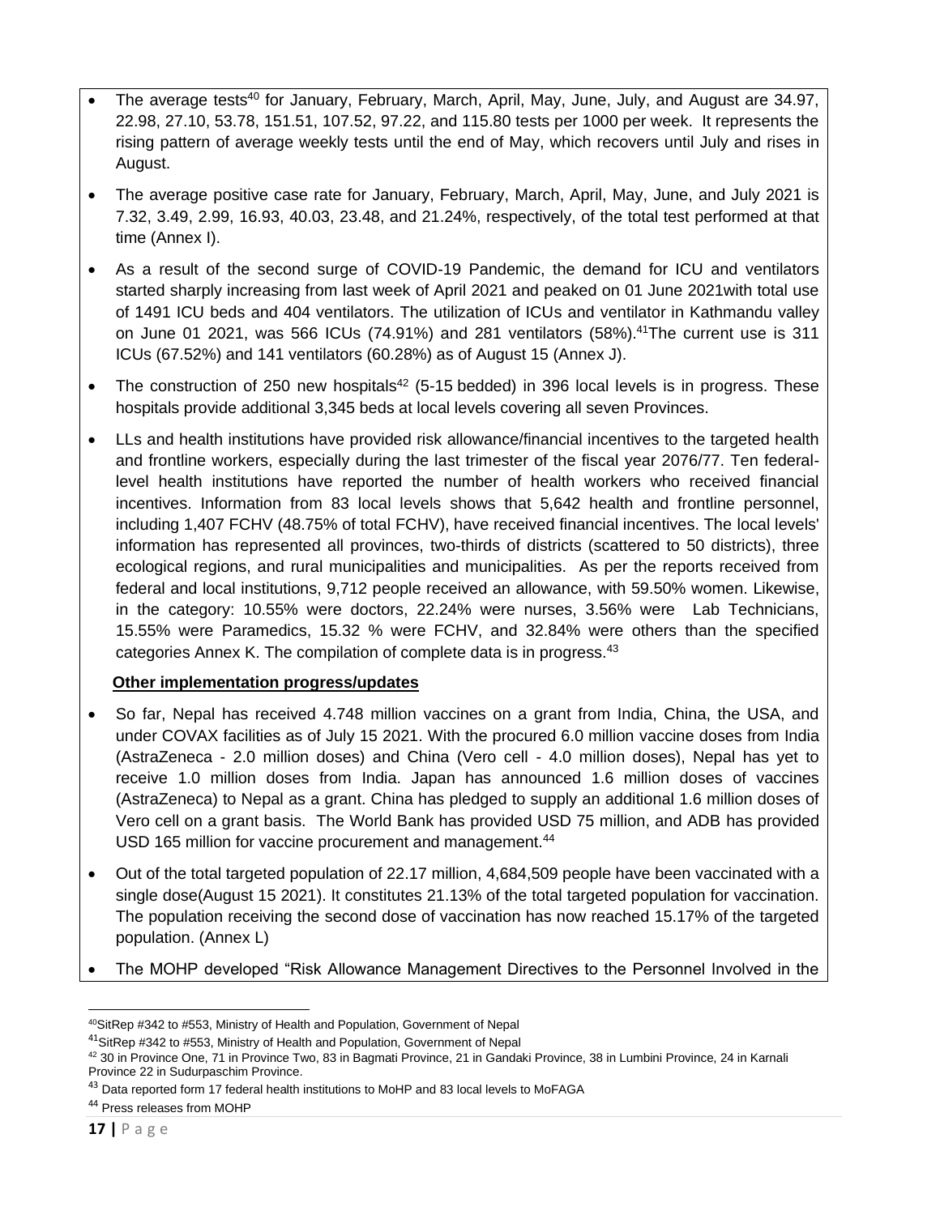- The average tests[40] for January, February, March, April, May, June, July, and August are 34.97, 22.98, 27.10, 53.78, 151.51, 107.52, 97.22, and 115.80 tests per 1000 per week. It represents the rising pattern of average weekly tests until the end of May, which recovers until July and rises in August.
- The average positive case rate for January, February, March, April, May, June, and July 2021 is 7.32, 3.49, 2.99, 16.93, 40.03, 23.48, and 21.24%, respectively, of the total test performed at that time (Annex I).
- As a result of the second surge of COVID-19 Pandemic, the demand for ICU and ventilators started sharply increasing from last week of April 2021 and peaked on 01 June 2021with total use of 1491 ICU beds and 404 ventilators. The utilization of ICUs and ventilator in Kathmandu valley on June 01 2021, was 566 ICUs (74.91%) and 281 ventilators (58%).[41]The current use is 311 ICUs (67.52%) and 141 ventilators (60.28%) as of August 15 (Annex J).
- The construction of 250 new hospitals[42] (5-15 bedded) in 396 local levels is in progress. These hospitals provide additional 3,345 beds at local levels covering all seven Provinces.
- LLs and health institutions have provided risk allowance/financial incentives to the targeted health and frontline workers, especially during the last trimester of the fiscal year 2076/77. Ten federal-level health institutions have reported the number of health workers who received financial incentives. Information from 83 local levels shows that 5,642 health and frontline personnel, including 1,407 FCHV (48.75% of total FCHV), have received financial incentives. The local levels' information has represented all provinces, two-thirds of districts (scattered to 50 districts), three ecological regions, and rural municipalities and municipalities. As per the reports received from federal and local institutions, 9,712 people received an allowance, with 59.50% women. Likewise, in the category: 10.55% were doctors, 22.24% were nurses, 3.56% were Lab Technicians, 15.55% were Paramedics, 15.32 % were FCHV, and 32.84% were others than the specified categories Annex K. The compilation of complete data is in progress.[43]

**Other implementation progress/updates**

- So far, Nepal has received 4.748 million vaccines on a grant from India, China, the USA, and under COVAX facilities as of July 15 2021. With the procured 6.0 million vaccine doses from India (AstraZeneca - 2.0 million doses) and China (Vero cell - 4.0 million doses), Nepal has yet to receive 1.0 million doses from India. Japan has announced 1.6 million doses of vaccines (AstraZeneca) to Nepal as a grant. China has pledged to supply an additional 1.6 million doses of Vero cell on a grant basis. The World Bank has provided USD 75 million, and ADB has provided USD 165 million for vaccine procurement and management.[44]
- Out of the total targeted population of 22.17 million, 4,684,509 people have been vaccinated with a single dose(August 15 2021). It constitutes 21.13% of the total targeted population for vaccination. The population receiving the second dose of vaccination has now reached 15.17% of the targeted population. (Annex L)
- The MOHP developed "Risk Allowance Management Directives to the Personnel Involved in the

---

[40] SitRep #342 to #553, Ministry of Health and Population, Government of Nepal

[41] SitRep #342 to #553, Ministry of Health and Population, Government of Nepal

[42] 30 in Province One, 71 in Province Two, 83 in Bagmati Province, 21 in Gandaki Province, 38 in Lumbini Province, 24 in Karnali Province 22 in Sudurpaschim Province.

[43] Data reported form 17 federal health institutions to MoHP and 83 local levels to MoFAGA

[44] Press releases from MOHP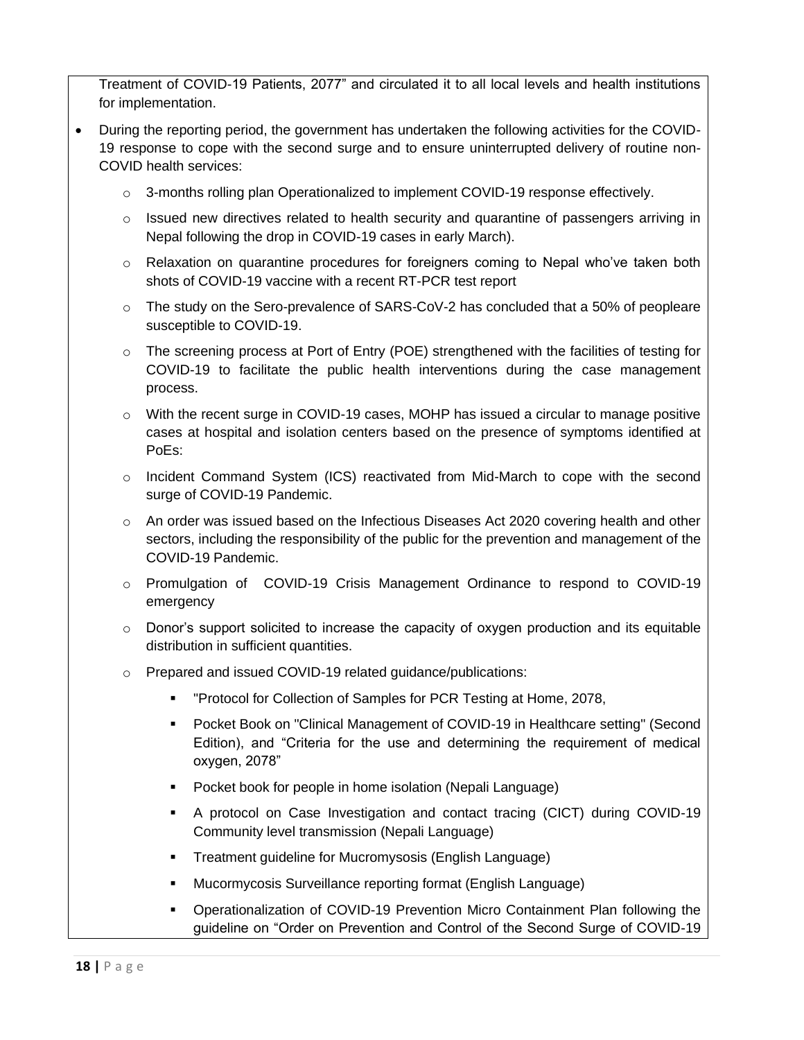Treatment of COVID-19 Patients, 2077" and circulated it to all local levels and health institutions for implementation.

- During the reporting period, the government has undertaken the following activities for the COVID-19 response to cope with the second surge and to ensure uninterrupted delivery of routine non-COVID health services:
  - 3-months rolling plan Operationalized to implement COVID-19 response effectively.
  - Issued new directives related to health security and quarantine of passengers arriving in Nepal following the drop in COVID-19 cases in early March).
  - Relaxation on quarantine procedures for foreigners coming to Nepal who've taken both shots of COVID-19 vaccine with a recent RT-PCR test report
  - The study on the Sero-prevalence of SARS-CoV-2 has concluded that a 50% of peopleare susceptible to COVID-19.
  - The screening process at Port of Entry (POE) strengthened with the facilities of testing for COVID-19 to facilitate the public health interventions during the case management process.
  - With the recent surge in COVID-19 cases, MOHP has issued a circular to manage positive cases at hospital and isolation centers based on the presence of symptoms identified at PoEs:
  - Incident Command System (ICS) reactivated from Mid-March to cope with the second surge of COVID-19 Pandemic.
  - An order was issued based on the Infectious Diseases Act 2020 covering health and other sectors, including the responsibility of the public for the prevention and management of the COVID-19 Pandemic.
  - Promulgation of COVID-19 Crisis Management Ordinance to respond to COVID-19 emergency
  - Donor's support solicited to increase the capacity of oxygen production and its equitable distribution in sufficient quantities.
  - Prepared and issued COVID-19 related guidance/publications:
    - "Protocol for Collection of Samples for PCR Testing at Home, 2078,
    - Pocket Book on "Clinical Management of COVID-19 in Healthcare setting" (Second Edition), and "Criteria for the use and determining the requirement of medical oxygen, 2078"
    - Pocket book for people in home isolation (Nepali Language)
    - A protocol on Case Investigation and contact tracing (CICT) during COVID-19 Community level transmission (Nepali Language)
    - Treatment guideline for Mucromysosis (English Language)
    - Mucormycosis Surveillance reporting format (English Language)
    - Operationalization of COVID-19 Prevention Micro Containment Plan following the guideline on "Order on Prevention and Control of the Second Surge of COVID-19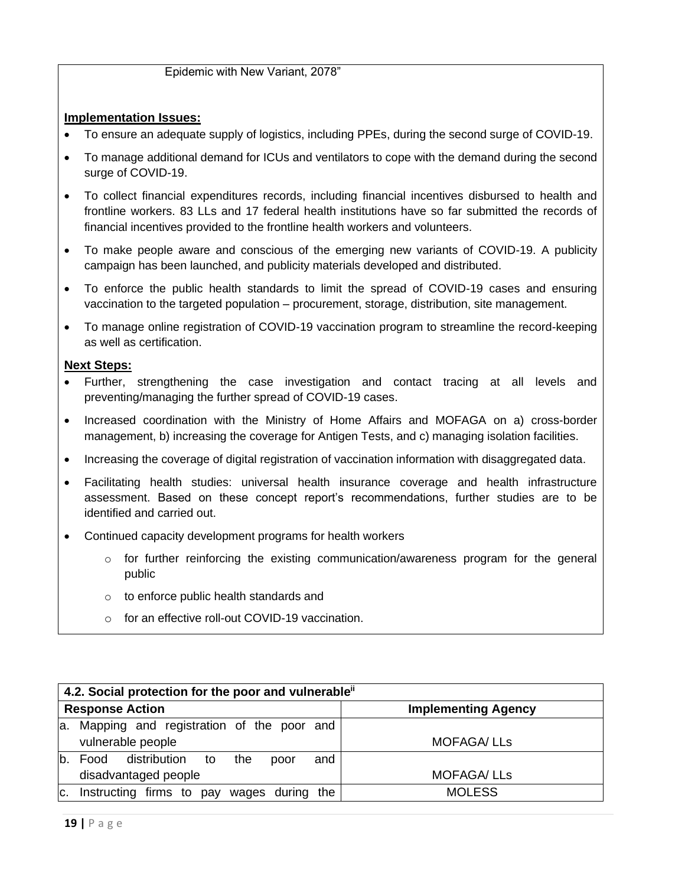Epidemic with New Variant, 2078"

**Implementation Issues:**

- To ensure an adequate supply of logistics, including PPEs, during the second surge of COVID-19.
- To manage additional demand for ICUs and ventilators to cope with the demand during the second surge of COVID-19.
- To collect financial expenditures records, including financial incentives disbursed to health and frontline workers. 83 LLs and 17 federal health institutions have so far submitted the records of financial incentives provided to the frontline health workers and volunteers.
- To make people aware and conscious of the emerging new variants of COVID-19. A publicity campaign has been launched, and publicity materials developed and distributed.
- To enforce the public health standards to limit the spread of COVID-19 cases and ensuring vaccination to the targeted population – procurement, storage, distribution, site management.
- To manage online registration of COVID-19 vaccination program to streamline the record-keeping as well as certification.

**Next Steps:**

- Further, strengthening the case investigation and contact tracing at all levels and preventing/managing the further spread of COVID-19 cases.
- Increased coordination with the Ministry of Home Affairs and MOFAGA on a) cross-border management, b) increasing the coverage for Antigen Tests, and c) managing isolation facilities.
- Increasing the coverage of digital registration of vaccination information with disaggregated data.
- Facilitating health studies: universal health insurance coverage and health infrastructure assessment. Based on these concept report's recommendations, further studies are to be identified and carried out.
- Continued capacity development programs for health workers
  - for further reinforcing the existing communication/awareness program for the general public
  - to enforce public health standards and
  - for an effective roll-out COVID-19 vaccination.

| **4.2. Social protection for the poor and vulnerable**[ii] | |
|---|---|
| **Response Action** | **Implementing Agency** |
| a. Mapping and registration of the poor and vulnerable people | MOFAGA/ LLs |
| b. Food distribution to the poor and disadvantaged people | MOFAGA/ LLs |
| c. Instructing firms to pay wages during the | MOLESS |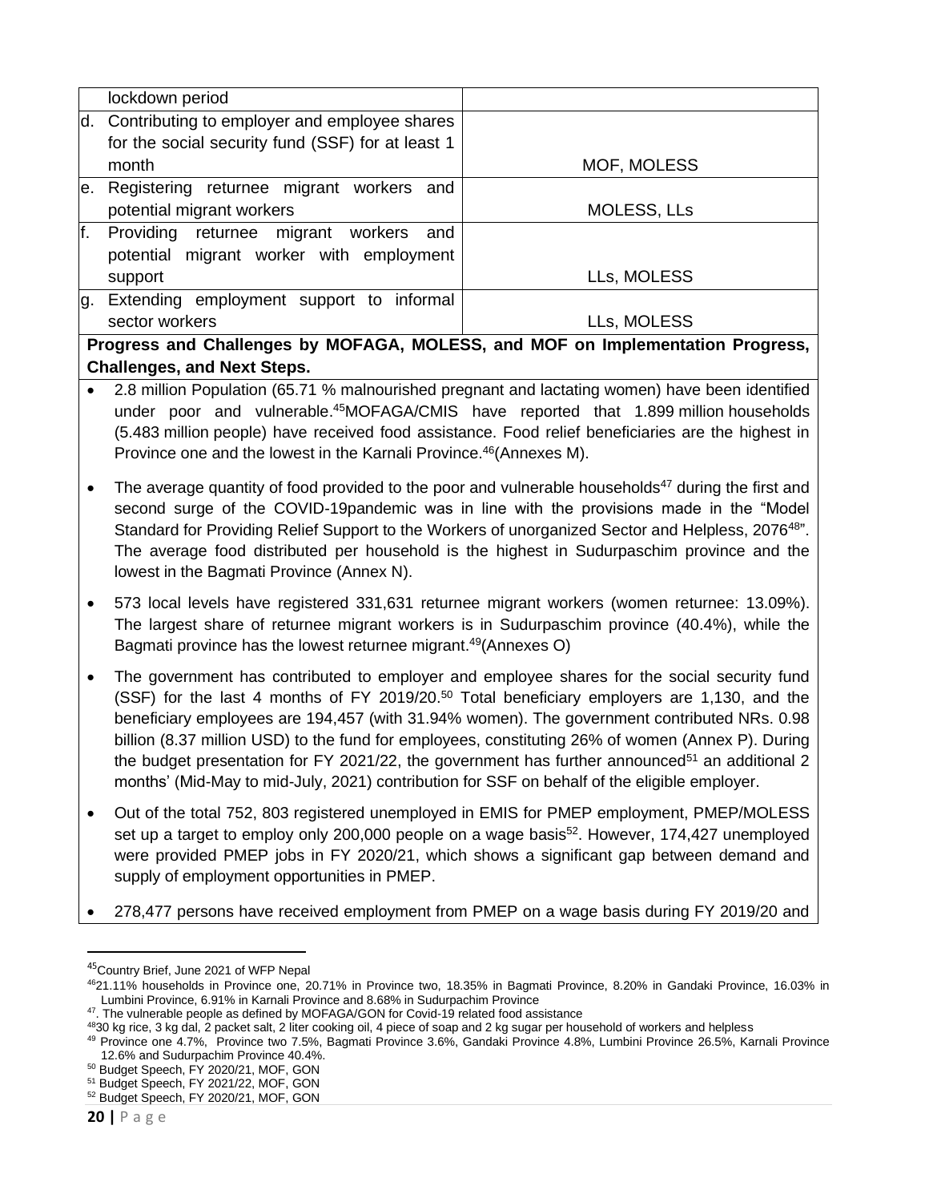| | |
|---|---|
| lockdown period | |
| d. Contributing to employer and employee shares for the social security fund (SSF) for at least 1 month | MOF, MOLESS |
| e. Registering returnee migrant workers and potential migrant workers | MOLESS, LLs |
| f. Providing returnee migrant workers and potential migrant worker with employment support | LLs, MOLESS |
| g. Extending employment support to informal sector workers | LLs, MOLESS |

**Progress and Challenges by MOFAGA, MOLESS, and MOF on Implementation Progress, Challenges, and Next Steps.**

- 2.8 million Population (65.71 % malnourished pregnant and lactating women) have been identified under poor and vulnerable.[45]MOFAGA/CMIS have reported that 1.899 million households (5.483 million people) have received food assistance. Food relief beneficiaries are the highest in Province one and the lowest in the Karnali Province.[46](Annexes M).

- The average quantity of food provided to the poor and vulnerable households[47] during the first and second surge of the COVID-19pandemic was in line with the provisions made in the "Model Standard for Providing Relief Support to the Workers of unorganized Sector and Helpless, 2076[48]". The average food distributed per household is the highest in Sudurpaschim province and the lowest in the Bagmati Province (Annex N).

- 573 local levels have registered 331,631 returnee migrant workers (women returnee: 13.09%). The largest share of returnee migrant workers is in Sudurpaschim province (40.4%), while the Bagmati province has the lowest returnee migrant.[49](Annexes O)

- The government has contributed to employer and employee shares for the social security fund (SSF) for the last 4 months of FY 2019/20.[50] Total beneficiary employers are 1,130, and the beneficiary employees are 194,457 (with 31.94% women). The government contributed NRs. 0.98 billion (8.37 million USD) to the fund for employees, constituting 26% of women (Annex P). During the budget presentation for FY 2021/22, the government has further announced[51] an additional 2 months' (Mid-May to mid-July, 2021) contribution for SSF on behalf of the eligible employer.

- Out of the total 752, 803 registered unemployed in EMIS for PMEP employment, PMEP/MOLESS set up a target to employ only 200,000 people on a wage basis[52]. However, 174,427 unemployed were provided PMEP jobs in FY 2020/21, which shows a significant gap between demand and supply of employment opportunities in PMEP.

- 278,477 persons have received employment from PMEP on a wage basis during FY 2019/20 and

---

[45]Country Brief, June 2021 of WFP Nepal

[46]21.11% households in Province one, 20.71% in Province two, 18.35% in Bagmati Province, 8.20% in Gandaki Province, 16.03% in Lumbini Province, 6.91% in Karnali Province and 8.68% in Sudurpachim Province

[47]. The vulnerable people as defined by MOFAGA/GON for Covid-19 related food assistance

[48]30 kg rice, 3 kg dal, 2 packet salt, 2 liter cooking oil, 4 piece of soap and 2 kg sugar per household of workers and helpless

[49] Province one 4.7%, Province two 7.5%, Bagmati Province 3.6%, Gandaki Province 4.8%, Lumbini Province 26.5%, Karnali Province 12.6% and Sudurpachim Province 40.4%.

[50] Budget Speech, FY 2020/21, MOF, GON

[51] Budget Speech, FY 2021/22, MOF, GON

[52] Budget Speech, FY 2020/21, MOF, GON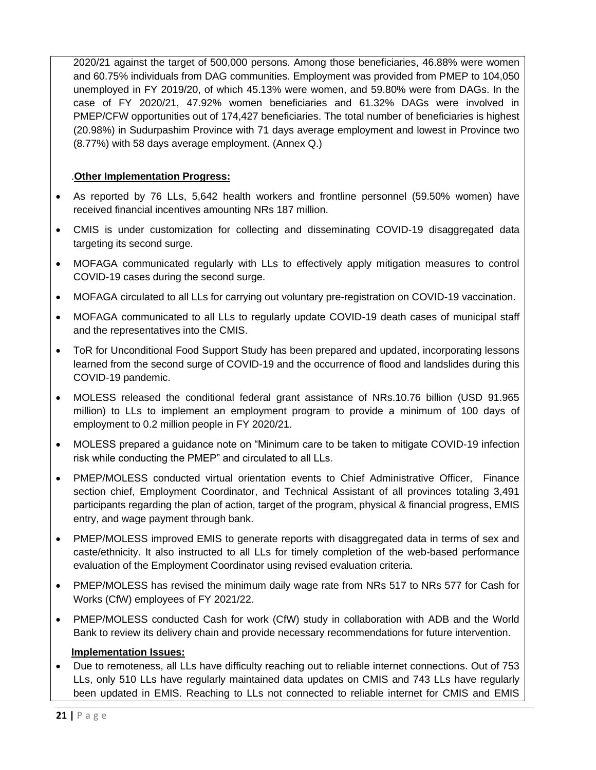2020/21 against the target of 500,000 persons. Among those beneficiaries, 46.88% were women and 60.75% individuals from DAG communities. Employment was provided from PMEP to 104,050 unemployed in FY 2019/20, of which 45.13% were women, and 59.80% were from DAGs. In the case of FY 2020/21, 47.92% women beneficiaries and 61.32% DAGs were involved in PMEP/CFW opportunities out of 174,427 beneficiaries. The total number of beneficiaries is highest (20.98%) in Sudurpashim Province with 71 days average employment and lowest in Province two (8.77%) with 58 days average employment. (Annex Q.)

.**Other Implementation Progress:**

- As reported by 76 LLs, 5,642 health workers and frontline personnel (59.50% women) have received financial incentives amounting NRs 187 million.
- CMIS is under customization for collecting and disseminating COVID-19 disaggregated data targeting its second surge.
- MOFAGA communicated regularly with LLs to effectively apply mitigation measures to control COVID-19 cases during the second surge.
- MOFAGA circulated to all LLs for carrying out voluntary pre-registration on COVID-19 vaccination.
- MOFAGA communicated to all LLs to regularly update COVID-19 death cases of municipal staff and the representatives into the CMIS.
- ToR for Unconditional Food Support Study has been prepared and updated, incorporating lessons learned from the second surge of COVID-19 and the occurrence of flood and landslides during this COVID-19 pandemic.
- MOLESS released the conditional federal grant assistance of NRs.10.76 billion (USD 91.965 million) to LLs to implement an employment program to provide a minimum of 100 days of employment to 0.2 million people in FY 2020/21.
- MOLESS prepared a guidance note on "Minimum care to be taken to mitigate COVID-19 infection risk while conducting the PMEP" and circulated to all LLs.
- PMEP/MOLESS conducted virtual orientation events to Chief Administrative Officer, Finance section chief, Employment Coordinator, and Technical Assistant of all provinces totaling 3,491 participants regarding the plan of action, target of the program, physical & financial progress, EMIS entry, and wage payment through bank.
- PMEP/MOLESS improved EMIS to generate reports with disaggregated data in terms of sex and caste/ethnicity. It also instructed to all LLs for timely completion of the web-based performance evaluation of the Employment Coordinator using revised evaluation criteria.
- PMEP/MOLESS has revised the minimum daily wage rate from NRs 517 to NRs 577 for Cash for Works (CfW) employees of FY 2021/22.
- PMEP/MOLESS conducted Cash for work (CfW) study in collaboration with ADB and the World Bank to review its delivery chain and provide necessary recommendations for future intervention.

**Implementation Issues:**

- Due to remoteness, all LLs have difficulty reaching out to reliable internet connections. Out of 753 LLs, only 510 LLs have regularly maintained data updates on CMIS and 743 LLs have regularly been updated in EMIS. Reaching to LLs not connected to reliable internet for CMIS and EMIS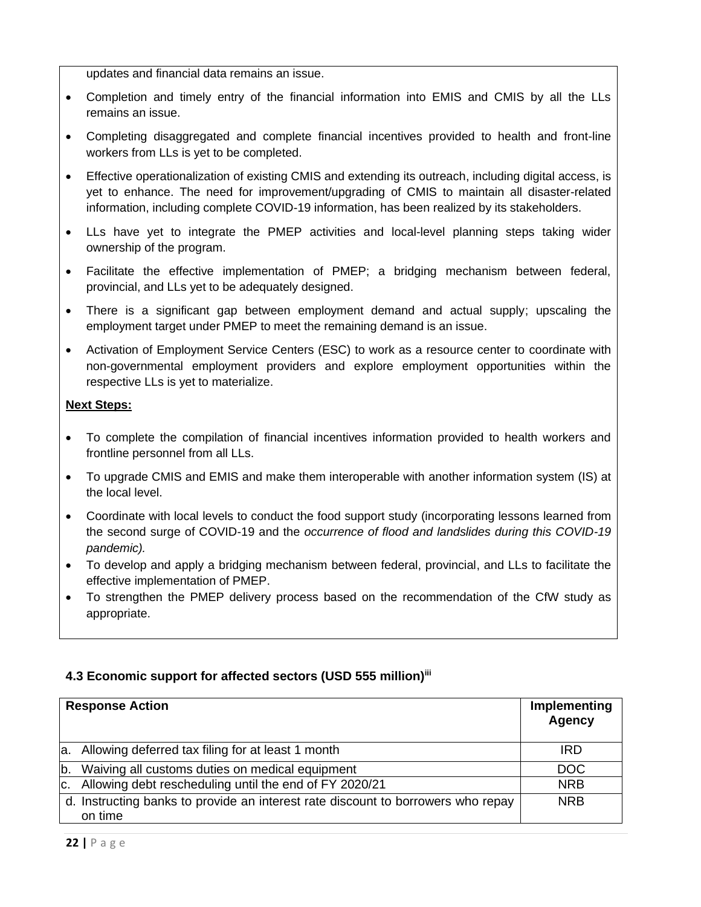updates and financial data remains an issue.

- Completion and timely entry of the financial information into EMIS and CMIS by all the LLs remains an issue.
- Completing disaggregated and complete financial incentives provided to health and front-line workers from LLs is yet to be completed.
- Effective operationalization of existing CMIS and extending its outreach, including digital access, is yet to enhance. The need for improvement/upgrading of CMIS to maintain all disaster-related information, including complete COVID-19 information, has been realized by its stakeholders.
- LLs have yet to integrate the PMEP activities and local-level planning steps taking wider ownership of the program.
- Facilitate the effective implementation of PMEP; a bridging mechanism between federal, provincial, and LLs yet to be adequately designed.
- There is a significant gap between employment demand and actual supply; upscaling the employment target under PMEP to meet the remaining demand is an issue.
- Activation of Employment Service Centers (ESC) to work as a resource center to coordinate with non-governmental employment providers and explore employment opportunities within the respective LLs is yet to materialize.

**Next Steps:**

- To complete the compilation of financial incentives information provided to health workers and frontline personnel from all LLs.
- To upgrade CMIS and EMIS and make them interoperable with another information system (IS) at the local level.
- Coordinate with local levels to conduct the food support study (incorporating lessons learned from the second surge of COVID-19 and the *occurrence of flood and landslides during this COVID-19 pandemic).*
- To develop and apply a bridging mechanism between federal, provincial, and LLs to facilitate the effective implementation of PMEP.
- To strengthen the PMEP delivery process based on the recommendation of the CfW study as appropriate.

### 4.3 Economic support for affected sectors (USD 555 million)[iii]

| Response Action | Implementing Agency |
|---|---|
| a. Allowing deferred tax filing for at least 1 month | IRD |
| b. Waiving all customs duties on medical equipment | DOC |
| c. Allowing debt rescheduling until the end of FY 2020/21 | NRB |
| d. Instructing banks to provide an interest rate discount to borrowers who repay on time | NRB |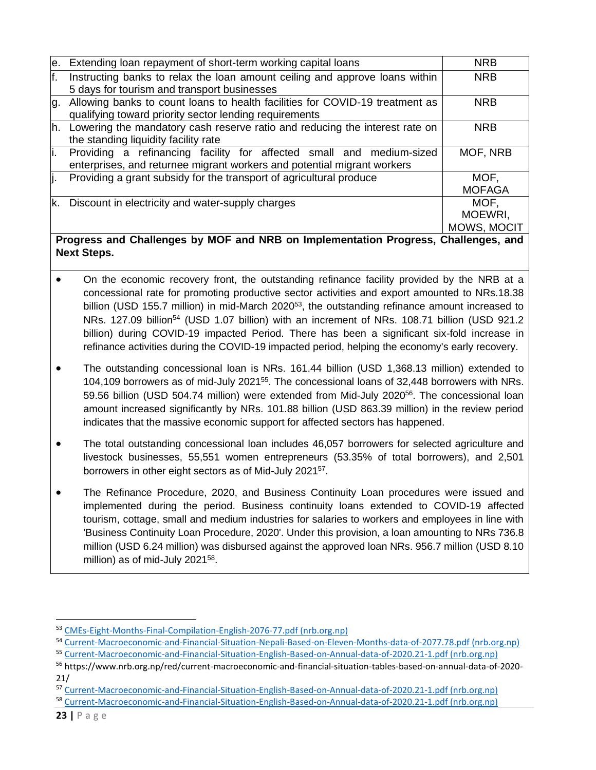| | | |
|---|---|---|
| e. | Extending loan repayment of short-term working capital loans | NRB |
| f. | Instructing banks to relax the loan amount ceiling and approve loans within 5 days for tourism and transport businesses | NRB |
| g. | Allowing banks to count loans to health facilities for COVID-19 treatment as qualifying toward priority sector lending requirements | NRB |
| h. | Lowering the mandatory cash reserve ratio and reducing the interest rate on the standing liquidity facility rate | NRB |
| i. | Providing a refinancing facility for affected small and medium-sized enterprises, and returnee migrant workers and potential migrant workers | MOF, NRB |
| j. | Providing a grant subsidy for the transport of agricultural produce | MOF, MOFAGA |
| k. | Discount in electricity and water-supply charges | MOF, MOEWRI, MOWS, MOCIT |

**Progress and Challenges by MOF and NRB on Implementation Progress, Challenges, and Next Steps.**

- On the economic recovery front, the outstanding refinance facility provided by the NRB at a concessional rate for promoting productive sector activities and export amounted to NRs.18.38 billion (USD 155.7 million) in mid-March 2020[53], the outstanding refinance amount increased to NRs. 127.09 billion[54] (USD 1.07 billion) with an increment of NRs. 108.71 billion (USD 921.2 billion) during COVID-19 impacted Period. There has been a significant six-fold increase in refinance activities during the COVID-19 impacted period, helping the economy's early recovery.
- The outstanding concessional loan is NRs. 161.44 billion (USD 1,368.13 million) extended to 104,109 borrowers as of mid-July 2021[55]. The concessional loans of 32,448 borrowers with NRs. 59.56 billion (USD 504.74 million) were extended from Mid-July 2020[56]. The concessional loan amount increased significantly by NRs. 101.88 billion (USD 863.39 million) in the review period indicates that the massive economic support for affected sectors has happened.
- The total outstanding concessional loan includes 46,057 borrowers for selected agriculture and livestock businesses, 55,551 women entrepreneurs (53.35% of total borrowers), and 2,501 borrowers in other eight sectors as of Mid-July 2021[57].
- The Refinance Procedure, 2020, and Business Continuity Loan procedures were issued and implemented during the period. Business continuity loans extended to COVID-19 affected tourism, cottage, small and medium industries for salaries to workers and employees in line with 'Business Continuity Loan Procedure, 2020'. Under this provision, a loan amounting to NRs 736.8 million (USD 6.24 million) was disbursed against the approved loan NRs. 956.7 million (USD 8.10 million) as of mid-July 2021[58].

[53] CMEs-Eight-Months-Final-Compilation-English-2076-77.pdf (nrb.org.np)

[54] Current-Macroeconomic-and-Financial-Situation-Nepali-Based-on-Eleven-Months-data-of-2077.78.pdf (nrb.org.np)

[55] Current-Macroeconomic-and-Financial-Situation-English-Based-on-Annual-data-of-2020.21-1.pdf (nrb.org.np)

[56] https://www.nrb.org.np/red/current-macroeconomic-and-financial-situation-tables-based-on-annual-data-of-2020-21/

[57] Current-Macroeconomic-and-Financial-Situation-English-Based-on-Annual-data-of-2020.21-1.pdf (nrb.org.np)

[58] Current-Macroeconomic-and-Financial-Situation-English-Based-on-Annual-data-of-2020.21-1.pdf (nrb.org.np)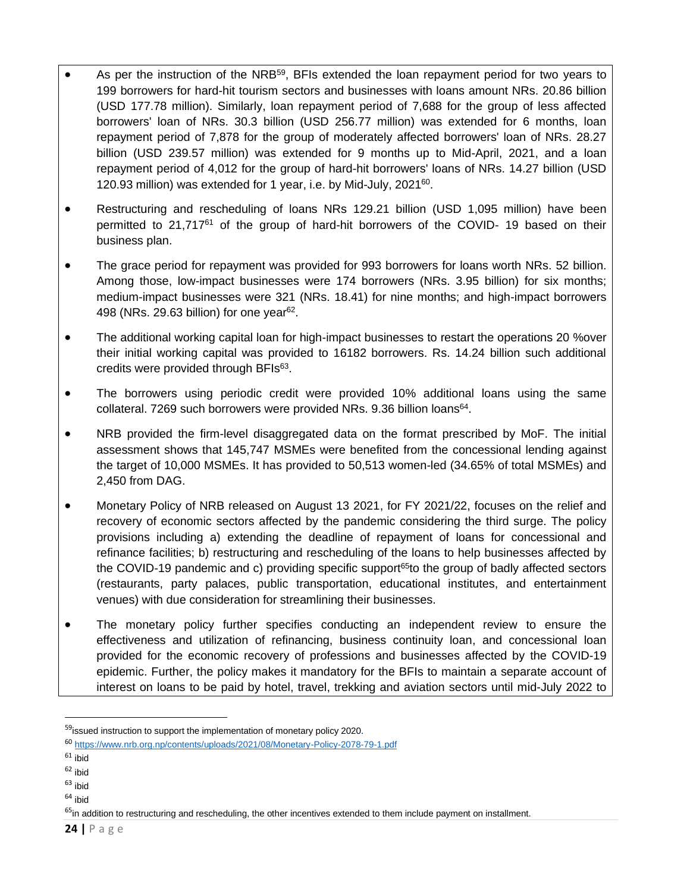- As per the instruction of the NRB[59], BFIs extended the loan repayment period for two years to 199 borrowers for hard-hit tourism sectors and businesses with loans amount NRs. 20.86 billion (USD 177.78 million). Similarly, loan repayment period of 7,688 for the group of less affected borrowers' loan of NRs. 30.3 billion (USD 256.77 million) was extended for 6 months, loan repayment period of 7,878 for the group of moderately affected borrowers' loan of NRs. 28.27 billion (USD 239.57 million) was extended for 9 months up to Mid-April, 2021, and a loan repayment period of 4,012 for the group of hard-hit borrowers' loans of NRs. 14.27 billion (USD 120.93 million) was extended for 1 year, i.e. by Mid-July, 2021[60].
- Restructuring and rescheduling of loans NRs 129.21 billion (USD 1,095 million) have been permitted to 21,717[61] of the group of hard-hit borrowers of the COVID- 19 based on their business plan.
- The grace period for repayment was provided for 993 borrowers for loans worth NRs. 52 billion. Among those, low-impact businesses were 174 borrowers (NRs. 3.95 billion) for six months; medium-impact businesses were 321 (NRs. 18.41) for nine months; and high-impact borrowers 498 (NRs. 29.63 billion) for one year[62].
- The additional working capital loan for high-impact businesses to restart the operations 20 %over their initial working capital was provided to 16182 borrowers. Rs. 14.24 billion such additional credits were provided through BFIs[63].
- The borrowers using periodic credit were provided 10% additional loans using the same collateral. 7269 such borrowers were provided NRs. 9.36 billion loans[64].
- NRB provided the firm-level disaggregated data on the format prescribed by MoF. The initial assessment shows that 145,747 MSMEs were benefited from the concessional lending against the target of 10,000 MSMEs. It has provided to 50,513 women-led (34.65% of total MSMEs) and 2,450 from DAG.
- Monetary Policy of NRB released on August 13 2021, for FY 2021/22, focuses on the relief and recovery of economic sectors affected by the pandemic considering the third surge. The policy provisions including a) extending the deadline of repayment of loans for concessional and refinance facilities; b) restructuring and rescheduling of the loans to help businesses affected by the COVID-19 pandemic and c) providing specific support[65]to the group of badly affected sectors (restaurants, party palaces, public transportation, educational institutes, and entertainment venues) with due consideration for streamlining their businesses.
- The monetary policy further specifies conducting an independent review to ensure the effectiveness and utilization of refinancing, business continuity loan, and concessional loan provided for the economic recovery of professions and businesses affected by the COVID-19 epidemic. Further, the policy makes it mandatory for the BFIs to maintain a separate account of interest on loans to be paid by hotel, travel, trekking and aviation sectors until mid-July 2022 to

---

[59]issued instruction to support the implementation of monetary policy 2020.

[60] https://www.nrb.org.np/contents/uploads/2021/08/Monetary-Policy-2078-79-1.pdf

[61] ibid

[62] ibid

[63] ibid

[64] ibid

[65]in addition to restructuring and rescheduling, the other incentives extended to them include payment on installment.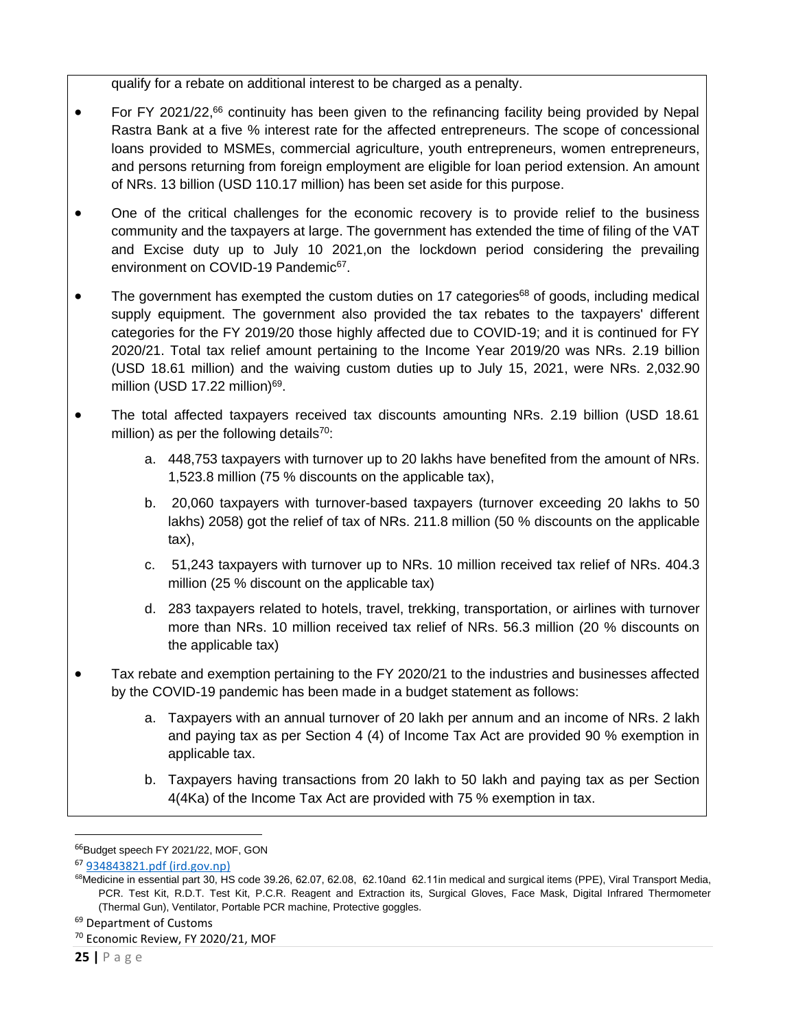qualify for a rebate on additional interest to be charged as a penalty.

- For FY 2021/22,[66] continuity has been given to the refinancing facility being provided by Nepal Rastra Bank at a five % interest rate for the affected entrepreneurs. The scope of concessional loans provided to MSMEs, commercial agriculture, youth entrepreneurs, women entrepreneurs, and persons returning from foreign employment are eligible for loan period extension. An amount of NRs. 13 billion (USD 110.17 million) has been set aside for this purpose.

- One of the critical challenges for the economic recovery is to provide relief to the business community and the taxpayers at large. The government has extended the time of filing of the VAT and Excise duty up to July 10 2021,on the lockdown period considering the prevailing environment on COVID-19 Pandemic[67].

- The government has exempted the custom duties on 17 categories[68] of goods, including medical supply equipment. The government also provided the tax rebates to the taxpayers' different categories for the FY 2019/20 those highly affected due to COVID-19; and it is continued for FY 2020/21. Total tax relief amount pertaining to the Income Year 2019/20 was NRs. 2.19 billion (USD 18.61 million) and the waiving custom duties up to July 15, 2021, were NRs. 2,032.90 million (USD 17.22 million)[69].

- The total affected taxpayers received tax discounts amounting NRs. 2.19 billion (USD 18.61 million) as per the following details[70]:

    a. 448,753 taxpayers with turnover up to 20 lakhs have benefited from the amount of NRs. 1,523.8 million (75 % discounts on the applicable tax),

    b. 20,060 taxpayers with turnover-based taxpayers (turnover exceeding 20 lakhs to 50 lakhs) 2058) got the relief of tax of NRs. 211.8 million (50 % discounts on the applicable tax),

    c. 51,243 taxpayers with turnover up to NRs. 10 million received tax relief of NRs. 404.3 million (25 % discount on the applicable tax)

    d. 283 taxpayers related to hotels, travel, trekking, transportation, or airlines with turnover more than NRs. 10 million received tax relief of NRs. 56.3 million (20 % discounts on the applicable tax)

- Tax rebate and exemption pertaining to the FY 2020/21 to the industries and businesses affected by the COVID-19 pandemic has been made in a budget statement as follows:

    a. Taxpayers with an annual turnover of 20 lakh per annum and an income of NRs. 2 lakh and paying tax as per Section 4 (4) of Income Tax Act are provided 90 % exemption in applicable tax.

    b. Taxpayers having transactions from 20 lakh to 50 lakh and paying tax as per Section 4(4Ka) of the Income Tax Act are provided with 75 % exemption in tax.

---

[66] Budget speech FY 2021/22, MOF, GON

[67] 934843821.pdf (ird.gov.np)

[68] Medicine in essential part 30, HS code 39.26, 62.07, 62.08, 62.10and 62.11in medical and surgical items (PPE), Viral Transport Media, PCR. Test Kit, R.D.T. Test Kit, P.C.R. Reagent and Extraction its, Surgical Gloves, Face Mask, Digital Infrared Thermometer (Thermal Gun), Ventilator, Portable PCR machine, Protective goggles.

[69] Department of Customs

[70] Economic Review, FY 2020/21, MOF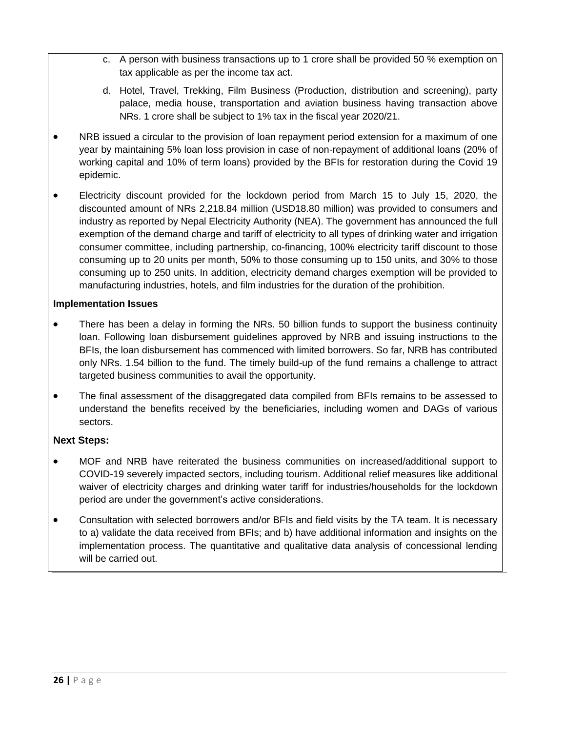c. A person with business transactions up to 1 crore shall be provided 50 % exemption on tax applicable as per the income tax act.

d. Hotel, Travel, Trekking, Film Business (Production, distribution and screening), party palace, media house, transportation and aviation business having transaction above NRs. 1 crore shall be subject to 1% tax in the fiscal year 2020/21.

- NRB issued a circular to the provision of loan repayment period extension for a maximum of one year by maintaining 5% loan loss provision in case of non-repayment of additional loans (20% of working capital and 10% of term loans) provided by the BFIs for restoration during the Covid 19 epidemic.
- Electricity discount provided for the lockdown period from March 15 to July 15, 2020, the discounted amount of NRs 2,218.84 million (USD18.80 million) was provided to consumers and industry as reported by Nepal Electricity Authority (NEA). The government has announced the full exemption of the demand charge and tariff of electricity to all types of drinking water and irrigation consumer committee, including partnership, co-financing, 100% electricity tariff discount to those consuming up to 20 units per month, 50% to those consuming up to 150 units, and 30% to those consuming up to 250 units. In addition, electricity demand charges exemption will be provided to manufacturing industries, hotels, and film industries for the duration of the prohibition.

**Implementation Issues**

- There has been a delay in forming the NRs. 50 billion funds to support the business continuity loan. Following loan disbursement guidelines approved by NRB and issuing instructions to the BFIs, the loan disbursement has commenced with limited borrowers. So far, NRB has contributed only NRs. 1.54 billion to the fund. The timely build-up of the fund remains a challenge to attract targeted business communities to avail the opportunity.
- The final assessment of the disaggregated data compiled from BFIs remains to be assessed to understand the benefits received by the beneficiaries, including women and DAGs of various sectors.

**Next Steps:**

- MOF and NRB have reiterated the business communities on increased/additional support to COVID-19 severely impacted sectors, including tourism. Additional relief measures like additional waiver of electricity charges and drinking water tariff for industries/households for the lockdown period are under the government's active considerations.
- Consultation with selected borrowers and/or BFIs and field visits by the TA team. It is necessary to a) validate the data received from BFIs; and b) have additional information and insights on the implementation process. The quantitative and qualitative data analysis of concessional lending will be carried out.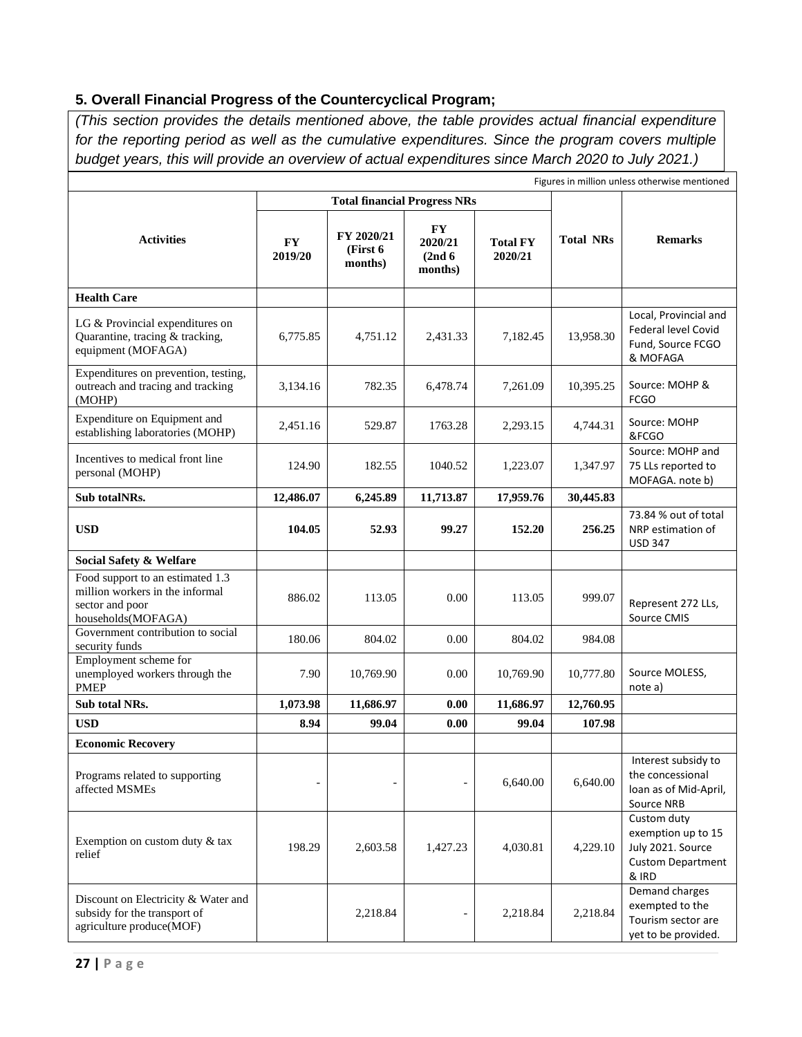## 5. Overall Financial Progress of the Countercyclical Program;

*(This section provides the details mentioned above, the table provides actual financial expenditure for the reporting period as well as the cumulative expenditures. Since the program covers multiple budget years, this will provide an overview of actual expenditures since March 2020 to July 2021.)*

Figures in million unless otherwise mentioned

| Activities | Total financial Progress NRs | | | | Total NRs | Remarks |
|---|---|---|---|---|---|---|
| | FY 2019/20 | FY 2020/21 (First 6 months) | FY 2020/21 (2nd 6 months) | Total FY 2020/21 | | |
| **Health Care** | | | | | | |
| LG & Provincial expenditures on Quarantine, tracing & tracking, equipment (MOFAGA) | 6,775.85 | 4,751.12 | 2,431.33 | 7,182.45 | 13,958.30 | Local, Provincial and Federal level Covid Fund, Source FCGO & MOFAGA |
| Expenditures on prevention, testing, outreach and tracing and tracking (MOHP) | 3,134.16 | 782.35 | 6,478.74 | 7,261.09 | 10,395.25 | Source: MOHP & FCGO |
| Expenditure on Equipment and establishing laboratories (MOHP) | 2,451.16 | 529.87 | 1763.28 | 2,293.15 | 4,744.31 | Source: MOHP &FCGO |
| Incentives to medical front line personal (MOHP) | 124.90 | 182.55 | 1040.52 | 1,223.07 | 1,347.97 | Source: MOHP and 75 LLs reported to MOFAGA. note b) |
| **Sub totalNRs.** | **12,486.07** | **6,245.89** | **11,713.87** | **17,959.76** | **30,445.83** | |
| **USD** | **104.05** | **52.93** | **99.27** | **152.20** | **256.25** | 73.84 % out of total NRP estimation of USD 347 |
| **Social Safety & Welfare** | | | | | | |
| Food support to an estimated 1.3 million workers in the informal sector and poor households(MOFAGA) | 886.02 | 113.05 | 0.00 | 113.05 | 999.07 | Represent 272 LLs, Source CMIS |
| Government contribution to social security funds | 180.06 | 804.02 | 0.00 | 804.02 | 984.08 | |
| Employment scheme for unemployed workers through the PMEP | 7.90 | 10,769.90 | 0.00 | 10,769.90 | 10,777.80 | Source MOLESS, note a) |
| **Sub total NRs.** | **1,073.98** | **11,686.97** | **0.00** | **11,686.97** | **12,760.95** | |
| **USD** | **8.94** | **99.04** | **0.00** | **99.04** | **107.98** | |
| **Economic Recovery** | | | | | | |
| Programs related to supporting affected MSMEs | - | - | - | 6,640.00 | 6,640.00 | Interest subsidy to the concessional loan as of Mid-April, Source NRB |
| Exemption on custom duty & tax relief | 198.29 | 2,603.58 | 1,427.23 | 4,030.81 | 4,229.10 | Custom duty exemption up to 15 July 2021. Source Custom Department & IRD |
| Discount on Electricity & Water and subsidy for the transport of agriculture produce(MOF) | | 2,218.84 | - | 2,218.84 | 2,218.84 | Demand charges exempted to the Tourism sector are yet to be provided. |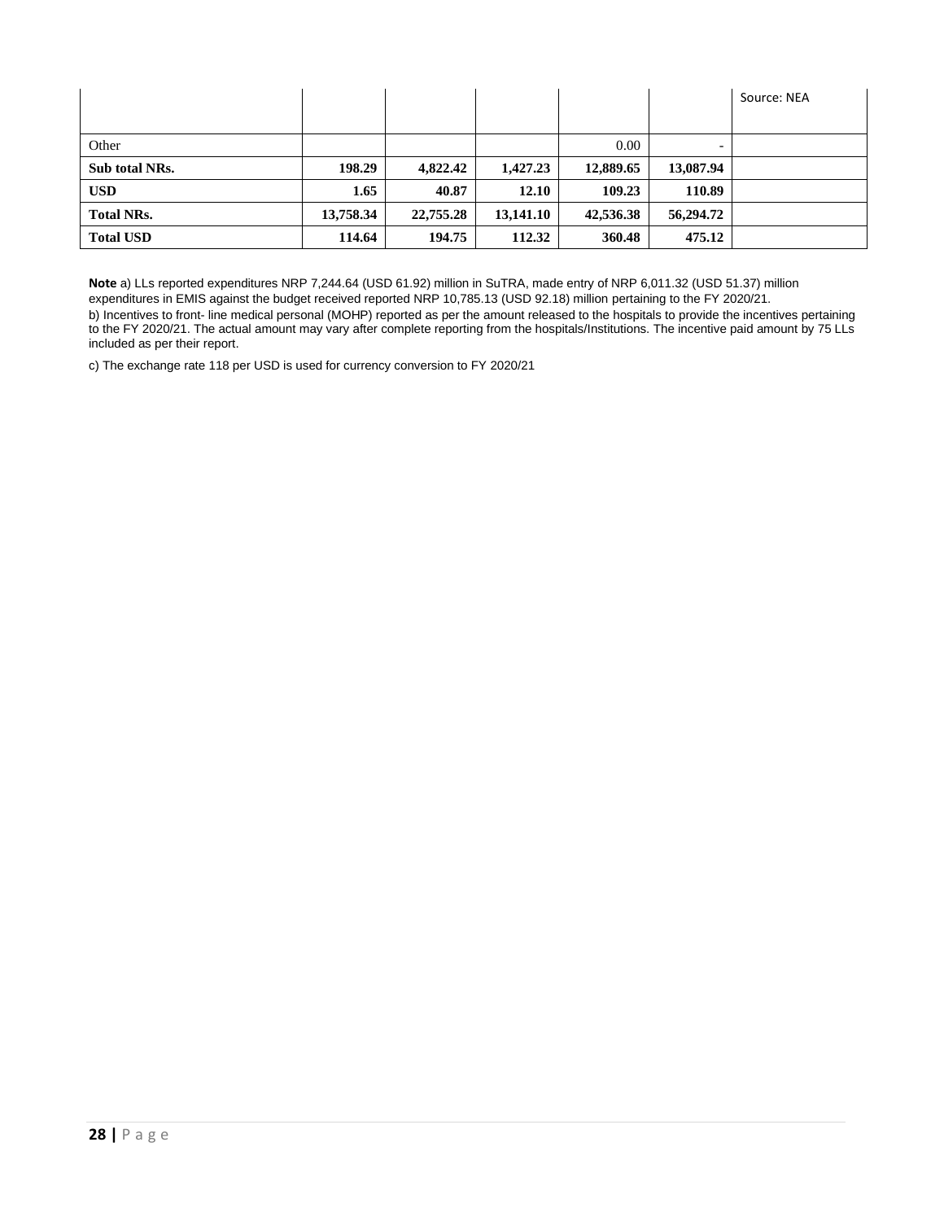| | | | | | | |
|---|---|---|---|---|---|---|
| | | | | | | Source: NEA |
| Other | | | | 0.00 | - | |
| **Sub total NRs.** | **198.29** | **4,822.42** | **1,427.23** | **12,889.65** | **13,087.94** | |
| **USD** | **1.65** | **40.87** | **12.10** | **109.23** | **110.89** | |
| **Total NRs.** | **13,758.34** | **22,755.28** | **13,141.10** | **42,536.38** | **56,294.72** | |
| **Total USD** | **114.64** | **194.75** | **112.32** | **360.48** | **475.12** | |

**Note** a) LLs reported expenditures NRP 7,244.64 (USD 61.92) million in SuTRA, made entry of NRP 6,011.32 (USD 51.37) million expenditures in EMIS against the budget received reported NRP 10,785.13 (USD 92.18) million pertaining to the FY 2020/21.

b) Incentives to front- line medical personal (MOHP) reported as per the amount released to the hospitals to provide the incentives pertaining to the FY 2020/21. The actual amount may vary after complete reporting from the hospitals/Institutions. The incentive paid amount by 75 LLs included as per their report.

c) The exchange rate 118 per USD is used for currency conversion to FY 2020/21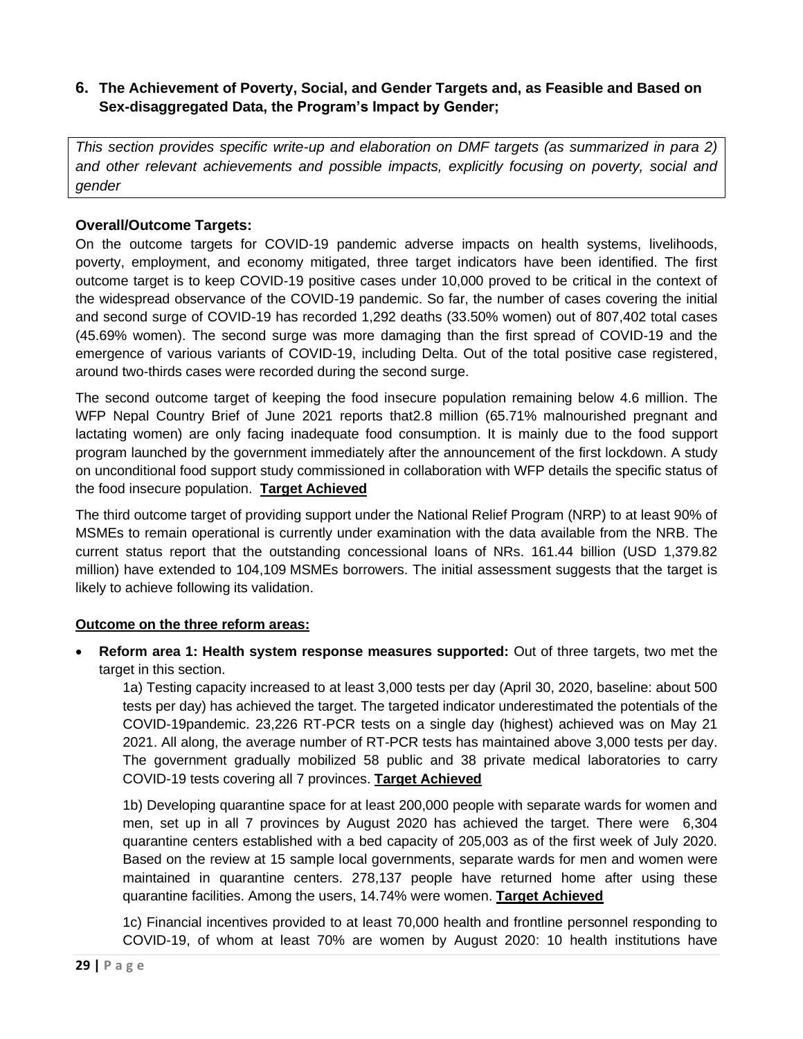## 6. The Achievement of Poverty, Social, and Gender Targets and, as Feasible and Based on Sex-disaggregated Data, the Program's Impact by Gender;

*This section provides specific write-up and elaboration on DMF targets (as summarized in para 2) and other relevant achievements and possible impacts, explicitly focusing on poverty, social and gender*

**Overall/Outcome Targets:**

On the outcome targets for COVID-19 pandemic adverse impacts on health systems, livelihoods, poverty, employment, and economy mitigated, three target indicators have been identified. The first outcome target is to keep COVID-19 positive cases under 10,000 proved to be critical in the context of the widespread observance of the COVID-19 pandemic. So far, the number of cases covering the initial and second surge of COVID-19 has recorded 1,292 deaths (33.50% women) out of 807,402 total cases (45.69% women). The second surge was more damaging than the first spread of COVID-19 and the emergence of various variants of COVID-19, including Delta. Out of the total positive case registered, around two-thirds cases were recorded during the second surge.

The second outcome target of keeping the food insecure population remaining below 4.6 million. The WFP Nepal Country Brief of June 2021 reports that2.8 million (65.71% malnourished pregnant and lactating women) are only facing inadequate food consumption. It is mainly due to the food support program launched by the government immediately after the announcement of the first lockdown. A study on unconditional food support study commissioned in collaboration with WFP details the specific status of the food insecure population. **Target Achieved**

The third outcome target of providing support under the National Relief Program (NRP) to at least 90% of MSMEs to remain operational is currently under examination with the data available from the NRB. The current status report that the outstanding concessional loans of NRs. 161.44 billion (USD 1,379.82 million) have extended to 104,109 MSMEs borrowers. The initial assessment suggests that the target is likely to achieve following its validation.

**Outcome on the three reform areas:**

- **Reform area 1: Health system response measures supported:** Out of three targets, two met the target in this section.

  1a) Testing capacity increased to at least 3,000 tests per day (April 30, 2020, baseline: about 500 tests per day) has achieved the target. The targeted indicator underestimated the potentials of the COVID-19pandemic. 23,226 RT-PCR tests on a single day (highest) achieved was on May 21 2021. All along, the average number of RT-PCR tests has maintained above 3,000 tests per day. The government gradually mobilized 58 public and 38 private medical laboratories to carry COVID-19 tests covering all 7 provinces. **Target Achieved**

  1b) Developing quarantine space for at least 200,000 people with separate wards for women and men, set up in all 7 provinces by August 2020 has achieved the target. There were 6,304 quarantine centers established with a bed capacity of 205,003 as of the first week of July 2020. Based on the review at 15 sample local governments, separate wards for men and women were maintained in quarantine centers. 278,137 people have returned home after using these quarantine facilities. Among the users, 14.74% were women. **Target Achieved**

  1c) Financial incentives provided to at least 70,000 health and frontline personnel responding to COVID-19, of whom at least 70% are women by August 2020: 10 health institutions have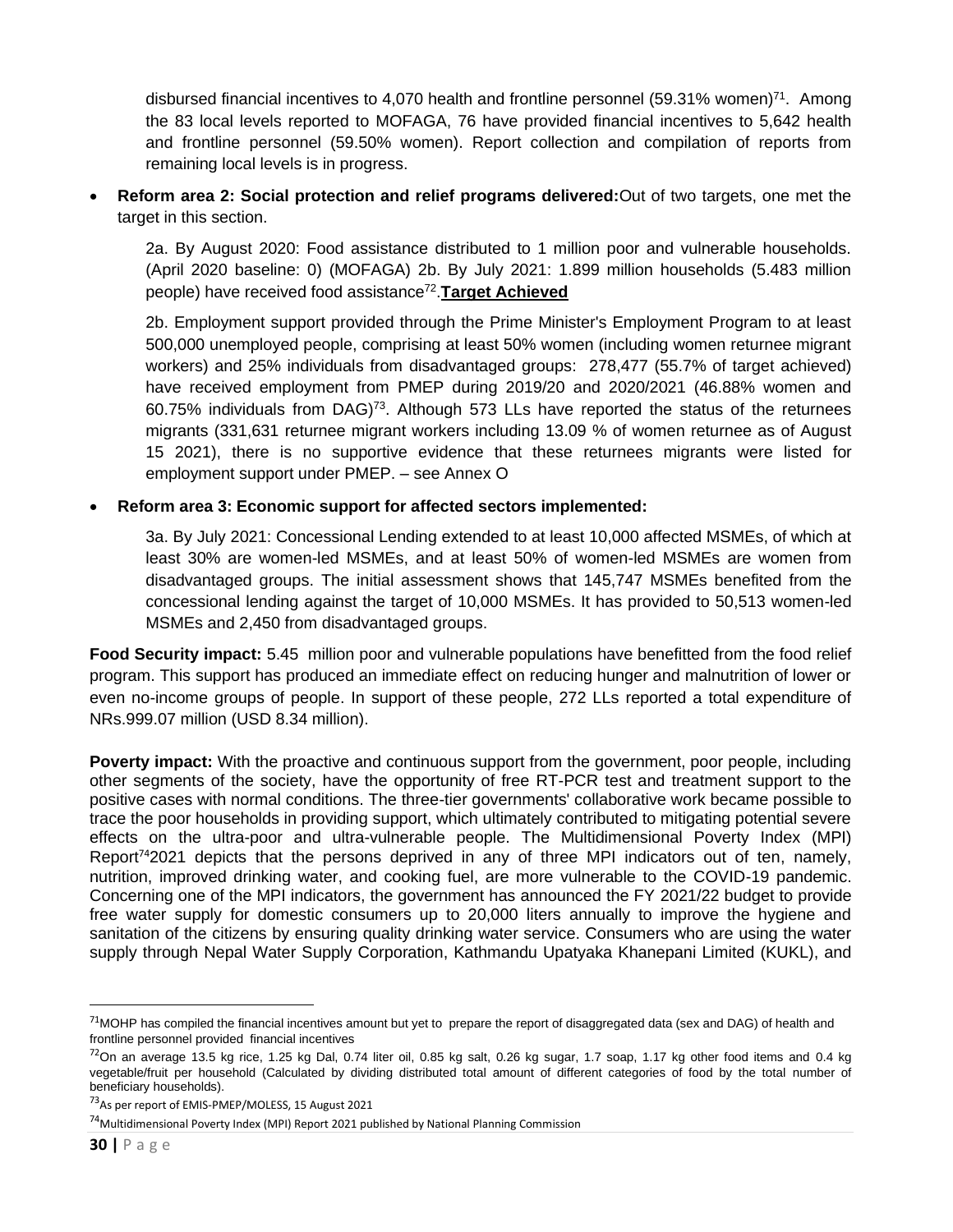disbursed financial incentives to 4,070 health and frontline personnel (59.31% women)[71]. Among the 83 local levels reported to MOFAGA, 76 have provided financial incentives to 5,642 health and frontline personnel (59.50% women). Report collection and compilation of reports from remaining local levels is in progress.

- **Reform area 2: Social protection and relief programs delivered:**Out of two targets, one met the target in this section.

  2a. By August 2020: Food assistance distributed to 1 million poor and vulnerable households. (April 2020 baseline: 0) (MOFAGA) 2b. By July 2021: 1.899 million households (5.483 million people) have received food assistance[72].**Target Achieved**

  2b. Employment support provided through the Prime Minister's Employment Program to at least 500,000 unemployed people, comprising at least 50% women (including women returnee migrant workers) and 25% individuals from disadvantaged groups: 278,477 (55.7% of target achieved) have received employment from PMEP during 2019/20 and 2020/2021 (46.88% women and 60.75% individuals from DAG)[73]. Although 573 LLs have reported the status of the returnees migrants (331,631 returnee migrant workers including 13.09 % of women returnee as of August 15 2021), there is no supportive evidence that these returnees migrants were listed for employment support under PMEP. – see Annex O

- **Reform area 3: Economic support for affected sectors implemented:**

  3a. By July 2021: Concessional Lending extended to at least 10,000 affected MSMEs, of which at least 30% are women-led MSMEs, and at least 50% of women-led MSMEs are women from disadvantaged groups. The initial assessment shows that 145,747 MSMEs benefited from the concessional lending against the target of 10,000 MSMEs. It has provided to 50,513 women-led MSMEs and 2,450 from disadvantaged groups.

**Food Security impact:** 5.45 million poor and vulnerable populations have benefitted from the food relief program. This support has produced an immediate effect on reducing hunger and malnutrition of lower or even no-income groups of people. In support of these people, 272 LLs reported a total expenditure of NRs.999.07 million (USD 8.34 million).

**Poverty impact:** With the proactive and continuous support from the government, poor people, including other segments of the society, have the opportunity of free RT-PCR test and treatment support to the positive cases with normal conditions. The three-tier governments' collaborative work became possible to trace the poor households in providing support, which ultimately contributed to mitigating potential severe effects on the ultra-poor and ultra-vulnerable people. The Multidimensional Poverty Index (MPI) Report[74]2021 depicts that the persons deprived in any of three MPI indicators out of ten, namely, nutrition, improved drinking water, and cooking fuel, are more vulnerable to the COVID-19 pandemic. Concerning one of the MPI indicators, the government has announced the FY 2021/22 budget to provide free water supply for domestic consumers up to 20,000 liters annually to improve the hygiene and sanitation of the citizens by ensuring quality drinking water service. Consumers who are using the water supply through Nepal Water Supply Corporation, Kathmandu Upatyaka Khanepani Limited (KUKL), and

---

[71]MOHP has compiled the financial incentives amount but yet to prepare the report of disaggregated data (sex and DAG) of health and frontline personnel provided financial incentives

[72]On an average 13.5 kg rice, 1.25 kg Dal, 0.74 liter oil, 0.85 kg salt, 0.26 kg sugar, 1.7 soap, 1.17 kg other food items and 0.4 kg vegetable/fruit per household (Calculated by dividing distributed total amount of different categories of food by the total number of beneficiary households).

[73]As per report of EMIS-PMEP/MOLESS, 15 August 2021

[74]Multidimensional Poverty Index (MPI) Report 2021 published by National Planning Commission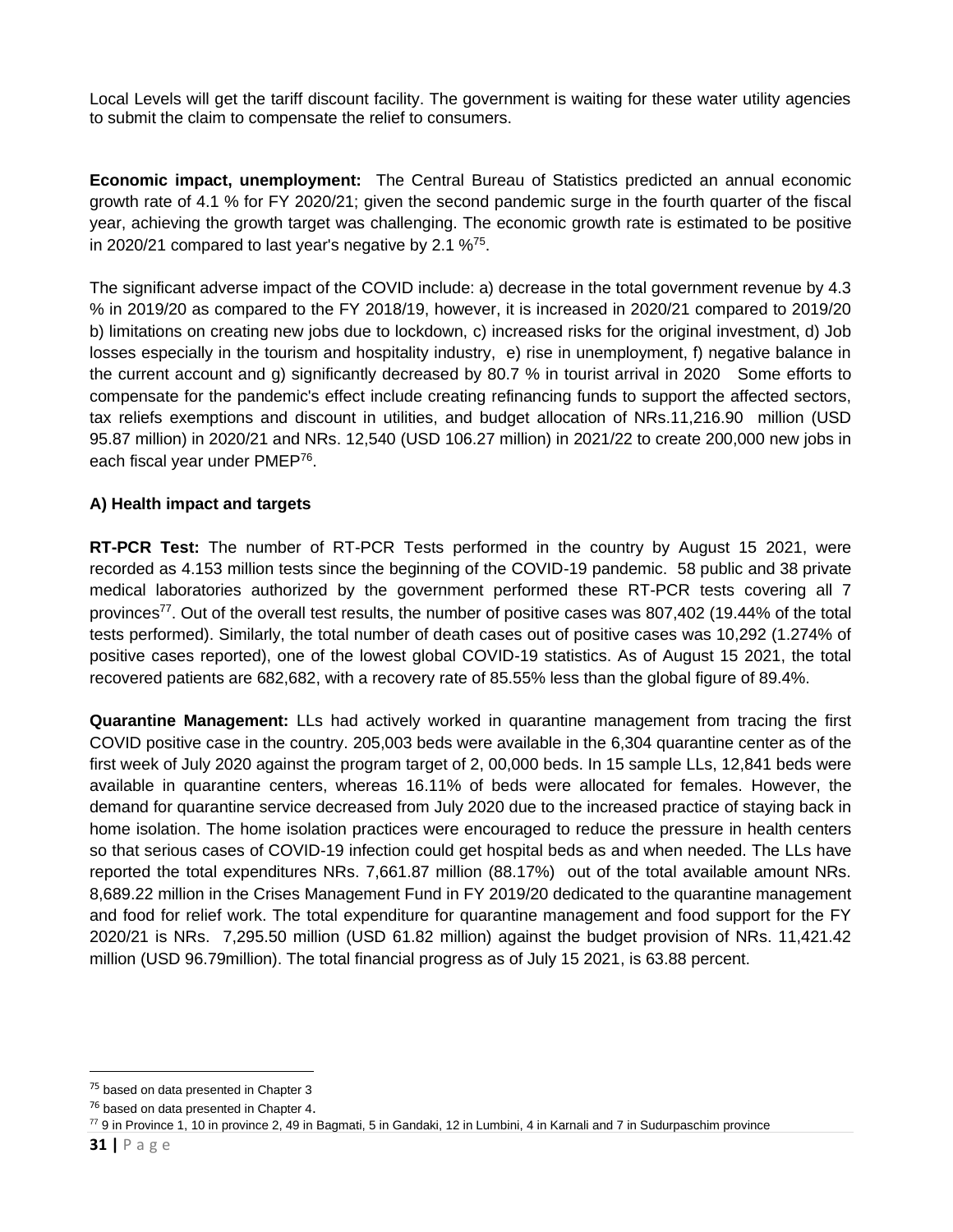Local Levels will get the tariff discount facility. The government is waiting for these water utility agencies to submit the claim to compensate the relief to consumers.

**Economic impact, unemployment:** The Central Bureau of Statistics predicted an annual economic growth rate of 4.1 % for FY 2020/21; given the second pandemic surge in the fourth quarter of the fiscal year, achieving the growth target was challenging. The economic growth rate is estimated to be positive in 2020/21 compared to last year's negative by 2.1 %[75].

The significant adverse impact of the COVID include: a) decrease in the total government revenue by 4.3 % in 2019/20 as compared to the FY 2018/19, however, it is increased in 2020/21 compared to 2019/20 b) limitations on creating new jobs due to lockdown, c) increased risks for the original investment, d) Job losses especially in the tourism and hospitality industry, e) rise in unemployment, f) negative balance in the current account and g) significantly decreased by 80.7 % in tourist arrival in 2020 Some efforts to compensate for the pandemic's effect include creating refinancing funds to support the affected sectors, tax reliefs exemptions and discount in utilities, and budget allocation of NRs.11,216.90 million (USD 95.87 million) in 2020/21 and NRs. 12,540 (USD 106.27 million) in 2021/22 to create 200,000 new jobs in each fiscal year under PMEP[76].

**A) Health impact and targets**

**RT-PCR Test:** The number of RT-PCR Tests performed in the country by August 15 2021, were recorded as 4.153 million tests since the beginning of the COVID-19 pandemic. 58 public and 38 private medical laboratories authorized by the government performed these RT-PCR tests covering all 7 provinces[77]. Out of the overall test results, the number of positive cases was 807,402 (19.44% of the total tests performed). Similarly, the total number of death cases out of positive cases was 10,292 (1.274% of positive cases reported), one of the lowest global COVID-19 statistics. As of August 15 2021, the total recovered patients are 682,682, with a recovery rate of 85.55% less than the global figure of 89.4%.

**Quarantine Management:** LLs had actively worked in quarantine management from tracing the first COVID positive case in the country. 205,003 beds were available in the 6,304 quarantine center as of the first week of July 2020 against the program target of 2, 00,000 beds. In 15 sample LLs, 12,841 beds were available in quarantine centers, whereas 16.11% of beds were allocated for females. However, the demand for quarantine service decreased from July 2020 due to the increased practice of staying back in home isolation. The home isolation practices were encouraged to reduce the pressure in health centers so that serious cases of COVID-19 infection could get hospital beds as and when needed. The LLs have reported the total expenditures NRs. 7,661.87 million (88.17%) out of the total available amount NRs. 8,689.22 million in the Crises Management Fund in FY 2019/20 dedicated to the quarantine management and food for relief work. The total expenditure for quarantine management and food support for the FY 2020/21 is NRs. 7,295.50 million (USD 61.82 million) against the budget provision of NRs. 11,421.42 million (USD 96.79million). The total financial progress as of July 15 2021, is 63.88 percent.

---

[75] based on data presented in Chapter 3

[76] based on data presented in Chapter 4.

[77] 9 in Province 1, 10 in province 2, 49 in Bagmati, 5 in Gandaki, 12 in Lumbini, 4 in Karnali and 7 in Sudurpaschim province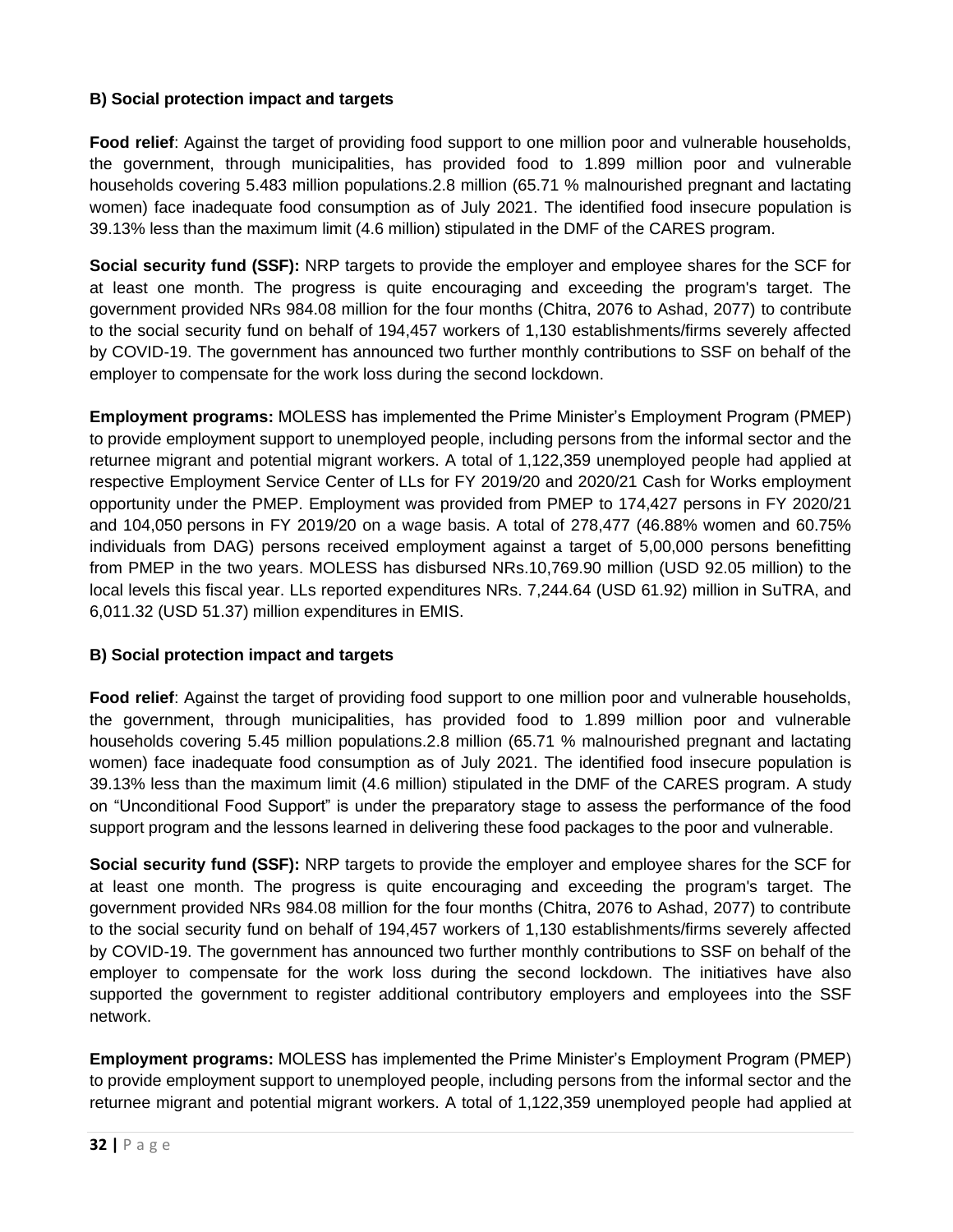**B) Social protection impact and targets**

**Food relief**: Against the target of providing food support to one million poor and vulnerable households, the government, through municipalities, has provided food to 1.899 million poor and vulnerable households covering 5.483 million populations.2.8 million (65.71 % malnourished pregnant and lactating women) face inadequate food consumption as of July 2021. The identified food insecure population is 39.13% less than the maximum limit (4.6 million) stipulated in the DMF of the CARES program.

**Social security fund (SSF):** NRP targets to provide the employer and employee shares for the SCF for at least one month. The progress is quite encouraging and exceeding the program's target. The government provided NRs 984.08 million for the four months (Chitra, 2076 to Ashad, 2077) to contribute to the social security fund on behalf of 194,457 workers of 1,130 establishments/firms severely affected by COVID-19. The government has announced two further monthly contributions to SSF on behalf of the employer to compensate for the work loss during the second lockdown.

**Employment programs:** MOLESS has implemented the Prime Minister's Employment Program (PMEP) to provide employment support to unemployed people, including persons from the informal sector and the returnee migrant and potential migrant workers. A total of 1,122,359 unemployed people had applied at respective Employment Service Center of LLs for FY 2019/20 and 2020/21 Cash for Works employment opportunity under the PMEP. Employment was provided from PMEP to 174,427 persons in FY 2020/21 and 104,050 persons in FY 2019/20 on a wage basis. A total of 278,477 (46.88% women and 60.75% individuals from DAG) persons received employment against a target of 5,00,000 persons benefitting from PMEP in the two years. MOLESS has disbursed NRs.10,769.90 million (USD 92.05 million) to the local levels this fiscal year. LLs reported expenditures NRs. 7,244.64 (USD 61.92) million in SuTRA, and 6,011.32 (USD 51.37) million expenditures in EMIS.

**B) Social protection impact and targets**

**Food relief**: Against the target of providing food support to one million poor and vulnerable households, the government, through municipalities, has provided food to 1.899 million poor and vulnerable households covering 5.45 million populations.2.8 million (65.71 % malnourished pregnant and lactating women) face inadequate food consumption as of July 2021. The identified food insecure population is 39.13% less than the maximum limit (4.6 million) stipulated in the DMF of the CARES program. A study on "Unconditional Food Support" is under the preparatory stage to assess the performance of the food support program and the lessons learned in delivering these food packages to the poor and vulnerable.

**Social security fund (SSF):** NRP targets to provide the employer and employee shares for the SCF for at least one month. The progress is quite encouraging and exceeding the program's target. The government provided NRs 984.08 million for the four months (Chitra, 2076 to Ashad, 2077) to contribute to the social security fund on behalf of 194,457 workers of 1,130 establishments/firms severely affected by COVID-19. The government has announced two further monthly contributions to SSF on behalf of the employer to compensate for the work loss during the second lockdown. The initiatives have also supported the government to register additional contributory employers and employees into the SSF network.

**Employment programs:** MOLESS has implemented the Prime Minister's Employment Program (PMEP) to provide employment support to unemployed people, including persons from the informal sector and the returnee migrant and potential migrant workers. A total of 1,122,359 unemployed people had applied at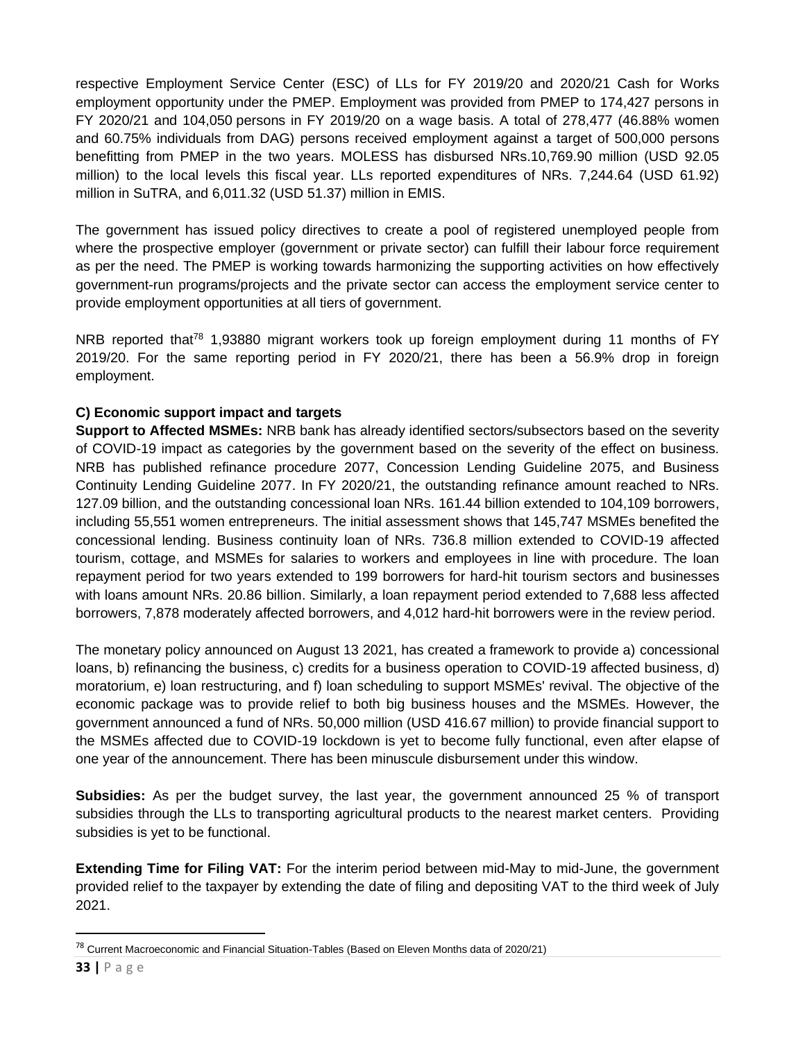respective Employment Service Center (ESC) of LLs for FY 2019/20 and 2020/21 Cash for Works employment opportunity under the PMEP. Employment was provided from PMEP to 174,427 persons in FY 2020/21 and 104,050 persons in FY 2019/20 on a wage basis. A total of 278,477 (46.88% women and 60.75% individuals from DAG) persons received employment against a target of 500,000 persons benefitting from PMEP in the two years. MOLESS has disbursed NRs.10,769.90 million (USD 92.05 million) to the local levels this fiscal year. LLs reported expenditures of NRs. 7,244.64 (USD 61.92) million in SuTRA, and 6,011.32 (USD 51.37) million in EMIS.

The government has issued policy directives to create a pool of registered unemployed people from where the prospective employer (government or private sector) can fulfill their labour force requirement as per the need. The PMEP is working towards harmonizing the supporting activities on how effectively government-run programs/projects and the private sector can access the employment service center to provide employment opportunities at all tiers of government.

NRB reported that[78] 1,93880 migrant workers took up foreign employment during 11 months of FY 2019/20. For the same reporting period in FY 2020/21, there has been a 56.9% drop in foreign employment.

**C) Economic support impact and targets**

**Support to Affected MSMEs:** NRB bank has already identified sectors/subsectors based on the severity of COVID-19 impact as categories by the government based on the severity of the effect on business. NRB has published refinance procedure 2077, Concession Lending Guideline 2075, and Business Continuity Lending Guideline 2077. In FY 2020/21, the outstanding refinance amount reached to NRs. 127.09 billion, and the outstanding concessional loan NRs. 161.44 billion extended to 104,109 borrowers, including 55,551 women entrepreneurs. The initial assessment shows that 145,747 MSMEs benefited the concessional lending. Business continuity loan of NRs. 736.8 million extended to COVID-19 affected tourism, cottage, and MSMEs for salaries to workers and employees in line with procedure. The loan repayment period for two years extended to 199 borrowers for hard-hit tourism sectors and businesses with loans amount NRs. 20.86 billion. Similarly, a loan repayment period extended to 7,688 less affected borrowers, 7,878 moderately affected borrowers, and 4,012 hard-hit borrowers were in the review period.

The monetary policy announced on August 13 2021, has created a framework to provide a) concessional loans, b) refinancing the business, c) credits for a business operation to COVID-19 affected business, d) moratorium, e) loan restructuring, and f) loan scheduling to support MSMEs' revival. The objective of the economic package was to provide relief to both big business houses and the MSMEs. However, the government announced a fund of NRs. 50,000 million (USD 416.67 million) to provide financial support to the MSMEs affected due to COVID-19 lockdown is yet to become fully functional, even after elapse of one year of the announcement. There has been minuscule disbursement under this window.

**Subsidies:** As per the budget survey, the last year, the government announced 25 % of transport subsidies through the LLs to transporting agricultural products to the nearest market centers. Providing subsidies is yet to be functional.

**Extending Time for Filing VAT:** For the interim period between mid-May to mid-June, the government provided relief to the taxpayer by extending the date of filing and depositing VAT to the third week of July 2021.

[78] Current Macroeconomic and Financial Situation-Tables (Based on Eleven Months data of 2020/21)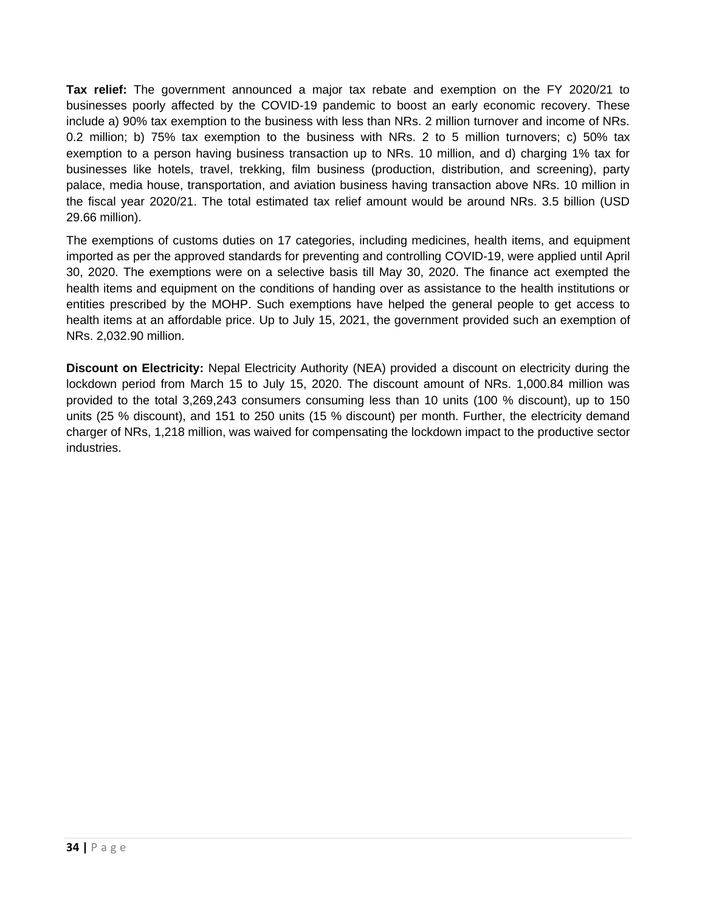**Tax relief:** The government announced a major tax rebate and exemption on the FY 2020/21 to businesses poorly affected by the COVID-19 pandemic to boost an early economic recovery. These include a) 90% tax exemption to the business with less than NRs. 2 million turnover and income of NRs. 0.2 million; b) 75% tax exemption to the business with NRs. 2 to 5 million turnovers; c) 50% tax exemption to a person having business transaction up to NRs. 10 million, and d) charging 1% tax for businesses like hotels, travel, trekking, film business (production, distribution, and screening), party palace, media house, transportation, and aviation business having transaction above NRs. 10 million in the fiscal year 2020/21. The total estimated tax relief amount would be around NRs. 3.5 billion (USD 29.66 million).

The exemptions of customs duties on 17 categories, including medicines, health items, and equipment imported as per the approved standards for preventing and controlling COVID-19, were applied until April 30, 2020. The exemptions were on a selective basis till May 30, 2020. The finance act exempted the health items and equipment on the conditions of handing over as assistance to the health institutions or entities prescribed by the MOHP. Such exemptions have helped the general people to get access to health items at an affordable price. Up to July 15, 2021, the government provided such an exemption of NRs. 2,032.90 million.

**Discount on Electricity:** Nepal Electricity Authority (NEA) provided a discount on electricity during the lockdown period from March 15 to July 15, 2020. The discount amount of NRs. 1,000.84 million was provided to the total 3,269,243 consumers consuming less than 10 units (100 % discount), up to 150 units (25 % discount), and 151 to 250 units (15 % discount) per month. Further, the electricity demand charger of NRs, 1,218 million, was waived for compensating the lockdown impact to the productive sector industries.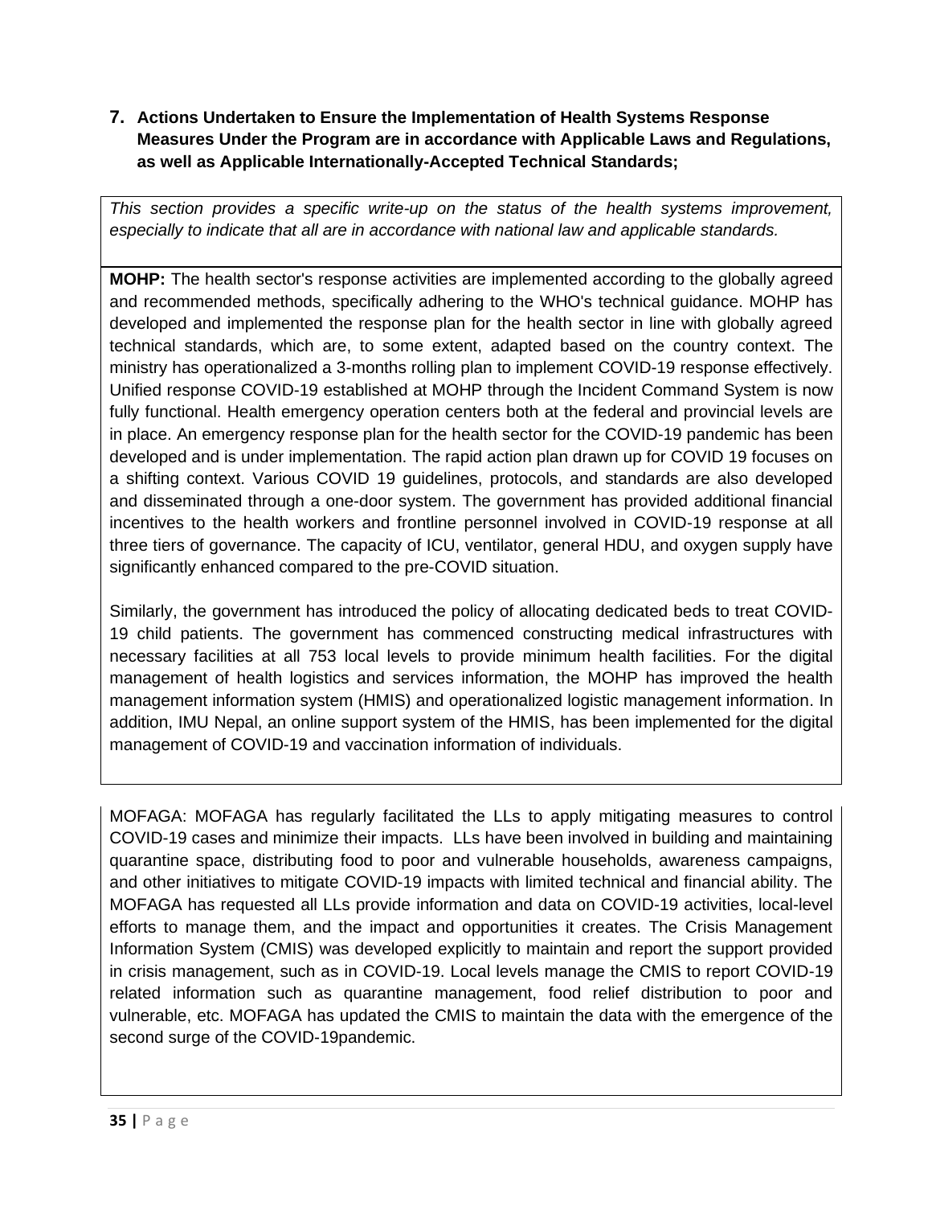## 7. Actions Undertaken to Ensure the Implementation of Health Systems Response Measures Under the Program are in accordance with Applicable Laws and Regulations, as well as Applicable Internationally-Accepted Technical Standards;

*This section provides a specific write-up on the status of the health systems improvement, especially to indicate that all are in accordance with national law and applicable standards.*

**MOHP:** The health sector's response activities are implemented according to the globally agreed and recommended methods, specifically adhering to the WHO's technical guidance. MOHP has developed and implemented the response plan for the health sector in line with globally agreed technical standards, which are, to some extent, adapted based on the country context. The ministry has operationalized a 3-months rolling plan to implement COVID-19 response effectively. Unified response COVID-19 established at MOHP through the Incident Command System is now fully functional. Health emergency operation centers both at the federal and provincial levels are in place. An emergency response plan for the health sector for the COVID-19 pandemic has been developed and is under implementation. The rapid action plan drawn up for COVID 19 focuses on a shifting context. Various COVID 19 guidelines, protocols, and standards are also developed and disseminated through a one-door system. The government has provided additional financial incentives to the health workers and frontline personnel involved in COVID-19 response at all three tiers of governance. The capacity of ICU, ventilator, general HDU, and oxygen supply have significantly enhanced compared to the pre-COVID situation.

Similarly, the government has introduced the policy of allocating dedicated beds to treat COVID-19 child patients. The government has commenced constructing medical infrastructures with necessary facilities at all 753 local levels to provide minimum health facilities. For the digital management of health logistics and services information, the MOHP has improved the health management information system (HMIS) and operationalized logistic management information. In addition, IMU Nepal, an online support system of the HMIS, has been implemented for the digital management of COVID-19 and vaccination information of individuals.

MOFAGA: MOFAGA has regularly facilitated the LLs to apply mitigating measures to control COVID-19 cases and minimize their impacts. LLs have been involved in building and maintaining quarantine space, distributing food to poor and vulnerable households, awareness campaigns, and other initiatives to mitigate COVID-19 impacts with limited technical and financial ability. The MOFAGA has requested all LLs provide information and data on COVID-19 activities, local-level efforts to manage them, and the impact and opportunities it creates. The Crisis Management Information System (CMIS) was developed explicitly to maintain and report the support provided in crisis management, such as in COVID-19. Local levels manage the CMIS to report COVID-19 related information such as quarantine management, food relief distribution to poor and vulnerable, etc. MOFAGA has updated the CMIS to maintain the data with the emergence of the second surge of the COVID-19pandemic.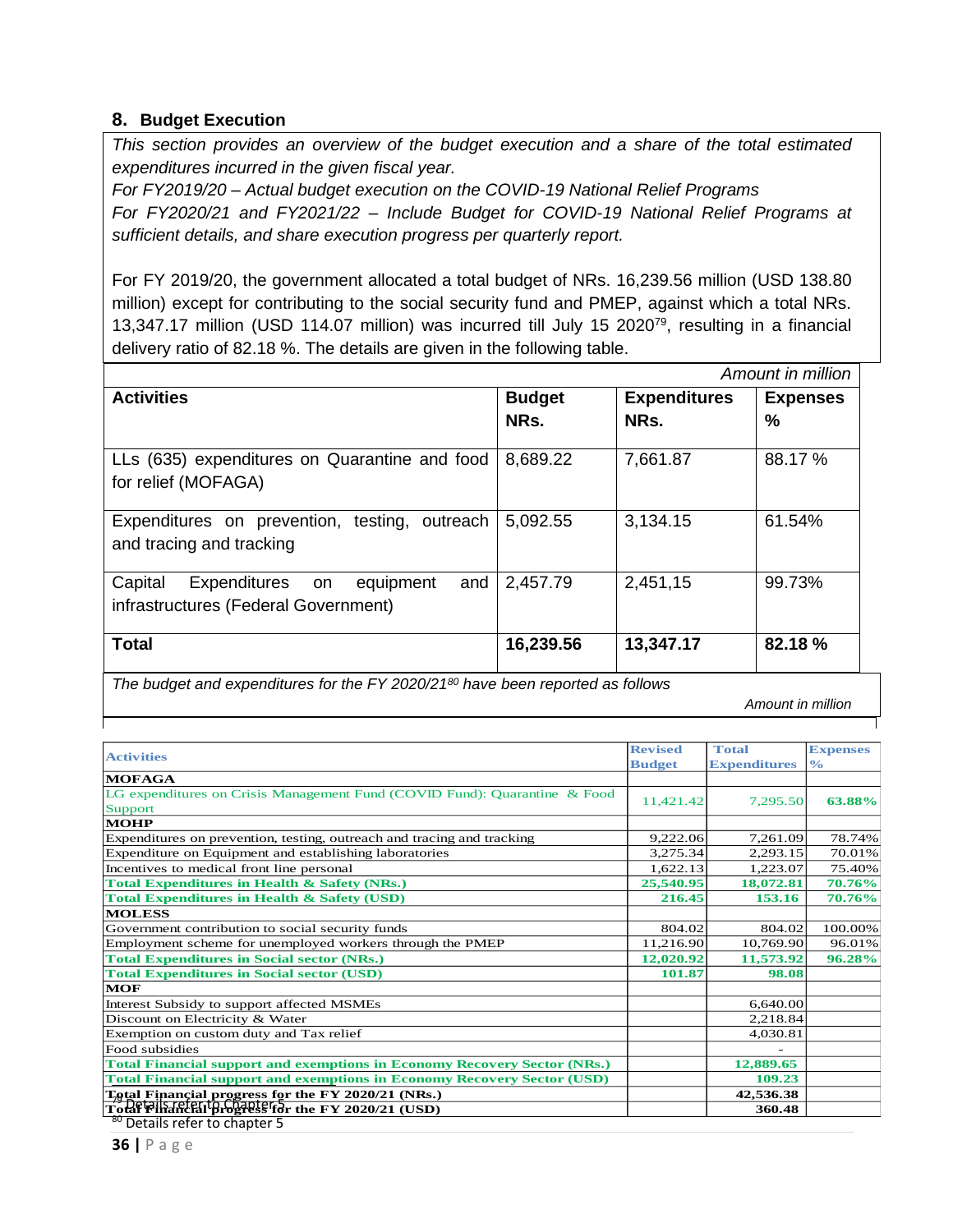## 8. Budget Execution

*This section provides an overview of the budget execution and a share of the total estimated expenditures incurred in the given fiscal year.*
*For FY2019/20 – Actual budget execution on the COVID-19 National Relief Programs*
*For FY2020/21 and FY2021/22 – Include Budget for COVID-19 National Relief Programs at sufficient details, and share execution progress per quarterly report.*

For FY 2019/20, the government allocated a total budget of NRs. 16,239.56 million (USD 138.80 million) except for contributing to the social security fund and PMEP, against which a total NRs. 13,347.17 million (USD 114.07 million) was incurred till July 15 2020[79], resulting in a financial delivery ratio of 82.18 %. The details are given in the following table.

*Amount in million*

| Activities | Budget NRs. | Expenditures NRs. | Expenses % |
|---|---|---|---|
| LLs (635) expenditures on Quarantine and food for relief (MOFAGA) | 8,689.22 | 7,661.87 | 88.17 % |
| Expenditures on prevention, testing, outreach and tracing and tracking | 5,092.55 | 3,134.15 | 61.54% |
| Capital Expenditures on equipment and infrastructures (Federal Government) | 2,457.79 | 2,451,15 | 99.73% |
| **Total** | **16,239.56** | **13,347.17** | **82.18 %** |

*The budget and expenditures for the FY 2020/21[80] have been reported as follows*

*Amount in million*

| Activities | Revised Budget | Total Expenditures | Expenses % |
|---|---|---|---|
| **MOFAGA** | | | |
| LG expenditures on Crisis Management Fund (COVID Fund): Quarantine & Food Support | 11,421.42 | 7,295.50 | **63.88%** |
| **MOHP** | | | |
| Expenditures on prevention, testing, outreach and tracing and tracking | 9,222.06 | 7,261.09 | 78.74% |
| Expenditure on Equipment and establishing laboratories | 3,275.34 | 2,293.15 | 70.01% |
| Incentives to medical front line personal | 1,622.13 | 1,223.07 | 75.40% |
| **Total Expenditures in Health & Safety (NRs.)** | **25,540.95** | **18,072.81** | **70.76%** |
| **Total Expenditures in Health & Safety (USD)** | **216.45** | **153.16** | **70.76%** |
| **MOLESS** | | | |
| Government contribution to social security funds | 804.02 | 804.02 | 100.00% |
| Employment scheme for unemployed workers through the PMEP | 11,216.90 | 10,769.90 | 96.01% |
| **Total Expenditures in Social sector (NRs.)** | **12,020.92** | **11,573.92** | **96.28%** |
| **Total Expenditures in Social sector (USD)** | **101.87** | **98.08** | |
| **MOF** | | | |
| Interest Subsidy to support affected MSMEs | | 6,640.00 | |
| Discount on Electricity & Water | | 2,218.84 | |
| Exemption on custom duty and Tax relief | | 4,030.81 | |
| Food subsidies | | - | |
| **Total Financial support and exemptions in Economy Recovery Sector (NRs.)** | | **12,889.65** | |
| **Total Financial support and exemptions in Economy Recovery Sector (USD)** | | **109.23** | |
| **Total Financial progress for the FY 2020/21 (NRs.)** | | **42,536.38** | |
| **Total Financial progress for the FY 2020/21 (USD)** | | **360.48** | |

[79] Details refer to Chapter 5

[80] Details refer to chapter 5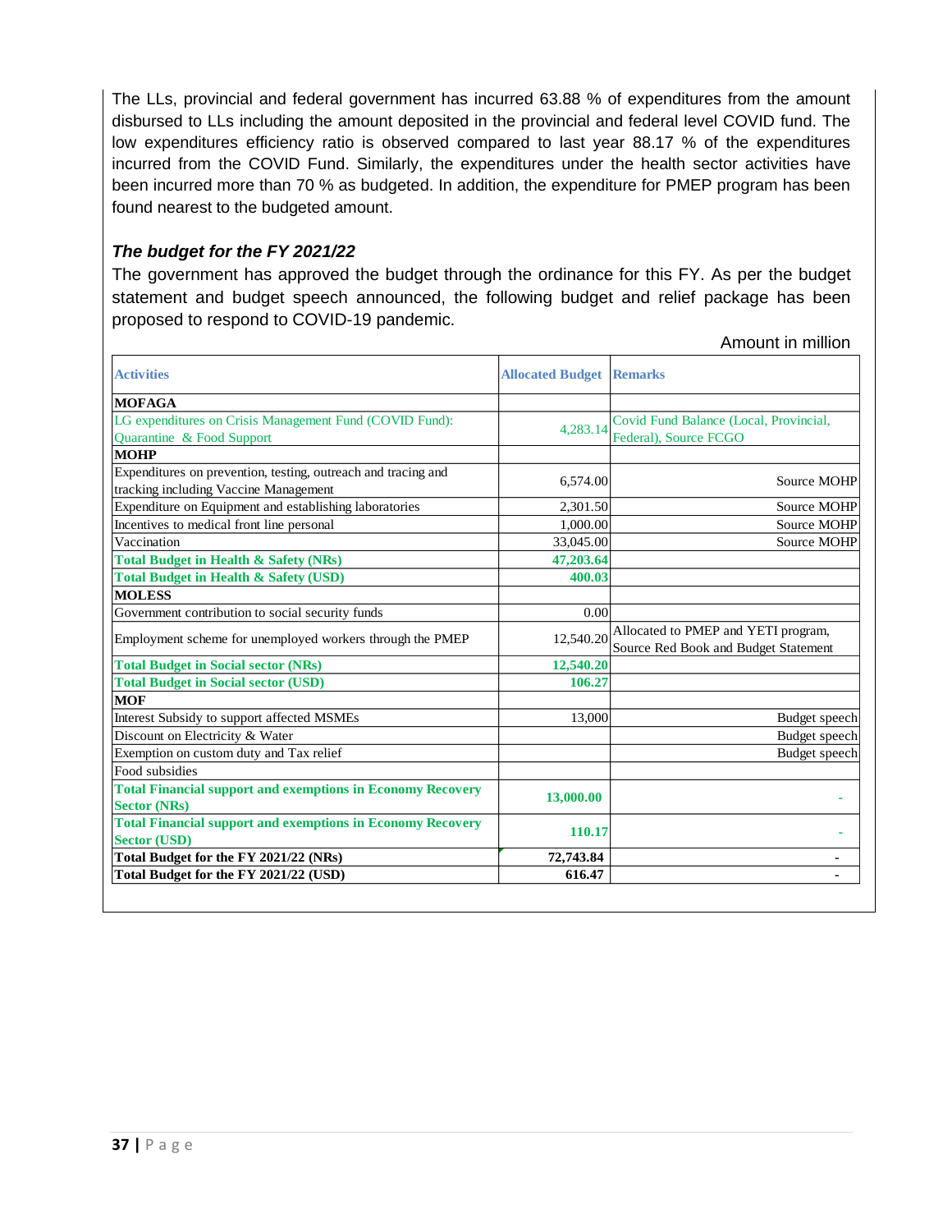The LLs, provincial and federal government has incurred 63.88 % of expenditures from the amount disbursed to LLs including the amount deposited in the provincial and federal level COVID fund. The low expenditures efficiency ratio is observed compared to last year 88.17 % of the expenditures incurred from the COVID Fund. Similarly, the expenditures under the health sector activities have been incurred more than 70 % as budgeted. In addition, the expenditure for PMEP program has been found nearest to the budgeted amount.

### *The budget for the FY 2021/22*

The government has approved the budget through the ordinance for this FY. As per the budget statement and budget speech announced, the following budget and relief package has been proposed to respond to COVID-19 pandemic.

Amount in million

| Activities | Allocated Budget | Remarks |
|---|---|---|
| **MOFAGA** | | |
| LG expenditures on Crisis Management Fund (COVID Fund): Quarantine & Food Support | 4,283.14 | Covid Fund Balance (Local, Provincial, Federal), Source FCGO |
| **MOHP** | | |
| Expenditures on prevention, testing, outreach and tracing and tracking including Vaccine Management | 6,574.00 | Source MOHP |
| Expenditure on Equipment and establishing laboratories | 2,301.50 | Source MOHP |
| Incentives to medical front line personal | 1,000.00 | Source MOHP |
| Vaccination | 33,045.00 | Source MOHP |
| **Total Budget in Health & Safety (NRs)** | **47,203.64** | |
| **Total Budget in Health & Safety (USD)** | **400.03** | |
| **MOLESS** | | |
| Government contribution to social security funds | 0.00 | |
| Employment scheme for unemployed workers through the PMEP | 12,540.20 | Allocated to PMEP and YETI program, Source Red Book and Budget Statement |
| **Total Budget in Social sector (NRs)** | **12,540.20** | |
| **Total Budget in Social sector (USD)** | **106.27** | |
| **MOF** | | |
| Interest Subsidy to support affected MSMEs | 13,000 | Budget speech |
| Discount on Electricity & Water | | Budget speech |
| Exemption on custom duty and Tax relief | | Budget speech |
| Food subsidies | | |
| **Total Financial support and exemptions in Economy Recovery Sector (NRs)** | **13,000.00** | - |
| **Total Financial support and exemptions in Economy Recovery Sector (USD)** | **110.17** | - |
| **Total Budget for the FY 2021/22 (NRs)** | **72,743.84** | **-** |
| **Total Budget for the FY 2021/22 (USD)** | **616.47** | **-** |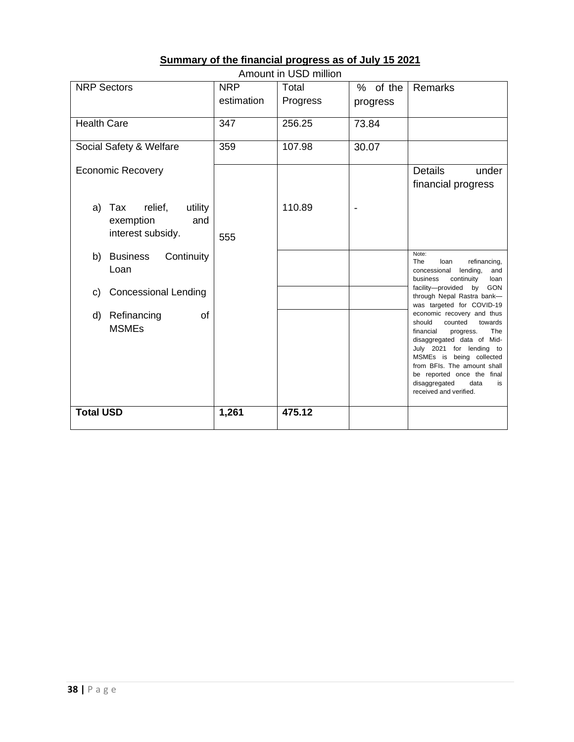**Summary of the financial progress as of July 15 2021**

Amount in USD million

| NRP Sectors | NRP estimation | Total Progress | % of the progress | Remarks |
|---|---|---|---|---|
| Health Care | 347 | 256.25 | 73.84 | |
| Social Safety & Welfare | 359 | 107.98 | 30.07 | |
| Economic Recovery<br>a) Tax relief, utility exemption and interest subsidy. | 555 | 110.89 | - | Details under financial progress |
| b) Business Continuity Loan | | | | Note:<br>The loan refinancing, concessional lending, and business continuity loan facility—provided by GON through Nepal Rastra bank—was targeted for COVID-19 economic recovery and thus should counted towards financial progress. The disaggregated data of Mid-July 2021 for lending to MSMEs is being collected from BFIs. The amount shall be reported once the final disaggregated data is received and verified. |
| c) Concessional Lending | | | | |
| d) Refinancing of MSMEs | | | | |
| **Total USD** | **1,261** | **475.12** | | |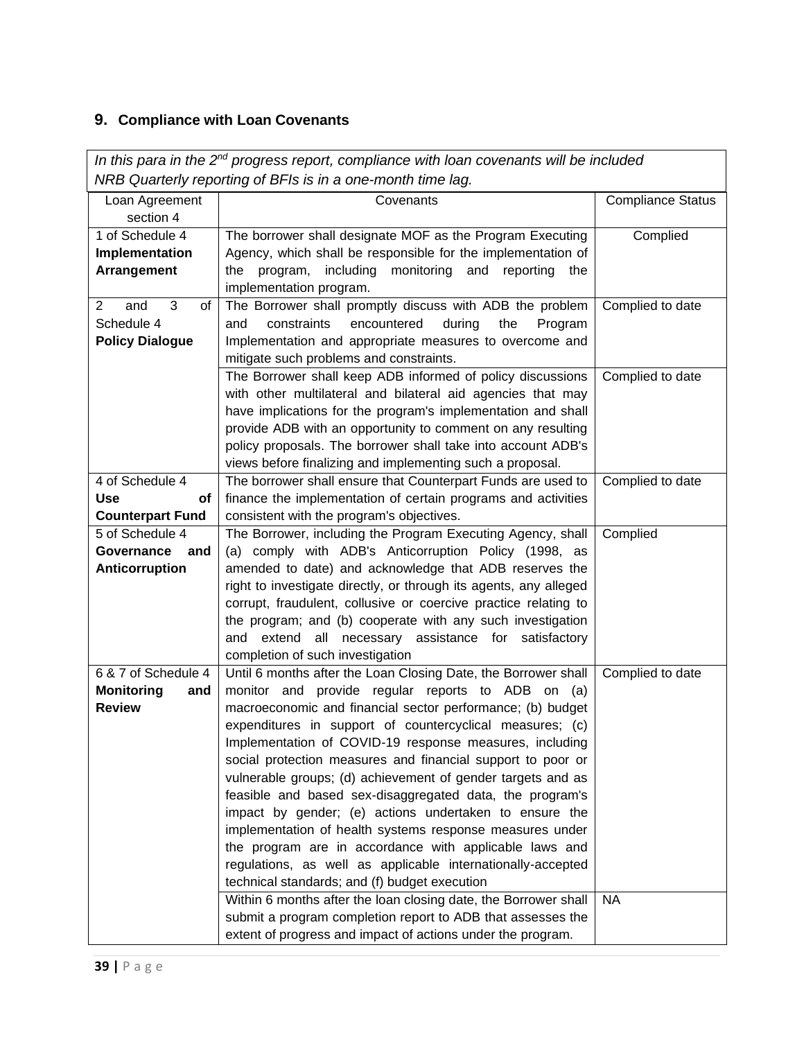## 9. Compliance with Loan Covenants

*In this para in the 2nd progress report, compliance with loan covenants will be included*
*NRB Quarterly reporting of BFIs is in a one-month time lag.*

| Loan Agreement section 4 | Covenants | Compliance Status |
|---|---|---|
| 1 of Schedule 4 **Implementation Arrangement** | The borrower shall designate MOF as the Program Executing Agency, which shall be responsible for the implementation of the program, including monitoring and reporting the implementation program. | Complied |
| 2 and 3 of Schedule 4 **Policy Dialogue** | The Borrower shall promptly discuss with ADB the problem and constraints encountered during the Program Implementation and appropriate measures to overcome and mitigate such problems and constraints. | Complied to date |
| | The Borrower shall keep ADB informed of policy discussions with other multilateral and bilateral aid agencies that may have implications for the program's implementation and shall provide ADB with an opportunity to comment on any resulting policy proposals. The borrower shall take into account ADB's views before finalizing and implementing such a proposal. | Complied to date |
| 4 of Schedule 4 **Use of Counterpart Fund** | The borrower shall ensure that Counterpart Funds are used to finance the implementation of certain programs and activities consistent with the program's objectives. | Complied to date |
| 5 of Schedule 4 **Governance and Anticorruption** | The Borrower, including the Program Executing Agency, shall (a) comply with ADB's Anticorruption Policy (1998, as amended to date) and acknowledge that ADB reserves the right to investigate directly, or through its agents, any alleged corrupt, fraudulent, collusive or coercive practice relating to the program; and (b) cooperate with any such investigation and extend all necessary assistance for satisfactory completion of such investigation | Complied |
| 6 & 7 of Schedule 4 **Monitoring and Review** | Until 6 months after the Loan Closing Date, the Borrower shall monitor and provide regular reports to ADB on (a) macroeconomic and financial sector performance; (b) budget expenditures in support of countercyclical measures; (c) Implementation of COVID-19 response measures, including social protection measures and financial support to poor or vulnerable groups; (d) achievement of gender targets and as feasible and based sex-disaggregated data, the program's impact by gender; (e) actions undertaken to ensure the implementation of health systems response measures under the program are in accordance with applicable laws and regulations, as well as applicable internationally-accepted technical standards; and (f) budget execution | Complied to date |
| | Within 6 months after the loan closing date, the Borrower shall submit a program completion report to ADB that assesses the extent of progress and impact of actions under the program. | NA |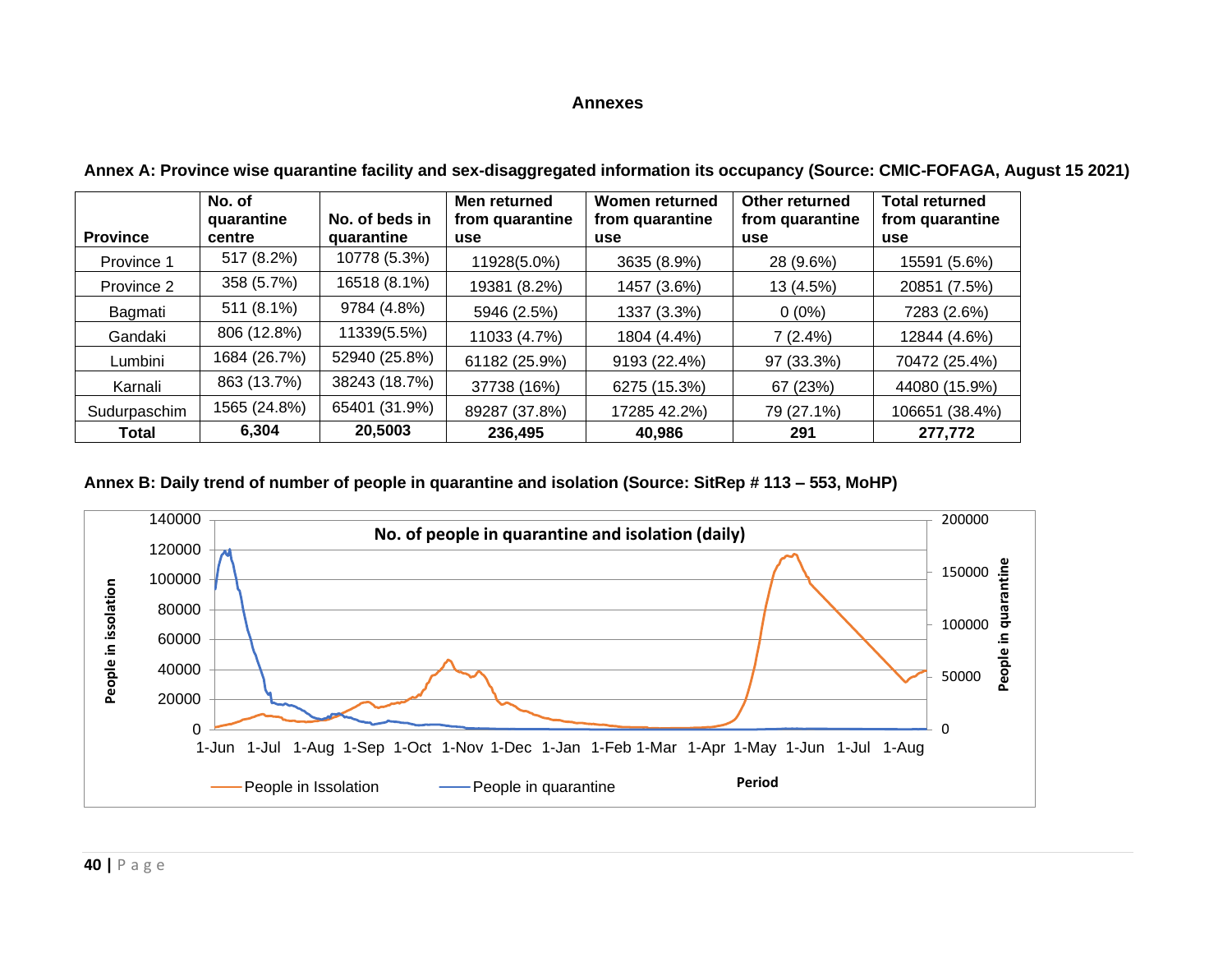## Annexes

**Annex A: Province wise quarantine facility and sex-disaggregated information its occupancy (Source: CMIC-FOFAGA, August 15 2021)**

| Province | No. of quarantine centre | No. of beds in quarantine | Men returned from quarantine use | Women returned from quarantine use | Other returned from quarantine use | Total returned from quarantine use |
|---|---|---|---|---|---|---|
| Province 1 | 517 (8.2%) | 10778 (5.3%) | 11928(5.0%) | 3635 (8.9%) | 28 (9.6%) | 15591 (5.6%) |
| Province 2 | 358 (5.7%) | 16518 (8.1%) | 19381 (8.2%) | 1457 (3.6%) | 13 (4.5%) | 20851 (7.5%) |
| Bagmati | 511 (8.1%) | 9784 (4.8%) | 5946 (2.5%) | 1337 (3.3%) | 0 (0%) | 7283 (2.6%) |
| Gandaki | 806 (12.8%) | 11339(5.5%) | 11033 (4.7%) | 1804 (4.4%) | 7 (2.4%) | 12844 (4.6%) |
| Lumbini | 1684 (26.7%) | 52940 (25.8%) | 61182 (25.9%) | 9193 (22.4%) | 97 (33.3%) | 70472 (25.4%) |
| Karnali | 863 (13.7%) | 38243 (18.7%) | 37738 (16%) | 6275 (15.3%) | 67 (23%) | 44080 (15.9%) |
| Sudurpaschim | 1565 (24.8%) | 65401 (31.9%) | 89287 (37.8%) | 17285 42.2%) | 79 (27.1%) | 106651 (38.4%) |
| **Total** | **6,304** | **20,5003** | **236,495** | **40,986** | **291** | **277,772** |

**Annex B: Daily trend of number of people in quarantine and isolation (Source: SitRep # 113 – 553, MoHP)**

No. of people in quarantine and isolation (daily)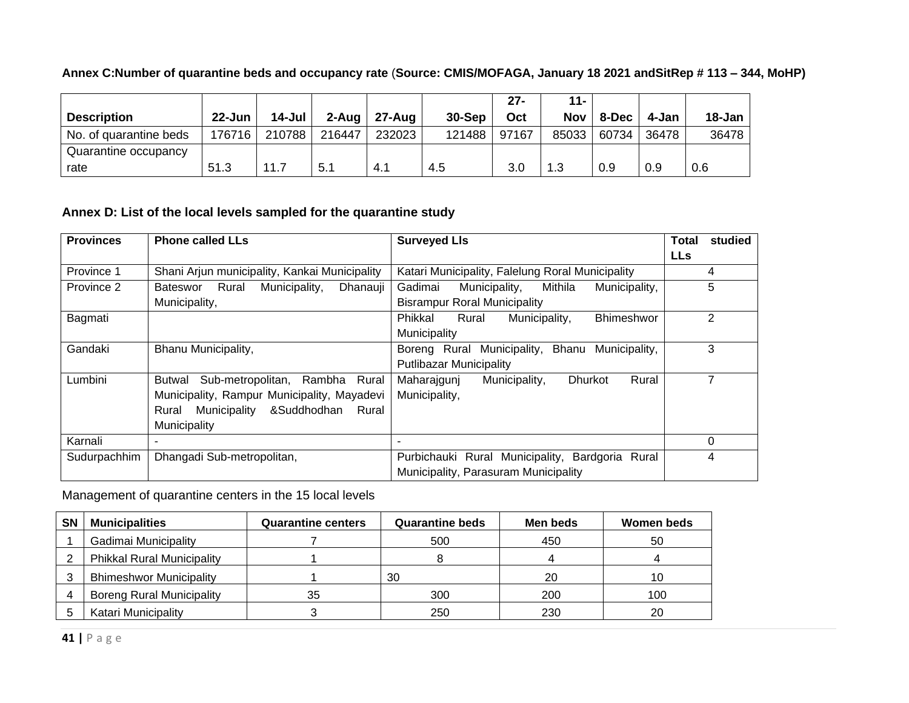**Annex C:Number of quarantine beds and occupancy rate** (**Source: CMIS/MOFAGA, January 18 2021 andSitRep # 113 – 344, MoHP)**

| Description | 22-Jun | 14-Jul | 2-Aug | 27-Aug | 30-Sep | 27-Oct | 11-Nov | 8-Dec | 4-Jan | 18-Jan |
|---|---|---|---|---|---|---|---|---|---|---|
| No. of quarantine beds | 176716 | 210788 | 216447 | 232023 | 121488 | 97167 | 85033 | 60734 | 36478 | 36478 |
| Quarantine occupancy rate | 51.3 | 11.7 | 5.1 | 4.1 | 4.5 | 3.0 | 1.3 | 0.9 | 0.9 | 0.6 |

**Annex D: List of the local levels sampled for the quarantine study**

| Provinces | Phone called LLs | Surveyed Lls | Total studied LLs |
|---|---|---|---|
| Province 1 | Shani Arjun municipality, Kankai Municipality | Katari Municipality, Falelung Roral Municipality | 4 |
| Province 2 | Bateswor Rural Municipality, Dhanauji Municipality, | Gadimai Municipality, Mithila Municipality, Bisrampur Roral Municipality | 5 |
| Bagmati | | Phikkal Rural Municipality, Bhimeshwor Municipality | 2 |
| Gandaki | Bhanu Municipality, | Boreng Rural Municipality, Bhanu Municipality, Putlibazar Municipality | 3 |
| Lumbini | Butwal Sub-metropolitan, Rambha Rural Municipality, Rampur Municipality, Mayadevi Rural Municipality &Suddhodhan Rural Municipality | Maharajgunj Municipality, Dhurkot Rural Municipality, | 7 |
| Karnali | - | - | 0 |
| Sudurpachhim | Dhangadi Sub-metropolitan, | Purbichauki Rural Municipality, Bardgoria Rural Municipality, Parasuram Municipality | 4 |

Management of quarantine centers in the 15 local levels

| SN | Municipalities | Quarantine centers | Quarantine beds | Men beds | Women beds |
|---|---|---|---|---|---|
| 1 | Gadimai Municipality | 7 | 500 | 450 | 50 |
| 2 | Phikkal Rural Municipality | 1 | 8 | 4 | 4 |
| 3 | Bhimeshwor Municipality | 1 | 30 | 20 | 10 |
| 4 | Boreng Rural Municipality | 35 | 300 | 200 | 100 |
| 5 | Katari Municipality | 3 | 250 | 230 | 20 |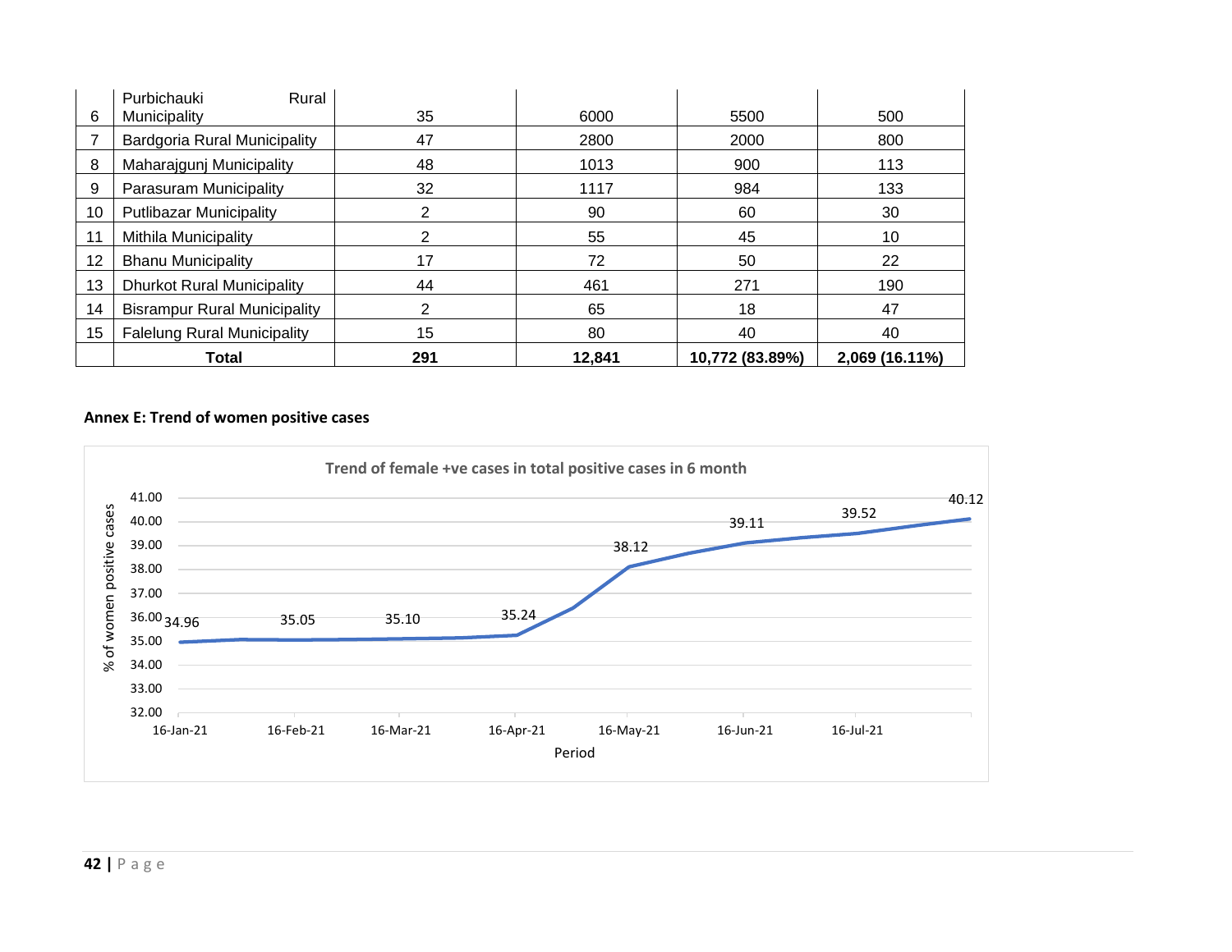| | | | | | |
|---|---|---|---|---|---|
| 6 | Purbichauki Rural Municipality | 35 | 6000 | 5500 | 500 |
| 7 | Bardgoria Rural Municipality | 47 | 2800 | 2000 | 800 |
| 8 | Maharajgunj Municipality | 48 | 1013 | 900 | 113 |
| 9 | Parasuram Municipality | 32 | 1117 | 984 | 133 |
| 10 | Putlibazar Municipality | 2 | 90 | 60 | 30 |
| 11 | Mithila Municipality | 2 | 55 | 45 | 10 |
| 12 | Bhanu Municipality | 17 | 72 | 50 | 22 |
| 13 | Dhurkot Rural Municipality | 44 | 461 | 271 | 190 |
| 14 | Bisrampur Rural Municipality | 2 | 65 | 18 | 47 |
| 15 | Falelung Rural Municipality | 15 | 80 | 40 | 40 |
| | **Total** | **291** | **12,841** | **10,772 (83.89%)** | **2,069 (16.11%)** |

**Annex E: Trend of women positive cases**

**Trend of female +ve cases in total positive cases in 6 month**

| Period | % of women positive cases |
|---|---|
| 16-Jan-21 | 34.96 |
| 16-Feb-21 | 35.05 |
| 16-Mar-21 | 35.10 |
| 16-Apr-21 | 35.24 |
| 16-May-21 | 38.12 |
| 16-Jun-21 | 39.11 |
| 16-Jul-21 | 39.52 |
| | 40.12 |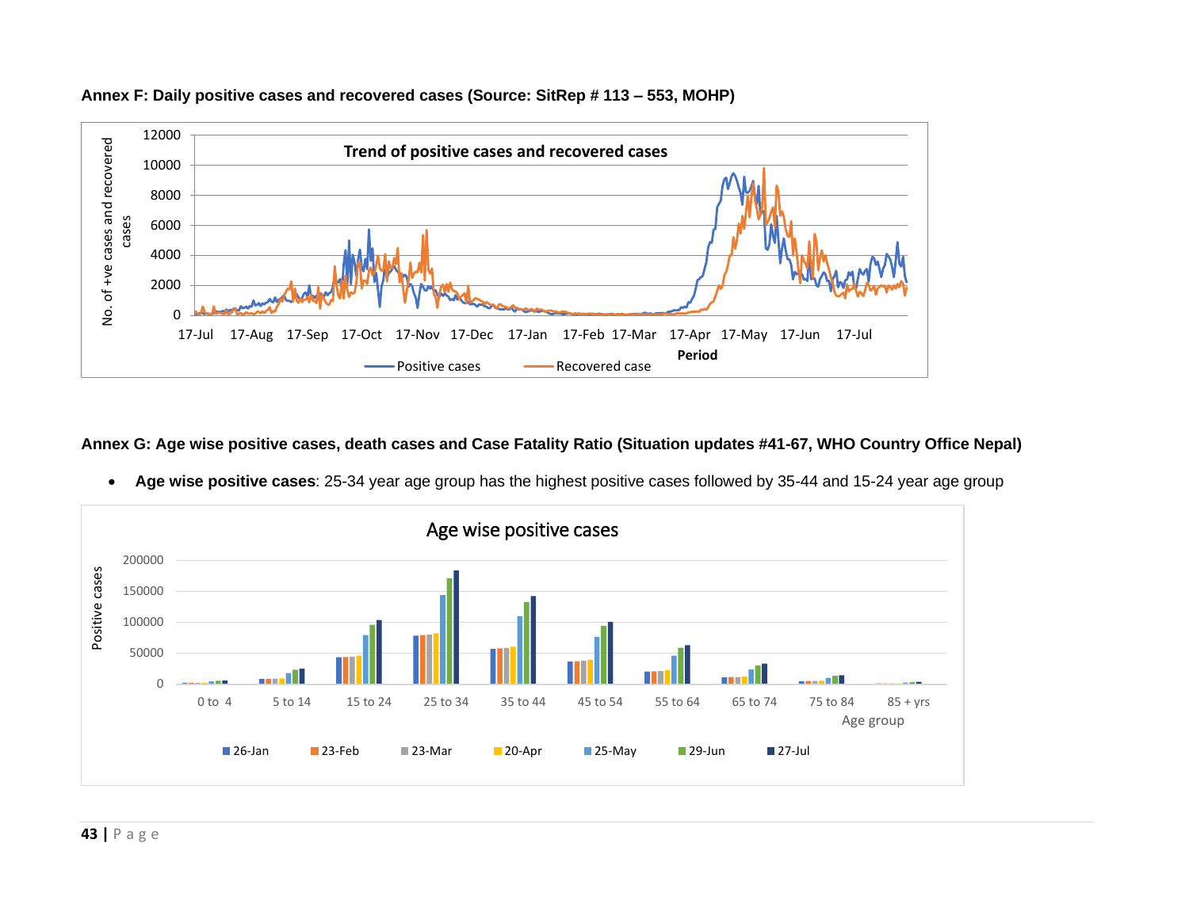**Annex F: Daily positive cases and recovered cases (Source: SitRep # 113 – 553, MOHP)**

**Annex G: Age wise positive cases, death cases and Case Fatality Ratio (Situation updates #41-67, WHO Country Office Nepal)**

- **Age wise positive cases**: 25-34 year age group has the highest positive cases followed by 35-44 and 15-24 year age group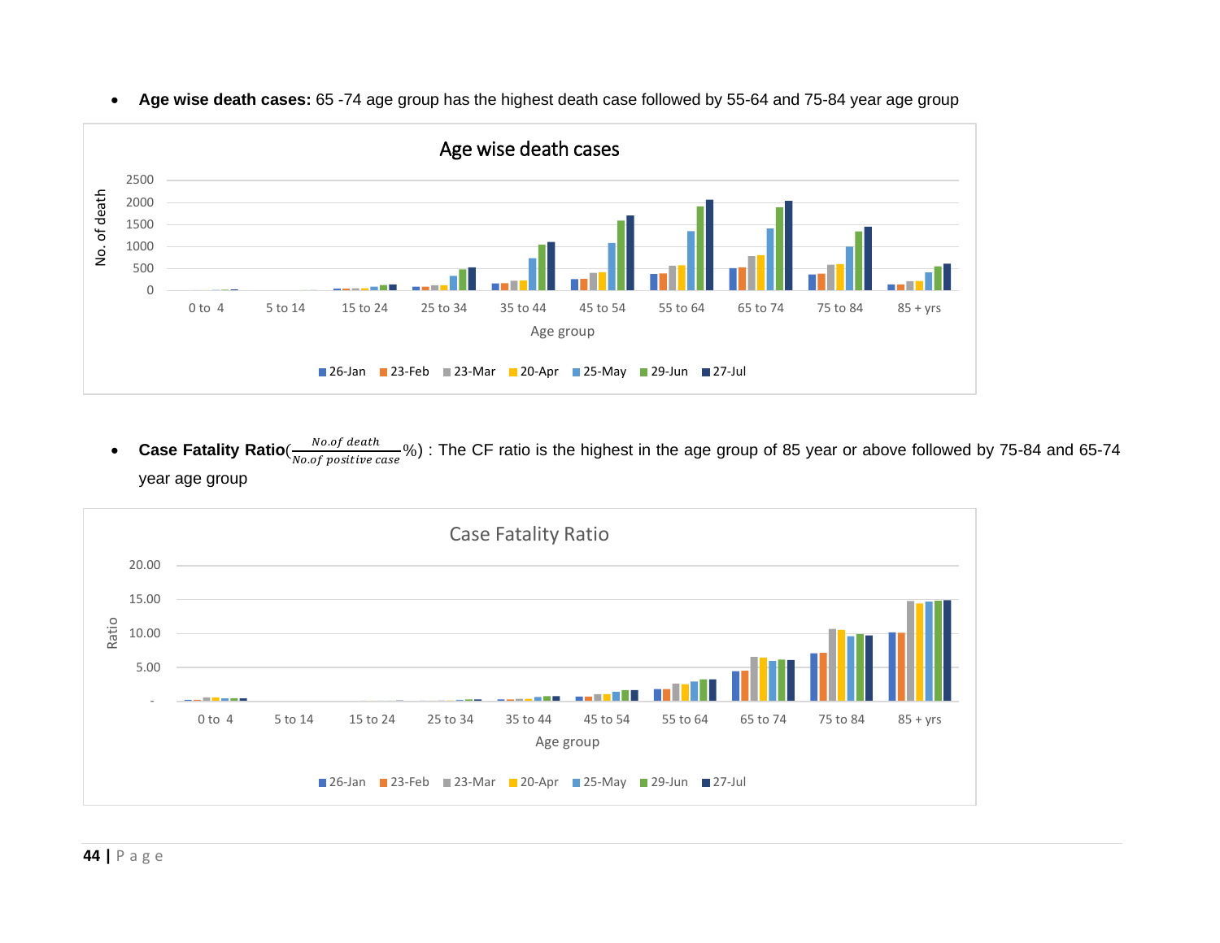- **Age wise death cases:** 65 -74 age group has the highest death case followed by 55-64 and 75-84 year age group

- **Case Fatality Ratio**($\frac{No.of\ death}{No.of\ positive\ case}$%) : The CF ratio is the highest in the age group of 85 year or above followed by 75-84 and 65-74 year age group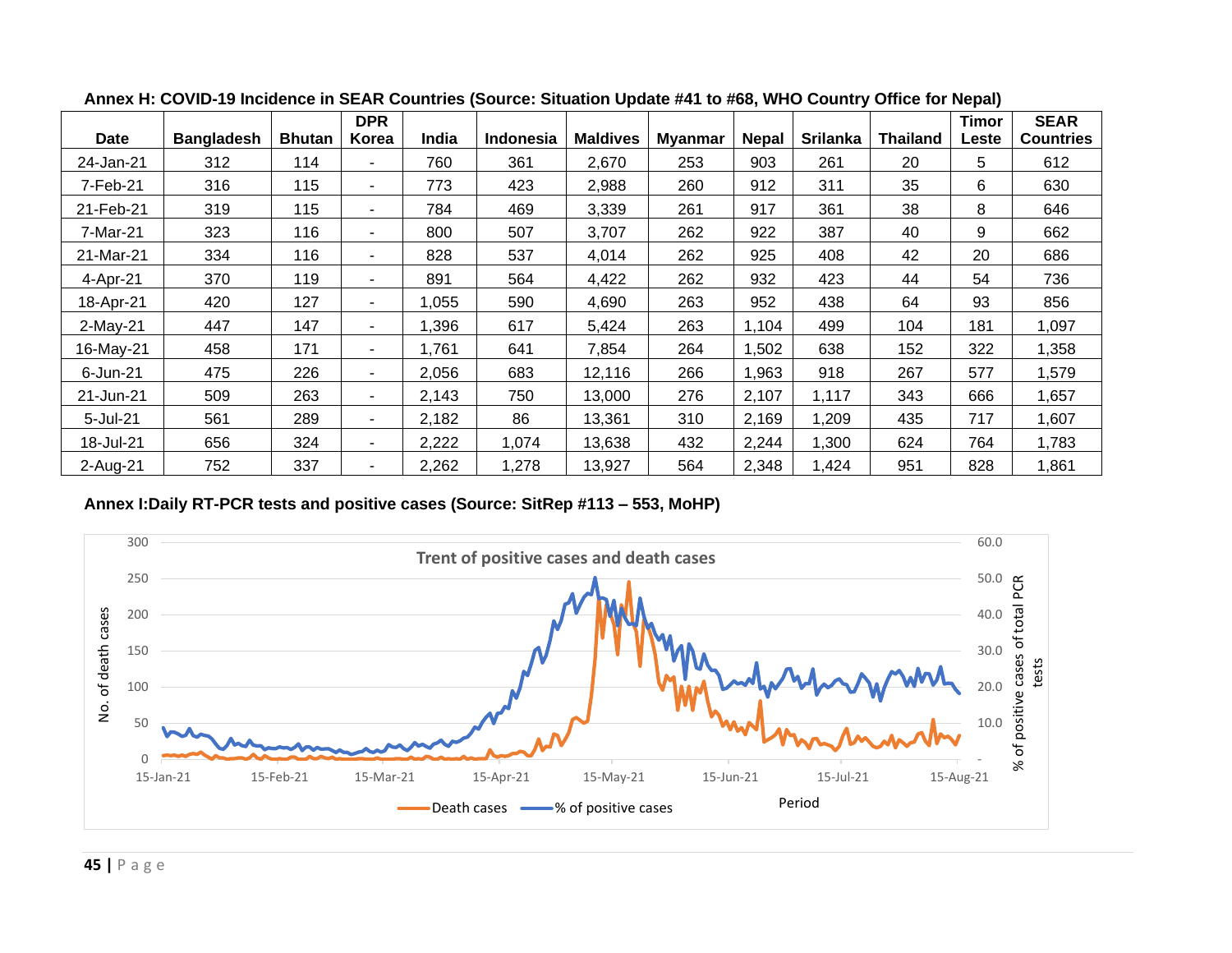**Annex H: COVID-19 Incidence in SEAR Countries (Source: Situation Update #41 to #68, WHO Country Office for Nepal)**

| Date | Bangladesh | Bhutan | DPR Korea | India | Indonesia | Maldives | Myanmar | Nepal | Srilanka | Thailand | Timor Leste | SEAR Countries |
|---|---|---|---|---|---|---|---|---|---|---|---|---|
| 24-Jan-21 | 312 | 114 | - | 760 | 361 | 2,670 | 253 | 903 | 261 | 20 | 5 | 612 |
| 7-Feb-21 | 316 | 115 | - | 773 | 423 | 2,988 | 260 | 912 | 311 | 35 | 6 | 630 |
| 21-Feb-21 | 319 | 115 | - | 784 | 469 | 3,339 | 261 | 917 | 361 | 38 | 8 | 646 |
| 7-Mar-21 | 323 | 116 | - | 800 | 507 | 3,707 | 262 | 922 | 387 | 40 | 9 | 662 |
| 21-Mar-21 | 334 | 116 | - | 828 | 537 | 4,014 | 262 | 925 | 408 | 42 | 20 | 686 |
| 4-Apr-21 | 370 | 119 | - | 891 | 564 | 4,422 | 262 | 932 | 423 | 44 | 54 | 736 |
| 18-Apr-21 | 420 | 127 | - | 1,055 | 590 | 4,690 | 263 | 952 | 438 | 64 | 93 | 856 |
| 2-May-21 | 447 | 147 | - | 1,396 | 617 | 5,424 | 263 | 1,104 | 499 | 104 | 181 | 1,097 |
| 16-May-21 | 458 | 171 | - | 1,761 | 641 | 7,854 | 264 | 1,502 | 638 | 152 | 322 | 1,358 |
| 6-Jun-21 | 475 | 226 | - | 2,056 | 683 | 12,116 | 266 | 1,963 | 918 | 267 | 577 | 1,579 |
| 21-Jun-21 | 509 | 263 | - | 2,143 | 750 | 13,000 | 276 | 2,107 | 1,117 | 343 | 666 | 1,657 |
| 5-Jul-21 | 561 | 289 | - | 2,182 | 86 | 13,361 | 310 | 2,169 | 1,209 | 435 | 717 | 1,607 |
| 18-Jul-21 | 656 | 324 | - | 2,222 | 1,074 | 13,638 | 432 | 2,244 | 1,300 | 624 | 764 | 1,783 |
| 2-Aug-21 | 752 | 337 | - | 2,262 | 1,278 | 13,927 | 564 | 2,348 | 1,424 | 951 | 828 | 1,861 |

**Annex I:Daily RT-PCR tests and positive cases (Source: SitRep #113 – 553, MoHP)**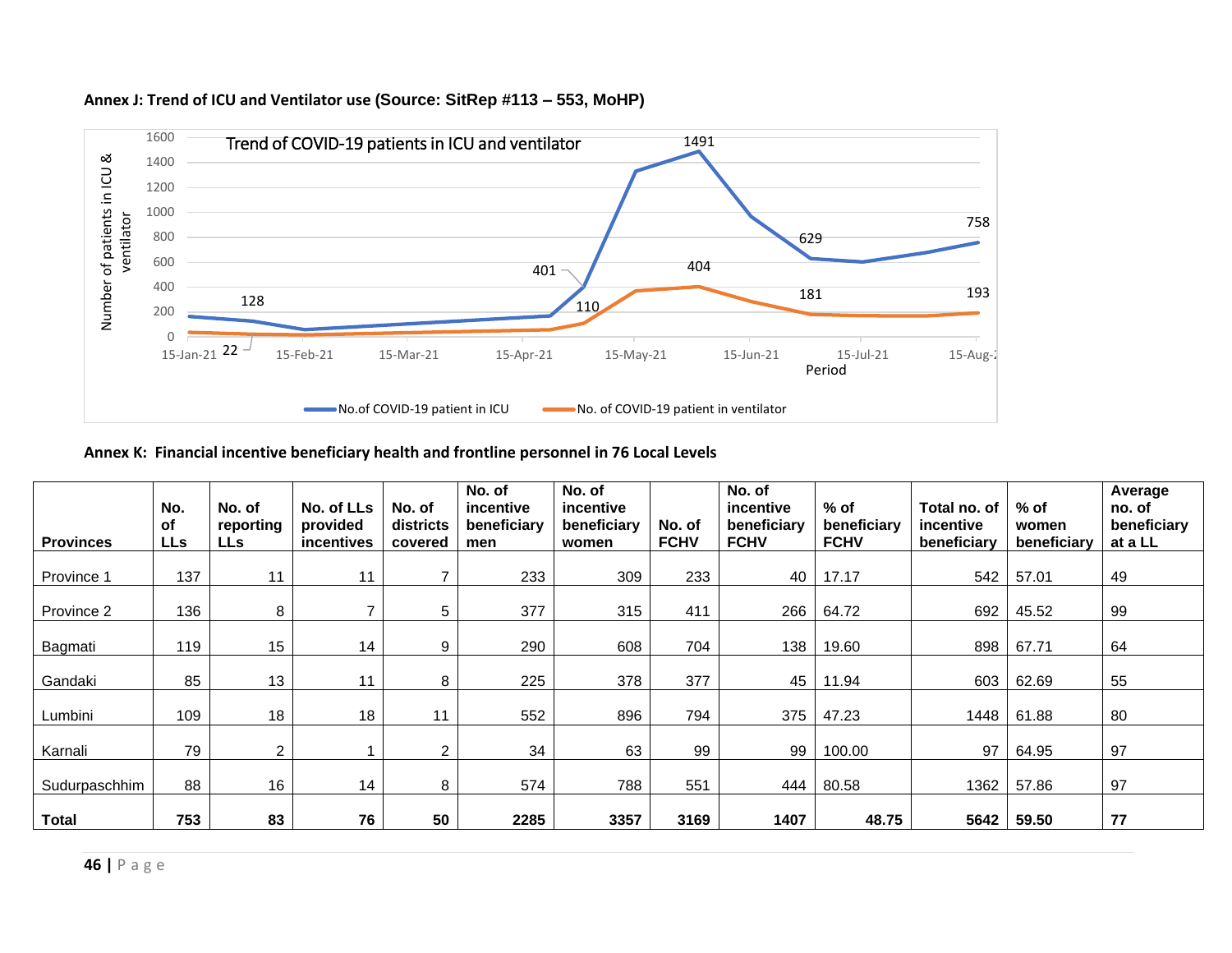**Annex J: Trend of ICU and Ventilator use (Source: SitRep #113 – 553, MoHP)**

**Annex K: Financial incentive beneficiary health and frontline personnel in 76 Local Levels**

| Provinces | No. of LLs | No. of reporting LLs | No. of LLs provided incentives | No. of districts covered | No. of incentive beneficiary men | No. of incentive beneficiary women | No. of FCHV | No. of incentive beneficiary FCHV | % of beneficiary FCHV | Total no. of incentive beneficiary | % of women beneficiary | Average no. of beneficiary at a LL |
|---|---|---|---|---|---|---|---|---|---|---|---|---|
| Province 1 | 137 | 11 | 11 | 7 | 233 | 309 | 233 | 40 | 17.17 | 542 | 57.01 | 49 |
| Province 2 | 136 | 8 | 7 | 5 | 377 | 315 | 411 | 266 | 64.72 | 692 | 45.52 | 99 |
| Bagmati | 119 | 15 | 14 | 9 | 290 | 608 | 704 | 138 | 19.60 | 898 | 67.71 | 64 |
| Gandaki | 85 | 13 | 11 | 8 | 225 | 378 | 377 | 45 | 11.94 | 603 | 62.69 | 55 |
| Lumbini | 109 | 18 | 18 | 11 | 552 | 896 | 794 | 375 | 47.23 | 1448 | 61.88 | 80 |
| Karnali | 79 | 2 | 1 | 2 | 34 | 63 | 99 | 99 | 100.00 | 97 | 64.95 | 97 |
| Sudurpaschhim | 88 | 16 | 14 | 8 | 574 | 788 | 551 | 444 | 80.58 | 1362 | 57.86 | 97 |
| **Total** | **753** | **83** | **76** | **50** | **2285** | **3357** | **3169** | **1407** | **48.75** | **5642** | **59.50** | **77** |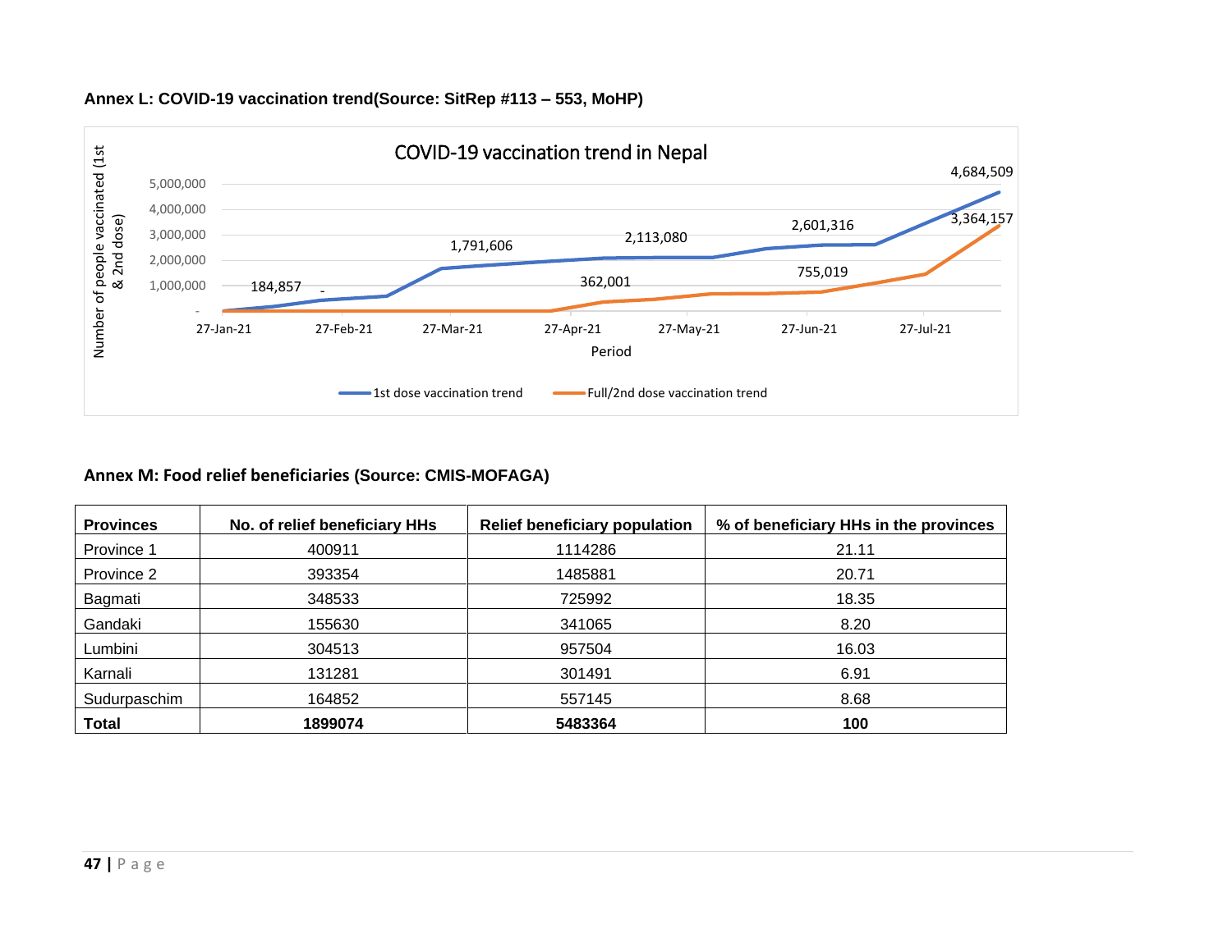**Annex L: COVID-19 vaccination trend(Source: SitRep #113 – 553, MoHP)**

COVID-19 vaccination trend in Nepal

**Annex M: Food relief beneficiaries (Source: CMIS-MOFAGA)**

| Provinces | No. of relief beneficiary HHs | Relief beneficiary population | % of beneficiary HHs in the provinces |
|---|---|---|---|
| Province 1 | 400911 | 1114286 | 21.11 |
| Province 2 | 393354 | 1485881 | 20.71 |
| Bagmati | 348533 | 725992 | 18.35 |
| Gandaki | 155630 | 341065 | 8.20 |
| Lumbini | 304513 | 957504 | 16.03 |
| Karnali | 131281 | 301491 | 6.91 |
| Sudurpaschim | 164852 | 557145 | 8.68 |
| **Total** | **1899074** | **5483364** | **100** |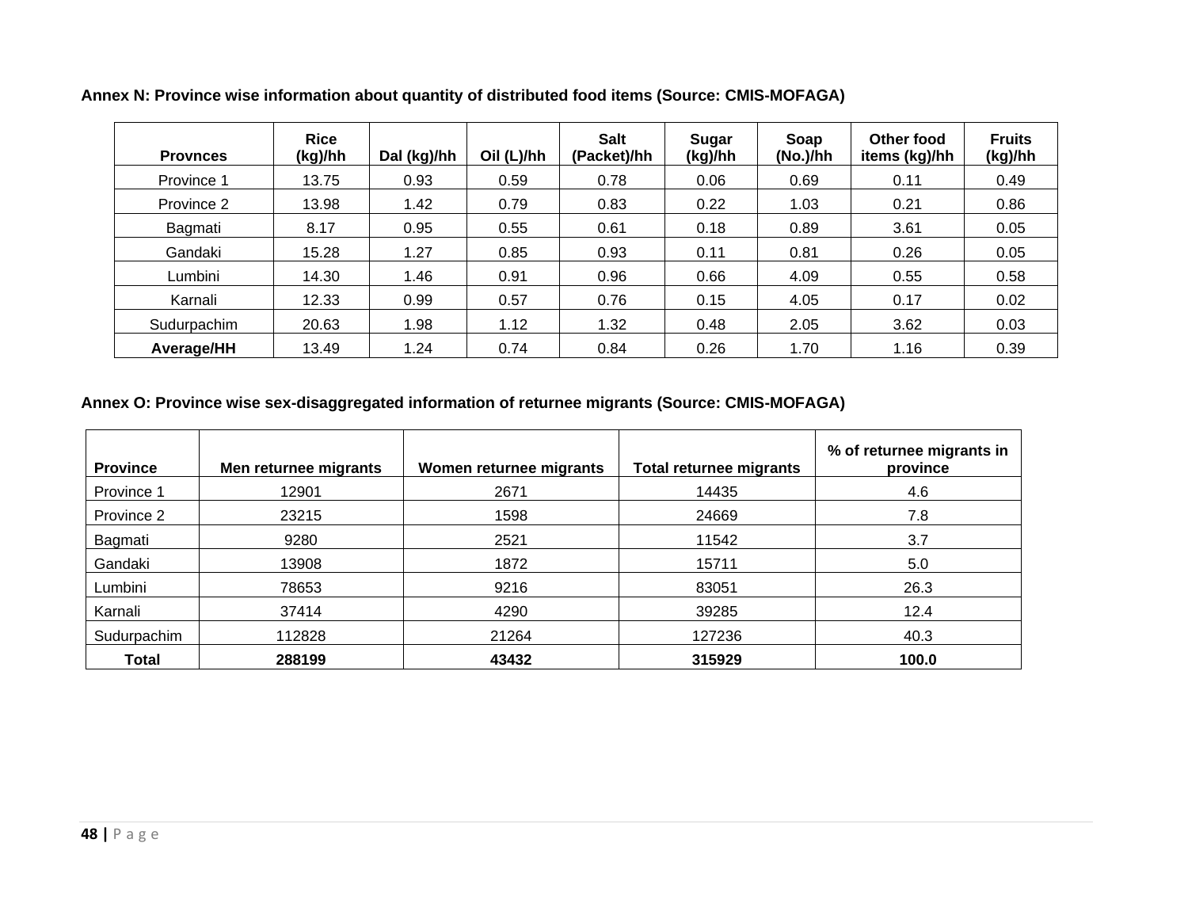**Annex N: Province wise information about quantity of distributed food items (Source: CMIS-MOFAGA)**

| Provnces | Rice (kg)/hh | Dal (kg)/hh | Oil (L)/hh | Salt (Packet)/hh | Sugar (kg)/hh | Soap (No.)/hh | Other food items (kg)/hh | Fruits (kg)/hh |
|---|---|---|---|---|---|---|---|---|
| Province 1 | 13.75 | 0.93 | 0.59 | 0.78 | 0.06 | 0.69 | 0.11 | 0.49 |
| Province 2 | 13.98 | 1.42 | 0.79 | 0.83 | 0.22 | 1.03 | 0.21 | 0.86 |
| Bagmati | 8.17 | 0.95 | 0.55 | 0.61 | 0.18 | 0.89 | 3.61 | 0.05 |
| Gandaki | 15.28 | 1.27 | 0.85 | 0.93 | 0.11 | 0.81 | 0.26 | 0.05 |
| Lumbini | 14.30 | 1.46 | 0.91 | 0.96 | 0.66 | 4.09 | 0.55 | 0.58 |
| Karnali | 12.33 | 0.99 | 0.57 | 0.76 | 0.15 | 4.05 | 0.17 | 0.02 |
| Sudurpachim | 20.63 | 1.98 | 1.12 | 1.32 | 0.48 | 2.05 | 3.62 | 0.03 |
| **Average/HH** | 13.49 | 1.24 | 0.74 | 0.84 | 0.26 | 1.70 | 1.16 | 0.39 |

**Annex O: Province wise sex-disaggregated information of returnee migrants (Source: CMIS-MOFAGA)**

| Province | Men returnee migrants | Women returnee migrants | Total returnee migrants | % of returnee migrants in province |
|---|---|---|---|---|
| Province 1 | 12901 | 2671 | 14435 | 4.6 |
| Province 2 | 23215 | 1598 | 24669 | 7.8 |
| Bagmati | 9280 | 2521 | 11542 | 3.7 |
| Gandaki | 13908 | 1872 | 15711 | 5.0 |
| Lumbini | 78653 | 9216 | 83051 | 26.3 |
| Karnali | 37414 | 4290 | 39285 | 12.4 |
| Sudurpachim | 112828 | 21264 | 127236 | 40.3 |
| **Total** | **288199** | **43432** | **315929** | **100.0** |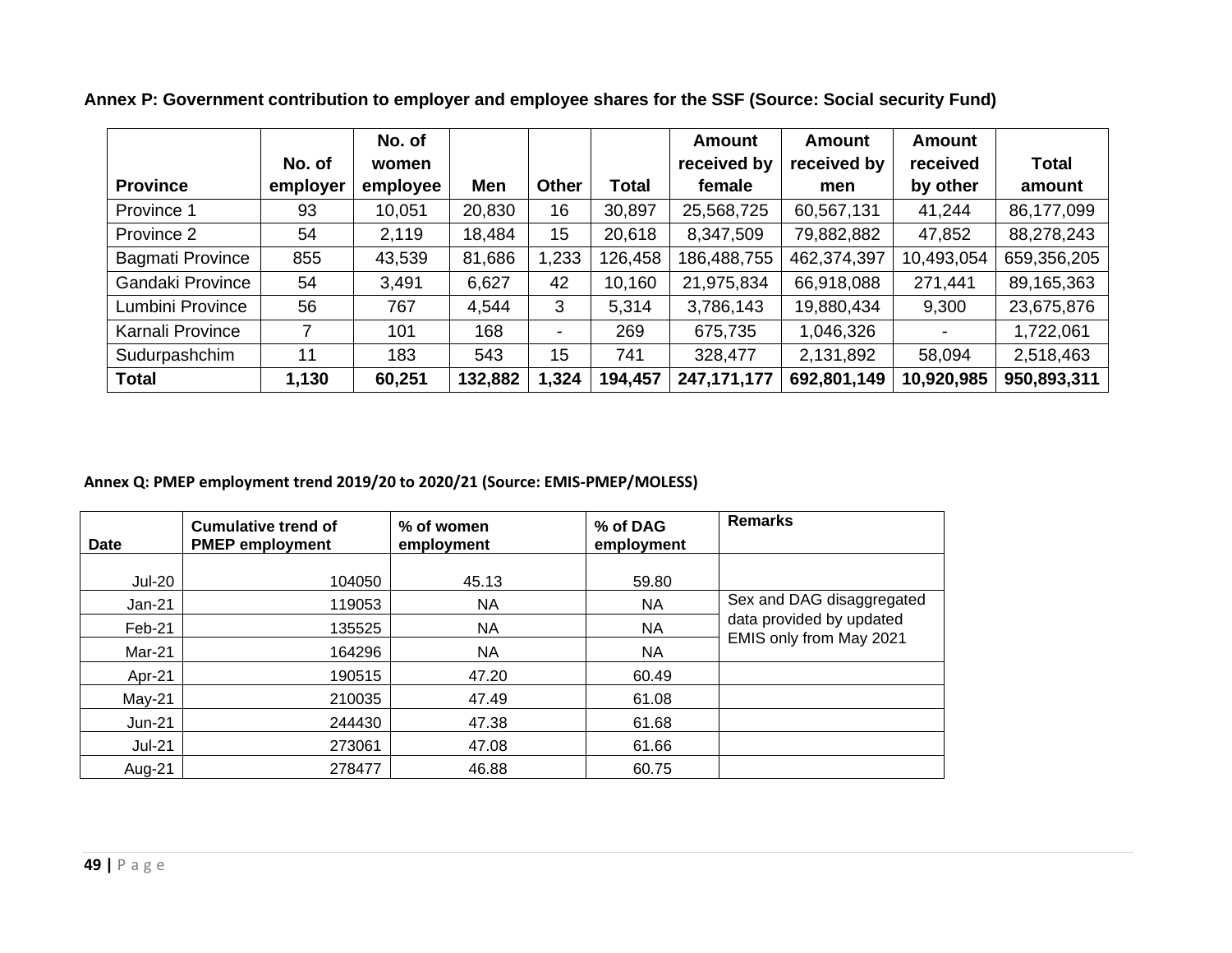**Annex P: Government contribution to employer and employee shares for the SSF (Source: Social security Fund)**

| Province | No. of employer | No. of women employee | Men | Other | Total | Amount received by female | Amount received by men | Amount received by other | Total amount |
|---|---|---|---|---|---|---|---|---|---|
| Province 1 | 93 | 10,051 | 20,830 | 16 | 30,897 | 25,568,725 | 60,567,131 | 41,244 | 86,177,099 |
| Province 2 | 54 | 2,119 | 18,484 | 15 | 20,618 | 8,347,509 | 79,882,882 | 47,852 | 88,278,243 |
| Bagmati Province | 855 | 43,539 | 81,686 | 1,233 | 126,458 | 186,488,755 | 462,374,397 | 10,493,054 | 659,356,205 |
| Gandaki Province | 54 | 3,491 | 6,627 | 42 | 10,160 | 21,975,834 | 66,918,088 | 271,441 | 89,165,363 |
| Lumbini Province | 56 | 767 | 4,544 | 3 | 5,314 | 3,786,143 | 19,880,434 | 9,300 | 23,675,876 |
| Karnali Province | 7 | 101 | 168 | - | 269 | 675,735 | 1,046,326 | - | 1,722,061 |
| Sudurpashchim | 11 | 183 | 543 | 15 | 741 | 328,477 | 2,131,892 | 58,094 | 2,518,463 |
| **Total** | **1,130** | **60,251** | **132,882** | **1,324** | **194,457** | **247,171,177** | **692,801,149** | **10,920,985** | **950,893,311** |

**Annex Q: PMEP employment trend 2019/20 to 2020/21 (Source: EMIS-PMEP/MOLESS)**

| Date | Cumulative trend of PMEP employment | % of women employment | % of DAG employment | Remarks |
|---|---|---|---|---|
| Jul-20 | 104050 | 45.13 | 59.80 | |
| Jan-21 | 119053 | NA | NA | Sex and DAG disaggregated data provided by updated EMIS only from May 2021 |
| Feb-21 | 135525 | NA | NA | |
| Mar-21 | 164296 | NA | NA | |
| Apr-21 | 190515 | 47.20 | 60.49 | |
| May-21 | 210035 | 47.49 | 61.08 | |
| Jun-21 | 244430 | 47.38 | 61.68 | |
| Jul-21 | 273061 | 47.08 | 61.66 | |
| Aug-21 | 278477 | 46.88 | 60.75 | |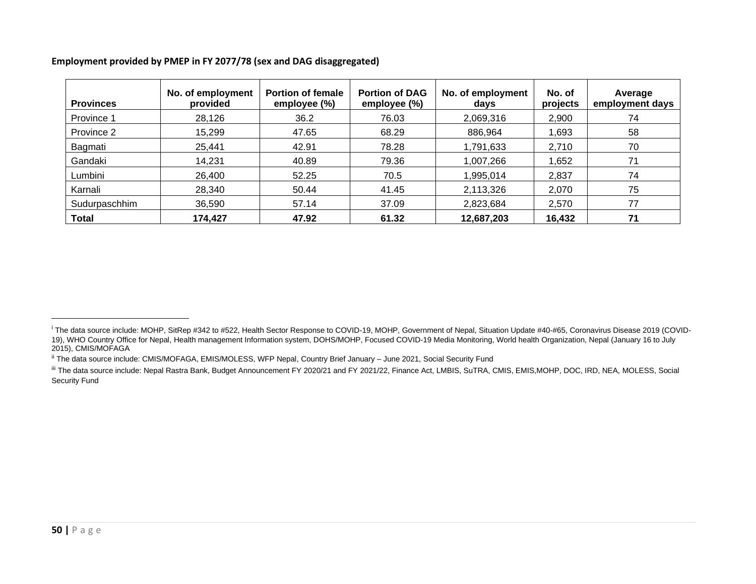**Employment provided by PMEP in FY 2077/78 (sex and DAG disaggregated)**

| Provinces | No. of employment provided | Portion of female employee (%) | Portion of DAG employee (%) | No. of employment days | No. of projects | Average employment days |
|---|---|---|---|---|---|---|
| Province 1 | 28,126 | 36.2 | 76.03 | 2,069,316 | 2,900 | 74 |
| Province 2 | 15,299 | 47.65 | 68.29 | 886,964 | 1,693 | 58 |
| Bagmati | 25,441 | 42.91 | 78.28 | 1,791,633 | 2,710 | 70 |
| Gandaki | 14,231 | 40.89 | 79.36 | 1,007,266 | 1,652 | 71 |
| Lumbini | 26,400 | 52.25 | 70.5 | 1,995,014 | 2,837 | 74 |
| Karnali | 28,340 | 50.44 | 41.45 | 2,113,326 | 2,070 | 75 |
| Sudurpaschhim | 36,590 | 57.14 | 37.09 | 2,823,684 | 2,570 | 77 |
| **Total** | **174,427** | **47.92** | **61.32** | **12,687,203** | **16,432** | **71** |

---

[i] The data source include: MOHP, SitRep #342 to #522, Health Sector Response to COVID-19, MOHP, Government of Nepal, Situation Update #40-#65, Coronavirus Disease 2019 (COVID-19), WHO Country Office for Nepal, Health management Information system, DOHS/MOHP, Focused COVID-19 Media Monitoring, World health Organization, Nepal (January 16 to July 2015), CMIS/MOFAGA

[ii] The data source include: CMIS/MOFAGA, EMIS/MOLESS, WFP Nepal, Country Brief January – June 2021, Social Security Fund

[iii] The data source include: Nepal Rastra Bank, Budget Announcement FY 2020/21 and FY 2021/22, Finance Act, LMBIS, SuTRA, CMIS, EMIS,MOHP, DOC, IRD, NEA, MOLESS, Social Security Fund